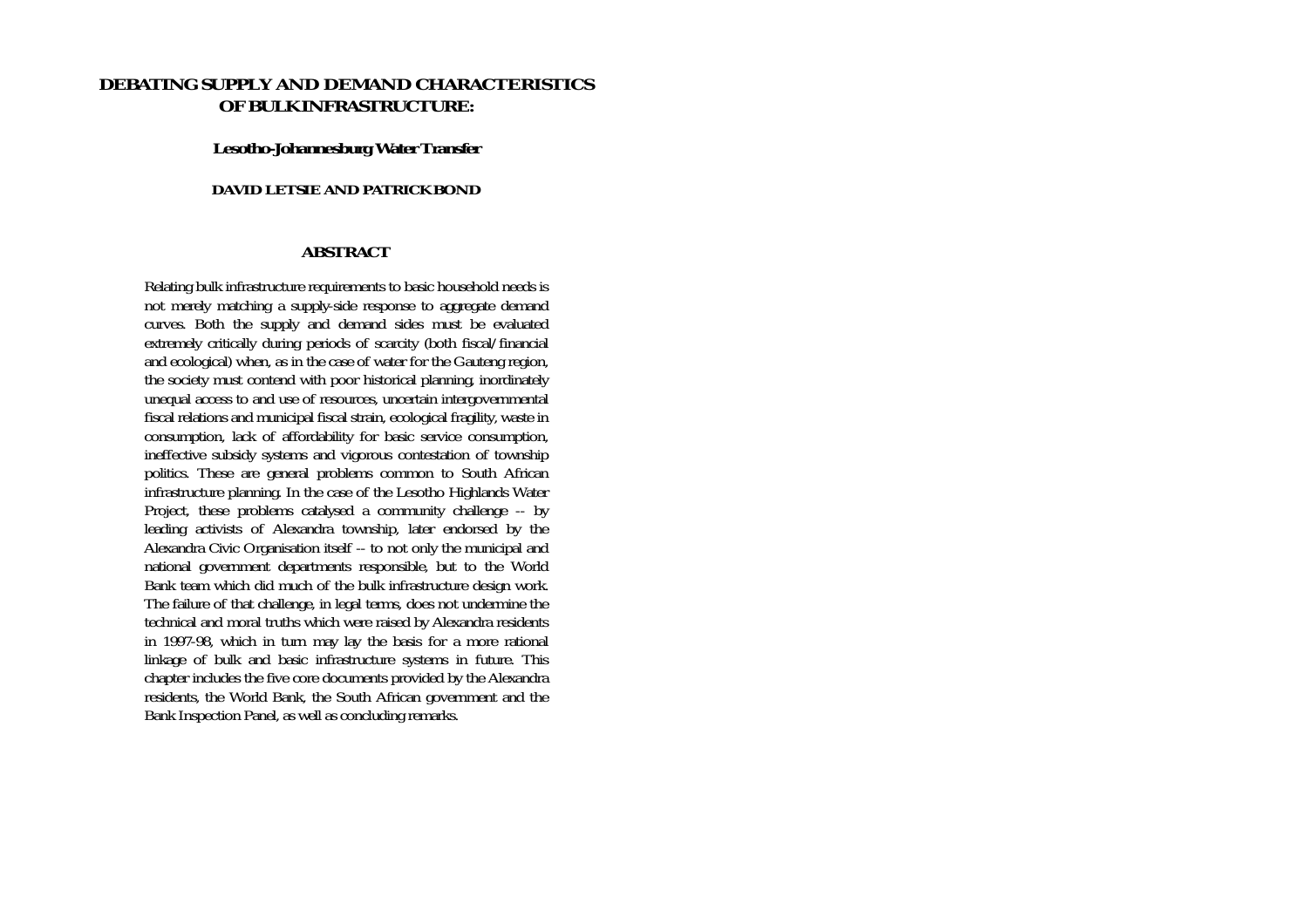# DEBATING SUPPLY AND DEMAND CHARACTERISTICS OF BULK INFRASTRUCTURE:

## Lesotho-Johannesburg Water Transfer

**DAVID LETSIE AND PATRICK BOND**

### ABSTRACT

Relating bulk infrastructure requirements to basic household needs is not merely matching a supply-side response to aggregate demand curves. Both the supply and demand sides must be evaluated extremely critically during periods of scarcity (both fiscal/financial and ecological) when, as in the case of water for the Gauteng region, the society must contend with poor historical planning, inordinately unequal access to and use of resources, uncertain intergovernmental fiscal relations and municipal fiscal strain, ecological fragility, waste in consumption, lack of affordability for basic service consumption, ineffective subsidy systems and vigorous contestation of township politics. These are general problems common to South African infrastructure planning. In the case of the Lesotho Highlands Water Project, these problems catalysed a community challenge -- by leading activists of Alexandra township, later endorsed by the Alexandra Civic Organisation itself -- to not only the municipal and national government departments responsible, but to the World Bank team which did much of the bulk infrastructure design work. The failure of that challenge, in legal terms, does not undermine the technical and moral truths which were raised by Alexandra residents in 1997-98, which in turn may lay the basis for a more rational linkage of bulk and basic infrastructure systems in future. This chapter includes the five core documents provided by the Alexandra residents, the World Bank, the South African government and the Bank Inspection Panel, as well as concluding remarks.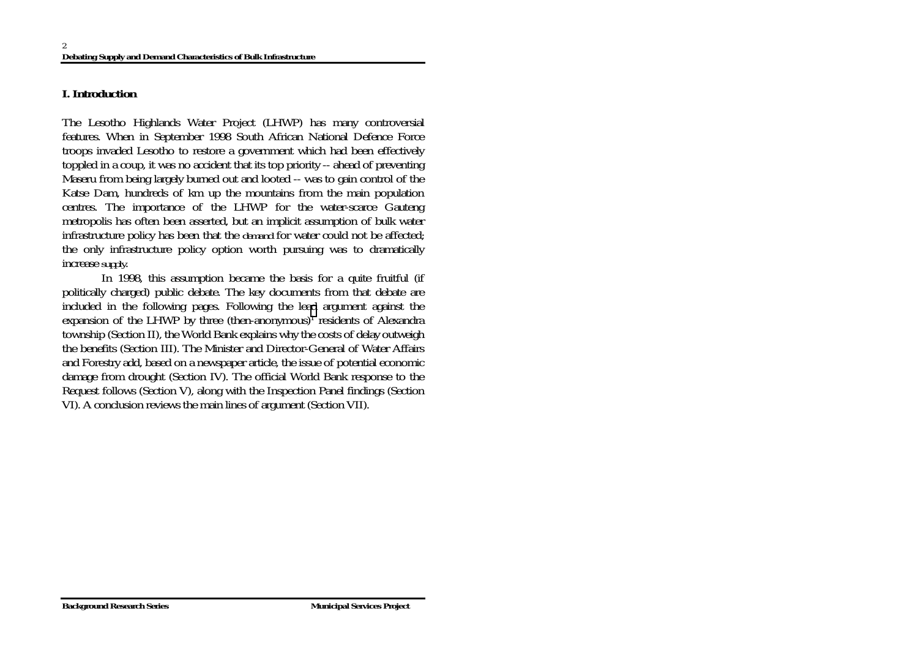## I. Introduction

The Lesotho Highlands Water Project (LHWP) has many controversial features. When in September 1998 South African National Defence Force troops invaded Lesotho to restore a government which had been effectively toppled in a coup, it was no accident that its top priority -- ahead of preventing Maseru from being largely burned out and looted -- was to gain control of the Katse Dam, hundreds of km up the mountains from the main population centres. The importance of the LHWP for the water-scarce Gauteng metropolis has often been asserted, but an implicit assumption of bulk water infrastructure policy has been that the *demand* for water could not be affected; the only infrastructure policy option worth pursuing was to dramatically increase *supply*.

In 1998, this assumption became the basis for a quite fruitful (if politically charged) public debate. The key documents from that debate are included in the following pages. Following the lead argument against the expansion of the LHWP by three (then-anonymous)[1] residents of Alexandra township (Section II), the World Bank explains why the costs of delay outweigh the benefits (Section III). The Minister and Director-General of Water Affairs and Forestry add, based on a newspaper article, the issue of potential economic damage from drought (Section IV). The official World Bank response to the Request follows (Section V), along with the Inspection Panel findings (Section VI). A conclusion reviews the main lines of argument (Section VII).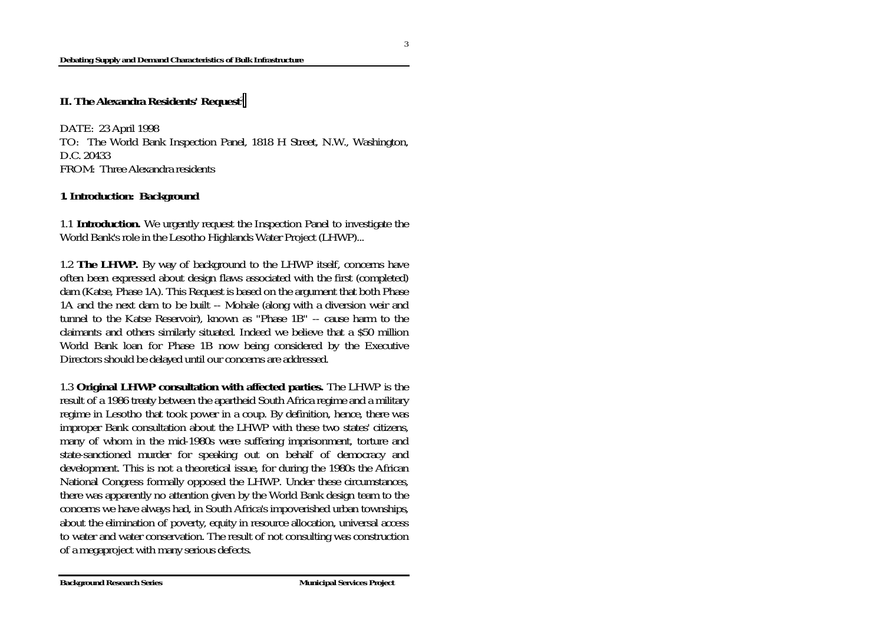## II. The Alexandra Residents' Request[2]

DATE: 23 April 1998
TO: The World Bank Inspection Panel, 1818 H Street, N.W., Washington, D.C. 20433
FROM: Three Alexandra residents

### 1. Introduction: Background

1.1 **Introduction.** We urgently request the Inspection Panel to investigate the World Bank's role in the Lesotho Highlands Water Project (LHWP)...

1.2 **The LHWP.** By way of background to the LHWP itself, concerns have often been expressed about design flaws associated with the first (completed) dam (Katse, Phase 1A). This Request is based on the argument that both Phase 1A and the next dam to be built -- Mohale (along with a diversion weir and tunnel to the Katse Reservoir), known as "Phase 1B" -- cause harm to the claimants and others similarly situated. Indeed we believe that a $50 million World Bank loan for Phase 1B now being considered by the Executive Directors should be delayed until our concerns are addressed.

1.3 **Original LHWP consultation with affected parties.** The LHWP is the result of a 1986 treaty between the apartheid South Africa regime and a military regime in Lesotho that took power in a coup. By definition, hence, there was improper Bank consultation about the LHWP with these two states' citizens, many of whom in the mid-1980s were suffering imprisonment, torture and state-sanctioned murder for speaking out on behalf of democracy and development. This is not a theoretical issue, for during the 1980s the African National Congress formally opposed the LHWP. Under these circumstances, there was apparently no attention given by the World Bank design team to the concerns we have always had, in South Africa's impoverished urban townships, about the elimination of poverty, equity in resource allocation, universal access to water and water conservation. The result of not consulting was construction of a megaproject with many serious defects.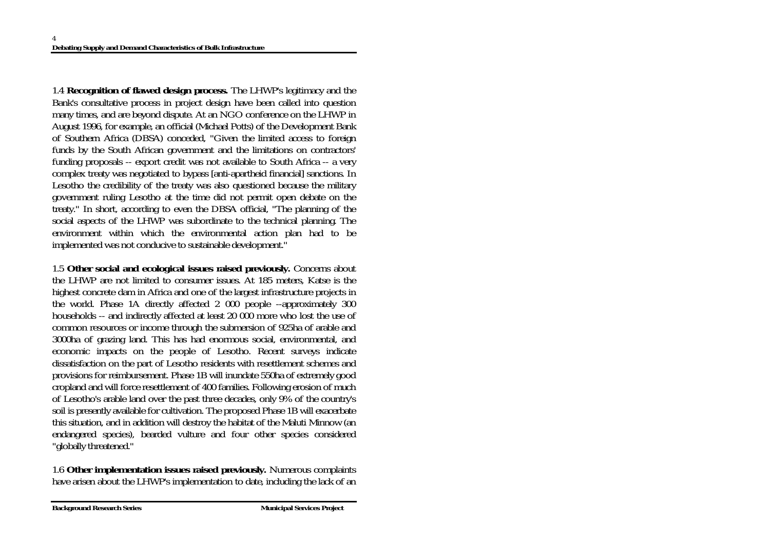1.4 **Recognition of flawed design process.** The LHWP's legitimacy and the Bank's consultative process in project design have been called into question many times, and are beyond dispute. At an NGO conference on the LHWP in August 1996, for example, an official (Michael Potts) of the Development Bank of Southern Africa (DBSA) conceded, "Given the limited access to foreign funds by the South African government and the limitations on contractors' funding proposals -- export credit was not available to South Africa -- a very complex treaty was negotiated to bypass [anti-apartheid financial] sanctions. In Lesotho the credibility of the treaty was also questioned because the military government ruling Lesotho at the time did not permit open debate on the treaty." In short, according to even the DBSA official, "The planning of the social aspects of the LHWP was subordinate to the technical planning. The environment within which the environmental action plan had to be implemented was not conducive to sustainable development."

1.5 **Other social and ecological issues raised previously.** Concerns about the LHWP are not limited to consumer issues. At 185 meters, Katse is the highest concrete dam in Africa and one of the largest infrastructure projects in the world. Phase 1A directly affected 2 000 people --approximately 300 households -- and indirectly affected at least 20 000 more who lost the use of common resources or income through the submersion of 925ha of arable and 3000ha of grazing land. This has had enormous social, environmental, and economic impacts on the people of Lesotho. Recent surveys indicate dissatisfaction on the part of Lesotho residents with resettlement schemes and provisions for reimbursement. Phase 1B will inundate 550ha of extremely good cropland and will force resettlement of 400 families. Following erosion of much of Lesotho's arable land over the past three decades, only 9% of the country's soil is presently available for cultivation. The proposed Phase 1B will exacerbate this situation, and in addition will destroy the habitat of the Maluti Minnow (an endangered species), bearded vulture and four other species considered "globally threatened."

1.6 **Other implementation issues raised previously.** Numerous complaints have arisen about the LHWP's implementation to date, including the lack of an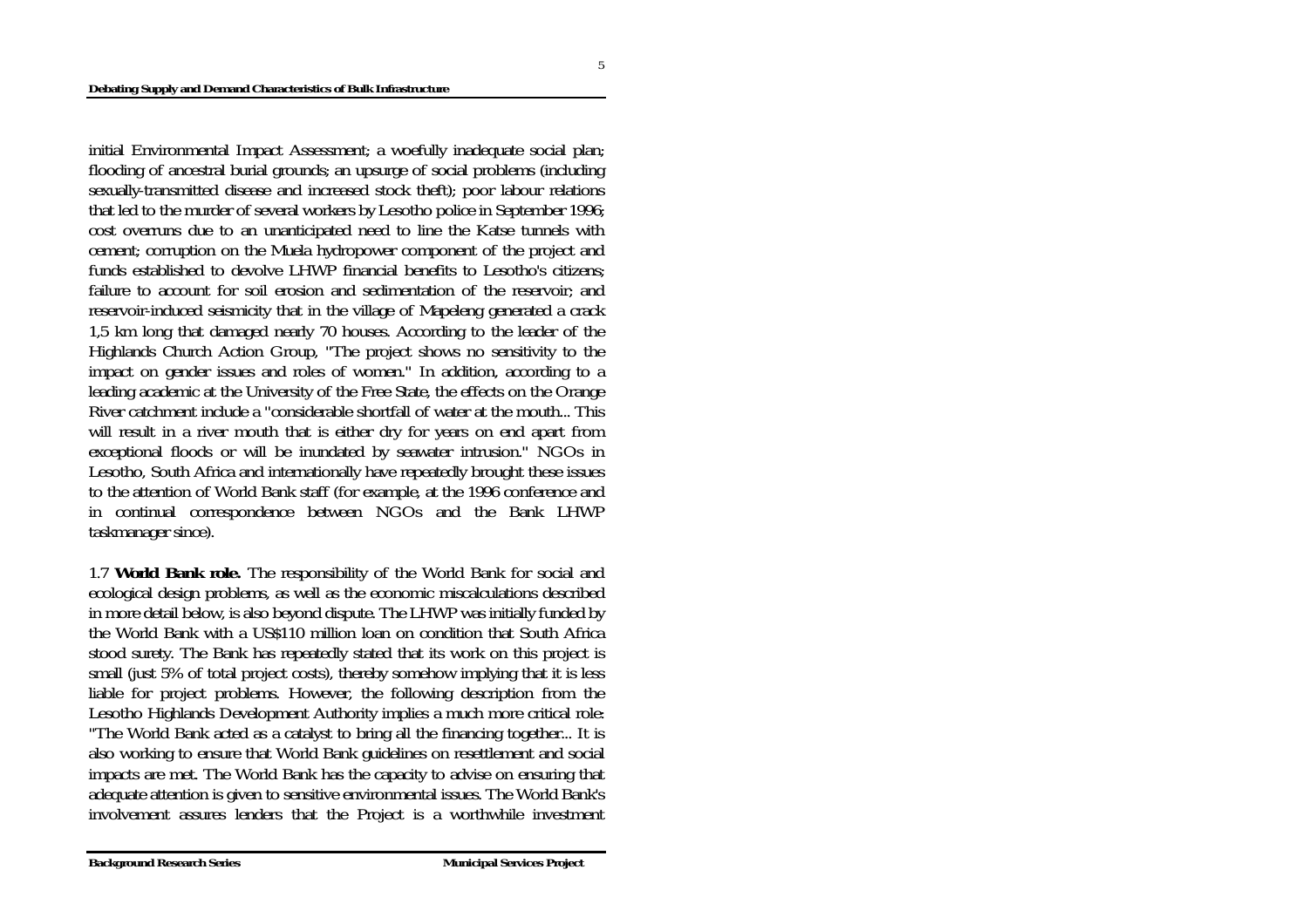initial Environmental Impact Assessment; a woefully inadequate social plan; flooding of ancestral burial grounds; an upsurge of social problems (including sexually-transmitted disease and increased stock theft); poor labour relations that led to the murder of several workers by Lesotho police in September 1996; cost overruns due to an unanticipated need to line the Katse tunnels with cement; corruption on the Muela hydropower component of the project and funds established to devolve LHWP financial benefits to Lesotho's citizens; failure to account for soil erosion and sedimentation of the reservoir; and reservoir-induced seismicity that in the village of Mapeleng generated a crack 1,5 km long that damaged nearly 70 houses. According to the leader of the Highlands Church Action Group, "The project shows no sensitivity to the impact on gender issues and roles of women." In addition, according to a leading academic at the University of the Free State, the effects on the Orange River catchment include a "considerable shortfall of water at the mouth... This will result in a river mouth that is either dry for years on end apart from exceptional floods or will be inundated by seawater intrusion." NGOs in Lesotho, South Africa and internationally have repeatedly brought these issues to the attention of World Bank staff (for example, at the 1996 conference and in continual correspondence between NGOs and the Bank LHWP taskmanager since).

1.7 **World Bank role.** The responsibility of the World Bank for social and ecological design problems, as well as the economic miscalculations described in more detail below, is also beyond dispute. The LHWP was initially funded by the World Bank with a US$110 million loan on condition that South Africa stood surety. The Bank has repeatedly stated that its work on this project is small (just 5% of total project costs), thereby somehow implying that it is less liable for project problems. However, the following description from the Lesotho Highlands Development Authority implies a much more critical role: "The World Bank acted as a catalyst to bring all the financing together... It is also working to ensure that World Bank guidelines on resettlement and social impacts are met. The World Bank has the capacity to advise on ensuring that adequate attention is given to sensitive environmental issues. The World Bank's involvement assures lenders that the Project is a worthwhile investment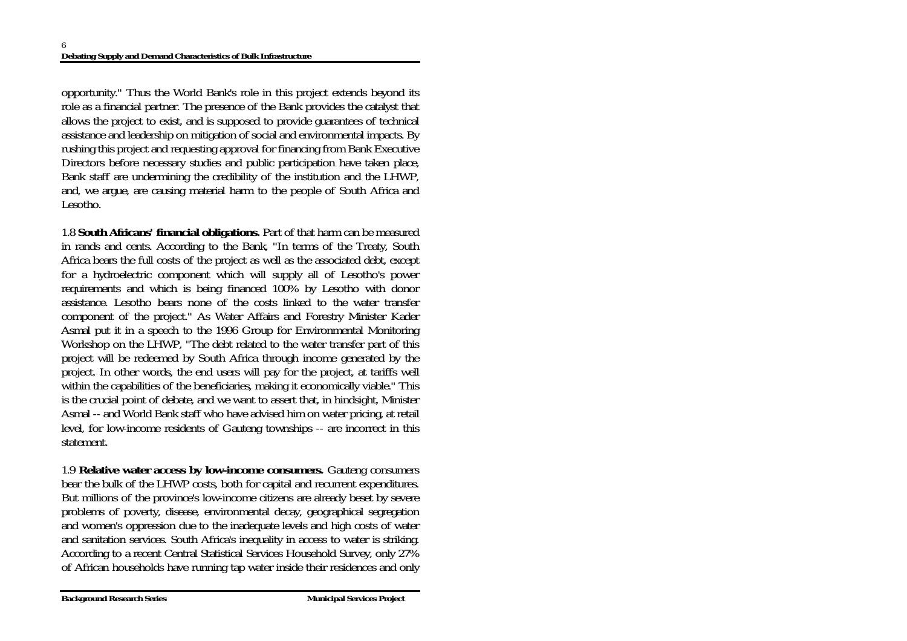opportunity." Thus the World Bank's role in this project extends beyond its role as a financial partner. The presence of the Bank provides the catalyst that allows the project to exist, and is supposed to provide guarantees of technical assistance and leadership on mitigation of social and environmental impacts. By rushing this project and requesting approval for financing from Bank Executive Directors before necessary studies and public participation have taken place, Bank staff are undermining the credibility of the institution and the LHWP, and, we argue, are causing material harm to the people of South Africa and Lesotho.

1.8 **South Africans' financial obligations.** Part of that harm can be measured in rands and cents. According to the Bank, "In terms of the Treaty, South Africa bears the full costs of the project as well as the associated debt, except for a hydroelectric component which will supply all of Lesotho's power requirements and which is being financed 100% by Lesotho with donor assistance. Lesotho bears none of the costs linked to the water transfer component of the project." As Water Affairs and Forestry Minister Kader Asmal put it in a speech to the 1996 Group for Environmental Monitoring Workshop on the LHWP, "The debt related to the water transfer part of this project will be redeemed by South Africa through income generated by the project. In other words, the end users will pay for the project, at tariffs well within the capabilities of the beneficiaries, making it economically viable." This is the crucial point of debate, and we want to assert that, in hindsight, Minister Asmal -- and World Bank staff who have advised him on water pricing, at retail level, for low-income residents of Gauteng townships -- are incorrect in this statement.

1.9 **Relative water access by low-income consumers.** Gauteng consumers bear the bulk of the LHWP costs, both for capital and recurrent expenditures. But millions of the province's low-income citizens are already beset by severe problems of poverty, disease, environmental decay, geographical segregation and women's oppression due to the inadequate levels and high costs of water and sanitation services. South Africa's inequality in access to water is striking. According to a recent Central Statistical Services Household Survey, only 27% of African households have running tap water inside their residences and only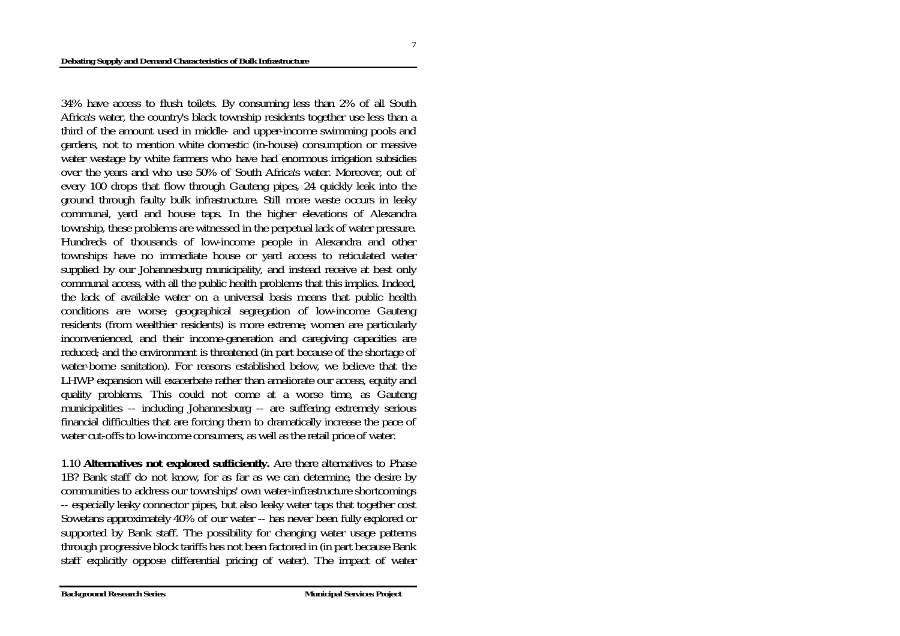34% have access to flush toilets. By consuming less than 2% of all South Africa's water, the country's black township residents together use less than a third of the amount used in middle- and upper-income swimming pools and gardens, not to mention white domestic (in-house) consumption or massive water wastage by white farmers who have had enormous irrigation subsidies over the years and who use 50% of South Africa's water. Moreover, out of every 100 drops that flow through Gauteng pipes, 24 quickly leak into the ground through faulty bulk infrastructure. Still more waste occurs in leaky communal, yard and house taps. In the higher elevations of Alexandra township, these problems are witnessed in the perpetual lack of water pressure. Hundreds of thousands of low-income people in Alexandra and other townships have no immediate house or yard access to reticulated water supplied by our Johannesburg municipality, and instead receive at best only communal access, with all the public health problems that this implies. Indeed, the lack of available water on a universal basis means that public health conditions are worse; geographical segregation of low-income Gauteng residents (from wealthier residents) is more extreme; women are particularly inconvenienced, and their income-generation and caregiving capacities are reduced; and the environment is threatened (in part because of the shortage of water-borne sanitation). For reasons established below, we believe that the LHWP expansion will exacerbate rather than ameliorate our access, equity and quality problems. This could not come at a worse time, as Gauteng municipalities -- including Johannesburg -- are suffering extremely serious financial difficulties that are forcing them to dramatically increase the pace of water cut-offs to low-income consumers, as well as the retail price of water.

1.10 **Alternatives not explored sufficiently.** Are there alternatives to Phase 1B? Bank staff do not know, for as far as we can determine, the desire by communities to address our townships' own water-infrastructure shortcomings -- especially leaky connector pipes, but also leaky water taps that together cost Sowetans approximately 40% of our water -- has never been fully explored or supported by Bank staff. The possibility for changing water usage patterns through progressive block tariffs has not been factored in (in part because Bank staff explicitly oppose differential pricing of water). The impact of water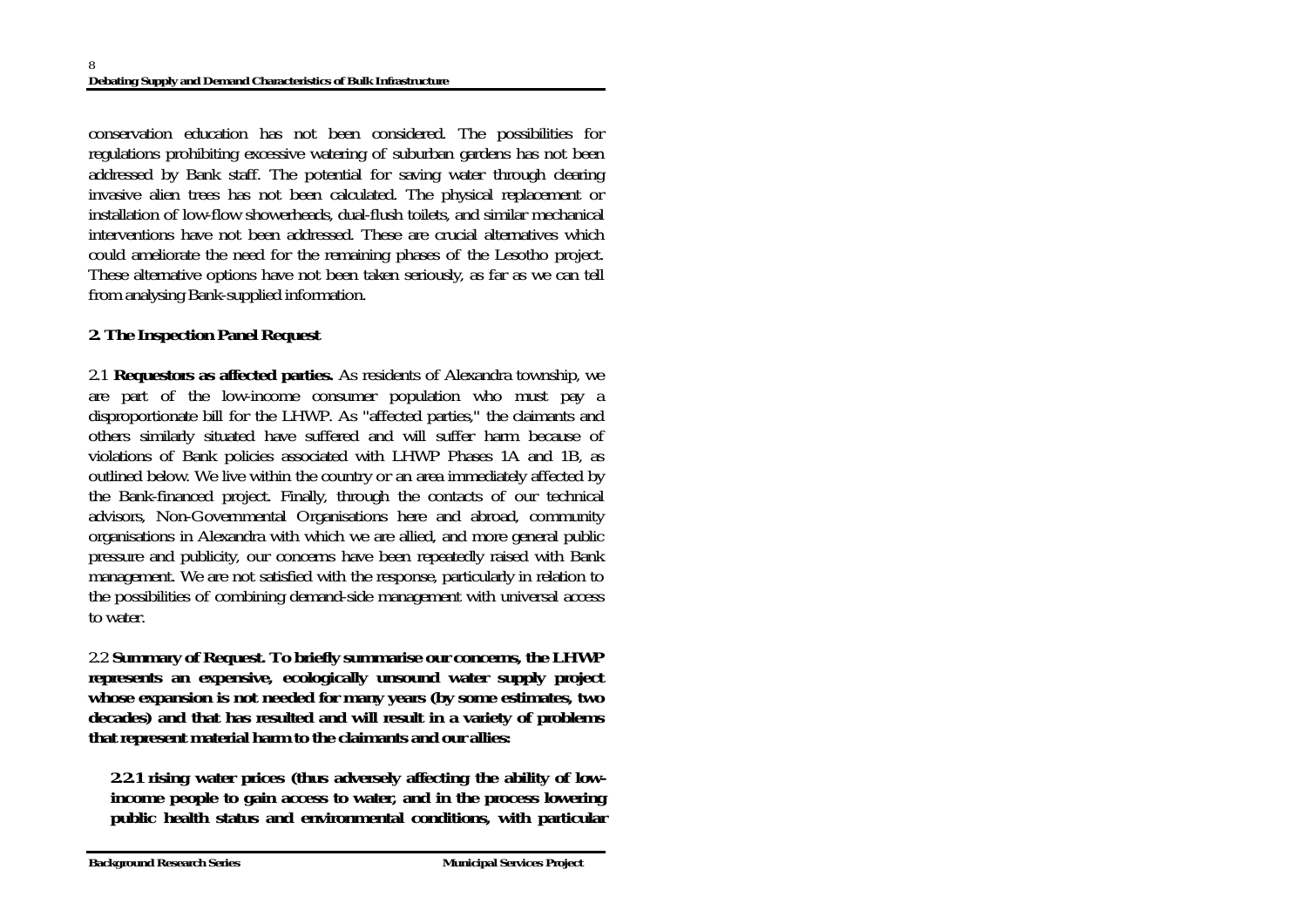conservation education has not been considered. The possibilities for regulations prohibiting excessive watering of suburban gardens has not been addressed by Bank staff. The potential for saving water through clearing invasive alien trees has not been calculated. The physical replacement or installation of low-flow showerheads, dual-flush toilets, and similar mechanical interventions have not been addressed. These are crucial alternatives which could ameliorate the need for the remaining phases of the Lesotho project. These alternative options have not been taken seriously, as far as we can tell from analysing Bank-supplied information.

**2. The Inspection Panel Request**

2.1 **Requestors as affected parties.** As residents of Alexandra township, we are part of the low-income consumer population who must pay a disproportionate bill for the LHWP. As "affected parties," the claimants and others similarly situated have suffered and will suffer harm because of violations of Bank policies associated with LHWP Phases 1A and 1B, as outlined below. We live within the country or an area immediately affected by the Bank-financed project. Finally, through the contacts of our technical advisors, Non-Governmental Organisations here and abroad, community organisations in Alexandra with which we are allied, and more general public pressure and publicity, our concerns have been repeatedly raised with Bank management. We are not satisfied with the response, particularly in relation to the possibilities of combining demand-side management with universal access to water.

2.2 **Summary of Request. To briefly summarise our concerns, the LHWP represents an expensive, ecologically unsound water supply project whose expansion is not needed for many years (by some estimates, two decades) and that has resulted and will result in a variety of problems that represent material harm to the claimants and our allies:**

> **2.2.1 rising water prices (thus adversely affecting the ability of low-income people to gain access to water, and in the process lowering public health status and environmental conditions, with particular**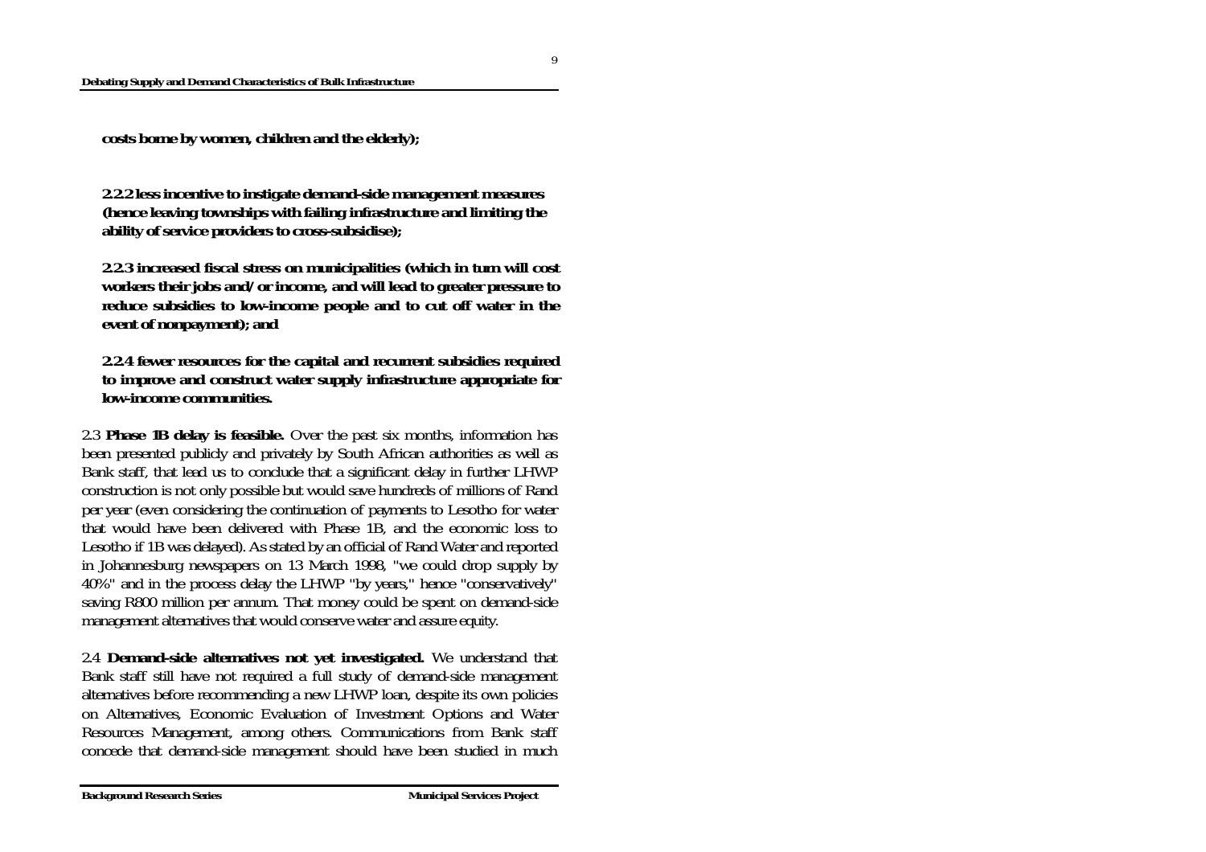**costs borne by women, children and the elderly);**

**2.2.2 less incentive to instigate demand-side management measures (hence leaving townships with failing infrastructure and limiting the ability of service providers to cross-subsidise);**

**2.2.3 increased fiscal stress on municipalities (which in turn will cost workers their jobs and/or income, and will lead to greater pressure to reduce subsidies to low-income people and to cut off water in the event of nonpayment); and**

**2.2.4 fewer resources for the capital and recurrent subsidies required to improve and construct water supply infrastructure appropriate for low-income communities.**

2.3 **Phase 1B delay is feasible.** Over the past six months, information has been presented publicly and privately by South African authorities as well as Bank staff, that lead us to conclude that a significant delay in further LHWP construction is not only possible but would save hundreds of millions of Rand per year (even considering the continuation of payments to Lesotho for water that would have been delivered with Phase 1B, and the economic loss to Lesotho if 1B was delayed). As stated by an official of Rand Water and reported in Johannesburg newspapers on 13 March 1998, "we could drop supply by 40%" and in the process delay the LHWP "by years," hence "conservatively" saving R800 million per annum. That money could be spent on demand-side management alternatives that would conserve water and assure equity.

2.4 **Demand-side alternatives not yet investigated.** We understand that Bank staff still have not required a full study of demand-side management alternatives before recommending a new LHWP loan, despite its own policies on Alternatives, Economic Evaluation of Investment Options and Water Resources Management, among others. Communications from Bank staff concede that demand-side management should have been studied in much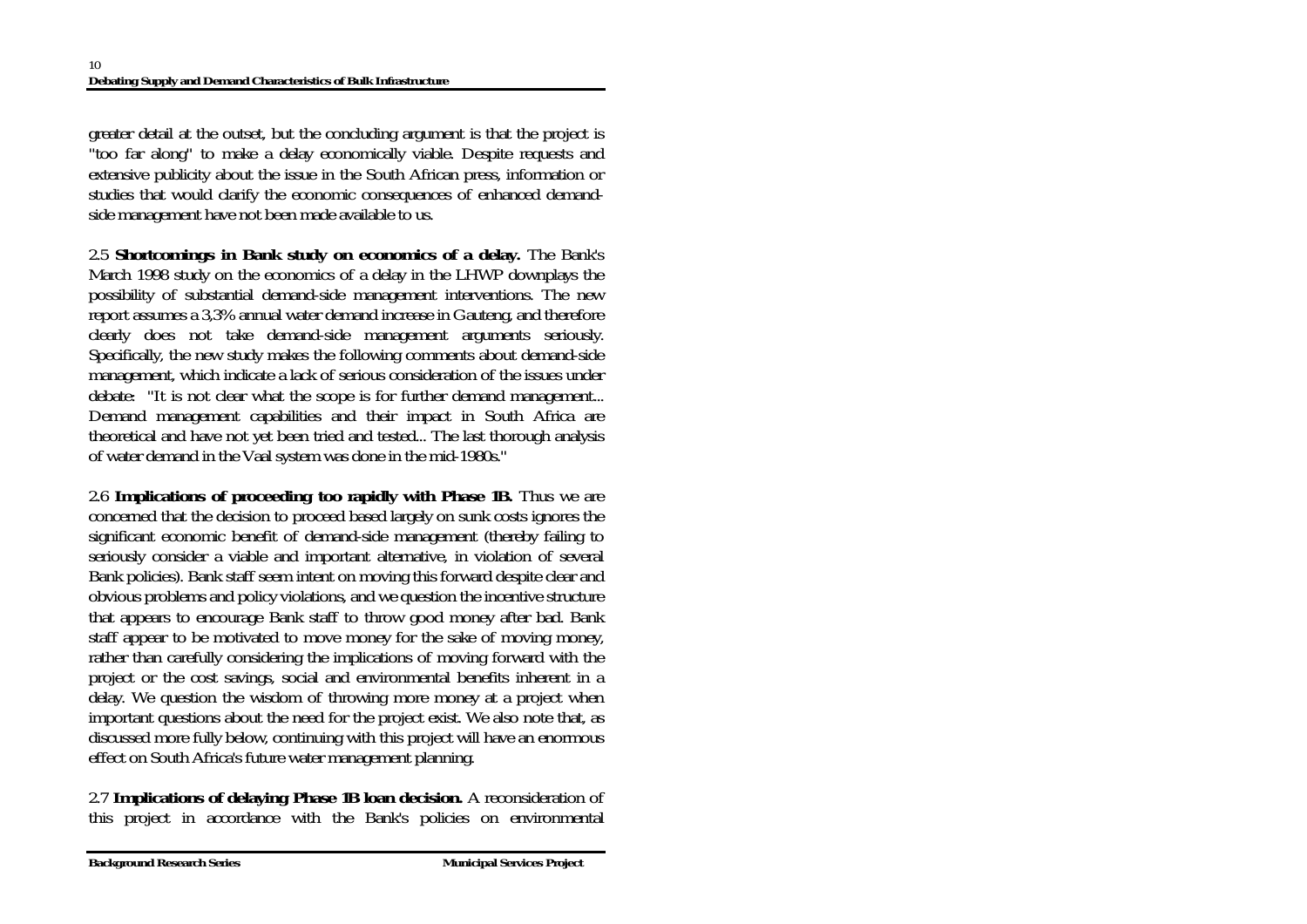greater detail at the outset, but the concluding argument is that the project is "too far along" to make a delay economically viable. Despite requests and extensive publicity about the issue in the South African press, information or studies that would clarify the economic consequences of enhanced demand-side management have not been made available to us.

2.5 **Shortcomings in Bank study on economics of a delay.** The Bank's March 1998 study on the economics of a delay in the LHWP downplays the possibility of substantial demand-side management interventions. The new report assumes a 3,3% annual water demand increase in Gauteng, and therefore clearly does not take demand-side management arguments seriously. Specifically, the new study makes the following comments about demand-side management, which indicate a lack of serious consideration of the issues under debate: "It is not clear what the scope is for further demand management... Demand management capabilities and their impact in South Africa are theoretical and have not yet been tried and tested... The last thorough analysis of water demand in the Vaal system was done in the mid-1980s."

2.6 **Implications of proceeding too rapidly with Phase 1B.** Thus we are concerned that the decision to proceed based largely on sunk costs ignores the significant economic benefit of demand-side management (thereby failing to seriously consider a viable and important alternative, in violation of several Bank policies). Bank staff seem intent on moving this forward despite clear and obvious problems and policy violations, and we question the incentive structure that appears to encourage Bank staff to throw good money after bad. Bank staff appear to be motivated to move money for the sake of moving money, rather than carefully considering the implications of moving forward with the project or the cost savings, social and environmental benefits inherent in a delay. We question the wisdom of throwing more money at a project when important questions about the need for the project exist. We also note that, as discussed more fully below, continuing with this project will have an enormous effect on South Africa's future water management planning.

2.7 **Implications of delaying Phase 1B loan decision.** A reconsideration of this project in accordance with the Bank's policies on environmental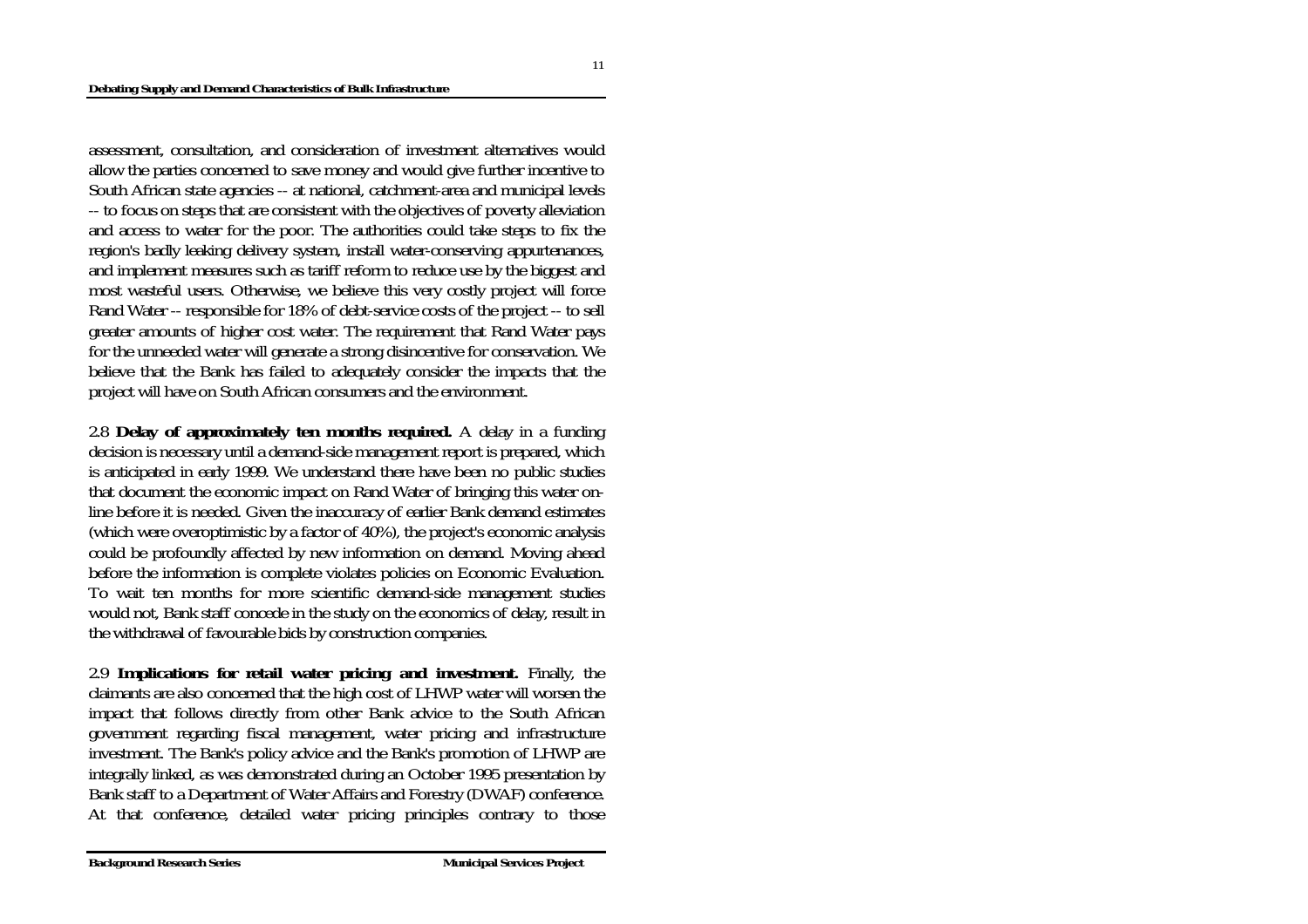assessment, consultation, and consideration of investment alternatives would allow the parties concerned to save money and would give further incentive to South African state agencies -- at national, catchment-area and municipal levels -- to focus on steps that are consistent with the objectives of poverty alleviation and access to water for the poor. The authorities could take steps to fix the region's badly leaking delivery system, install water-conserving appurtenances, and implement measures such as tariff reform to reduce use by the biggest and most wasteful users. Otherwise, we believe this very costly project will force Rand Water -- responsible for 18% of debt-service costs of the project -- to sell greater amounts of higher cost water. The requirement that Rand Water pays for the unneeded water will generate a strong disincentive for conservation. We believe that the Bank has failed to adequately consider the impacts that the project will have on South African consumers and the environment.

2.8 **Delay of approximately ten months required.** A delay in a funding decision is necessary until a demand-side management report is prepared, which is anticipated in early 1999. We understand there have been no public studies that document the economic impact on Rand Water of bringing this water on-line before it is needed. Given the inaccuracy of earlier Bank demand estimates (which were overoptimistic by a factor of 40%), the project's economic analysis could be profoundly affected by new information on demand. Moving ahead before the information is complete violates policies on Economic Evaluation. To wait ten months for more scientific demand-side management studies would not, Bank staff concede in the study on the economics of delay, result in the withdrawal of favourable bids by construction companies.

2.9 **Implications for retail water pricing and investment.** Finally, the claimants are also concerned that the high cost of LHWP water will worsen the impact that follows directly from other Bank advice to the South African government regarding fiscal management, water pricing and infrastructure investment. The Bank's policy advice and the Bank's promotion of LHWP are integrally linked, as was demonstrated during an October 1995 presentation by Bank staff to a Department of Water Affairs and Forestry (DWAF) conference. At that conference, detailed water pricing principles contrary to those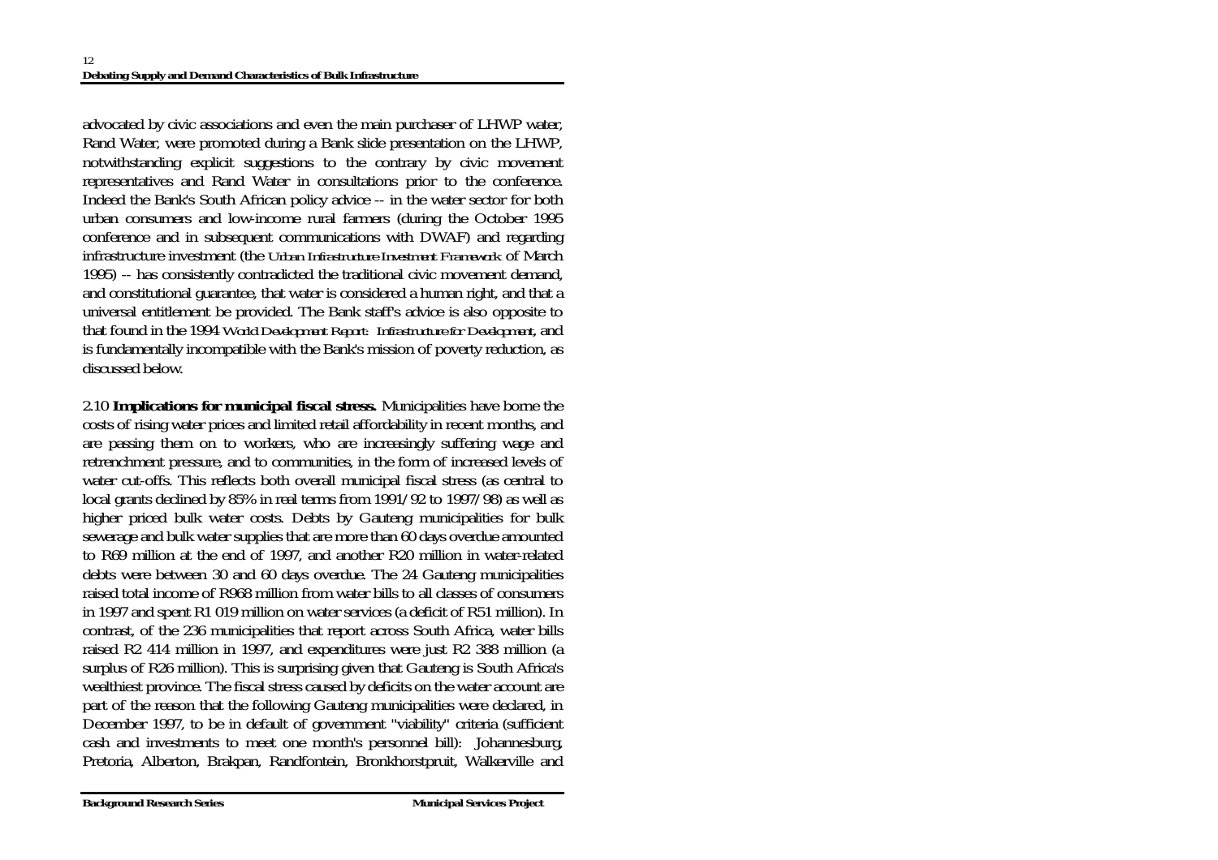advocated by civic associations and even the main purchaser of LHWP water, Rand Water, were promoted during a Bank slide presentation on the LHWP, notwithstanding explicit suggestions to the contrary by civic movement representatives and Rand Water in consultations prior to the conference. Indeed the Bank's South African policy advice -- in the water sector for both urban consumers and low-income rural farmers (during the October 1995 conference and in subsequent communications with DWAF) and regarding infrastructure investment (the *Urban Infrastructure Investment Framework* of March 1995) -- has consistently contradicted the traditional civic movement demand, and constitutional guarantee, that water is considered a human right, and that a universal entitlement be provided. The Bank staff's advice is also opposite to that found in the 1994 *World Development Report: Infrastructure for Development*, and is fundamentally incompatible with the Bank's mission of poverty reduction, as discussed below.

2.10 **Implications for municipal fiscal stress.** Municipalities have borne the costs of rising water prices and limited retail affordability in recent months, and are passing them on to workers, who are increasingly suffering wage and retrenchment pressure, and to communities, in the form of increased levels of water cut-offs. This reflects both overall municipal fiscal stress (as central to local grants declined by 85% in real terms from 1991/92 to 1997/98) as well as higher priced bulk water costs. Debts by Gauteng municipalities for bulk sewerage and bulk water supplies that are more than 60 days overdue amounted to R69 million at the end of 1997, and another R20 million in water-related debts were between 30 and 60 days overdue. The 24 Gauteng municipalities raised total income of R968 million from water bills to all classes of consumers in 1997 and spent R1 019 million on water services (a deficit of R51 million). In contrast, of the 236 municipalities that report across South Africa, water bills raised R2 414 million in 1997, and expenditures were just R2 388 million (a surplus of R26 million). This is surprising given that Gauteng is South Africa's wealthiest province. The fiscal stress caused by deficits on the water account are part of the reason that the following Gauteng municipalities were declared, in December 1997, to be in default of government "viability" criteria (sufficient cash and investments to meet one month's personnel bill): Johannesburg, Pretoria, Alberton, Brakpan, Randfontein, Bronkhorstpruit, Walkerville and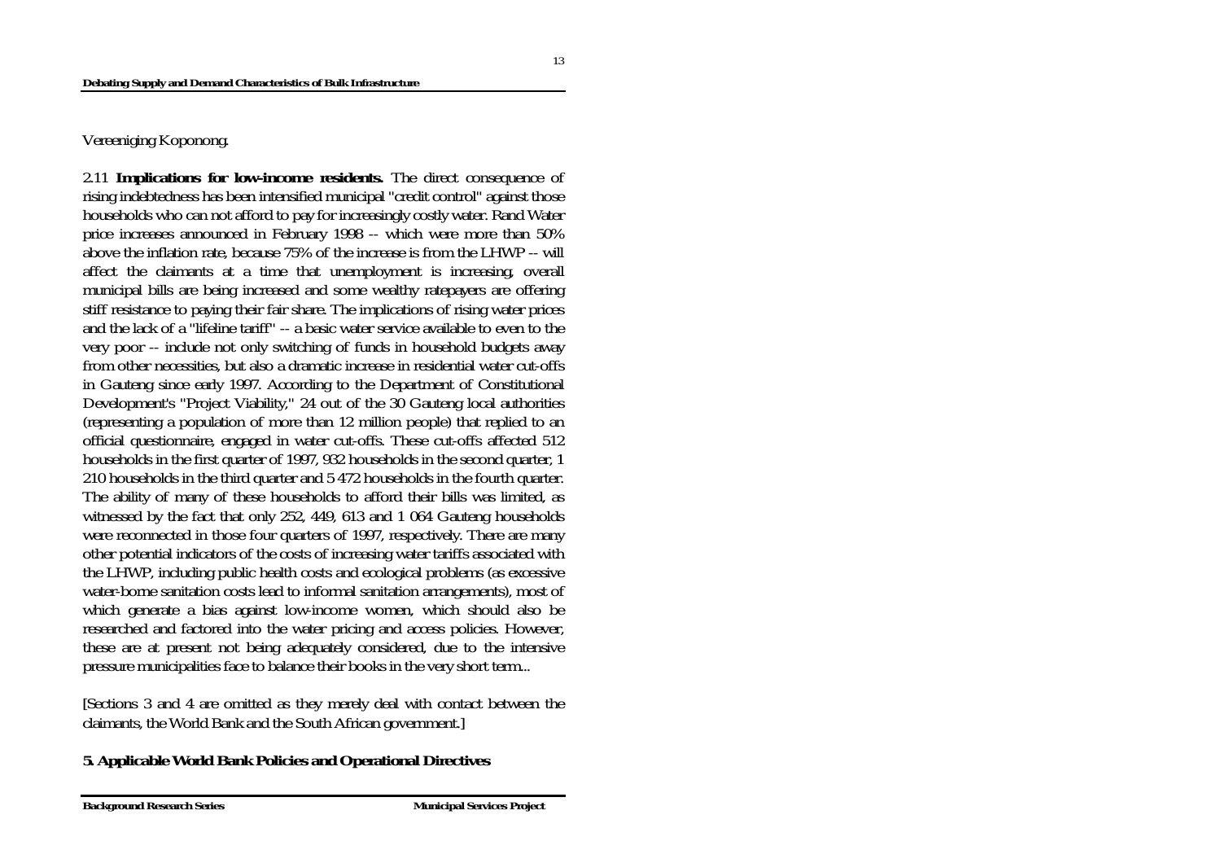Vereeniging Koponong.

2.11 **Implications for low-income residents.** The direct consequence of rising indebtedness has been intensified municipal "credit control" against those households who can not afford to pay for increasingly costly water. Rand Water price increases announced in February 1998 -- which were more than 50% above the inflation rate, because 75% of the increase is from the LHWP -- will affect the claimants at a time that unemployment is increasing, overall municipal bills are being increased and some wealthy ratepayers are offering stiff resistance to paying their fair share. The implications of rising water prices and the lack of a "lifeline tariff" -- a basic water service available to even to the very poor -- include not only switching of funds in household budgets away from other necessities, but also a dramatic increase in residential water cut-offs in Gauteng since early 1997. According to the Department of Constitutional Development's "Project Viability," 24 out of the 30 Gauteng local authorities (representing a population of more than 12 million people) that replied to an official questionnaire, engaged in water cut-offs. These cut-offs affected 512 households in the first quarter of 1997, 932 households in the second quarter, 1 210 households in the third quarter and 5 472 households in the fourth quarter. The ability of many of these households to afford their bills was limited, as witnessed by the fact that only 252, 449, 613 and 1 064 Gauteng households were reconnected in those four quarters of 1997, respectively. There are many other potential indicators of the costs of increasing water tariffs associated with the LHWP, including public health costs and ecological problems (as excessive water-borne sanitation costs lead to informal sanitation arrangements), most of which generate a bias against low-income women, which should also be researched and factored into the water pricing and access policies. However, these are at present not being adequately considered, due to the intensive pressure municipalities face to balance their books in the very short term...

[Sections 3 and 4 are omitted as they merely deal with contact between the claimants, the World Bank and the South African government.]

**5. Applicable World Bank Policies and Operational Directives**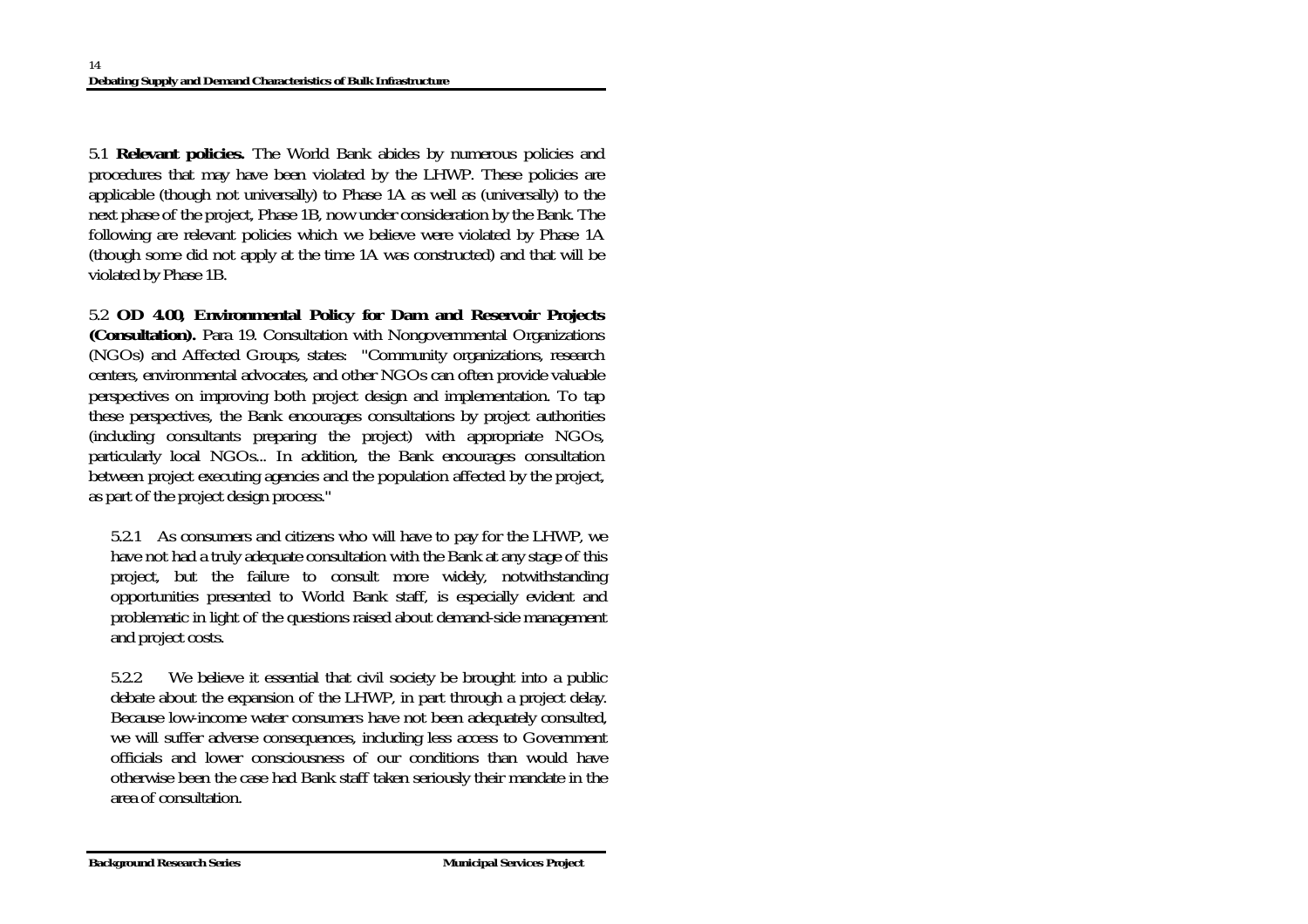5.1 **Relevant policies.** The World Bank abides by numerous policies and procedures that may have been violated by the LHWP. These policies are applicable (though not universally) to Phase 1A as well as (universally) to the next phase of the project, Phase 1B, now under consideration by the Bank. The following are relevant policies which we believe were violated by Phase 1A (though some did not apply at the time 1A was constructed) and that will be violated by Phase 1B.

5.2 **OD 4.00, Environmental Policy for Dam and Reservoir Projects (Consultation).** Para 19. Consultation with Nongovernmental Organizations (NGOs) and Affected Groups, states: "Community organizations, research centers, environmental advocates, and other NGOs can often provide valuable perspectives on improving both project design and implementation. To tap these perspectives, the Bank encourages consultations by project authorities (including consultants preparing the project) with appropriate NGOs, particularly local NGOs... In addition, the Bank encourages consultation between project executing agencies and the population affected by the project, as part of the project design process."

> 5.2.1 As consumers and citizens who will have to pay for the LHWP, we have not had a truly adequate consultation with the Bank at any stage of this project, but the failure to consult more widely, notwithstanding opportunities presented to World Bank staff, is especially evident and problematic in light of the questions raised about demand-side management and project costs.
>
> 5.2.2 We believe it essential that civil society be brought into a public debate about the expansion of the LHWP, in part through a project delay. Because low-income water consumers have not been adequately consulted, we will suffer adverse consequences, including less access to Government officials and lower consciousness of our conditions than would have otherwise been the case had Bank staff taken seriously their mandate in the area of consultation.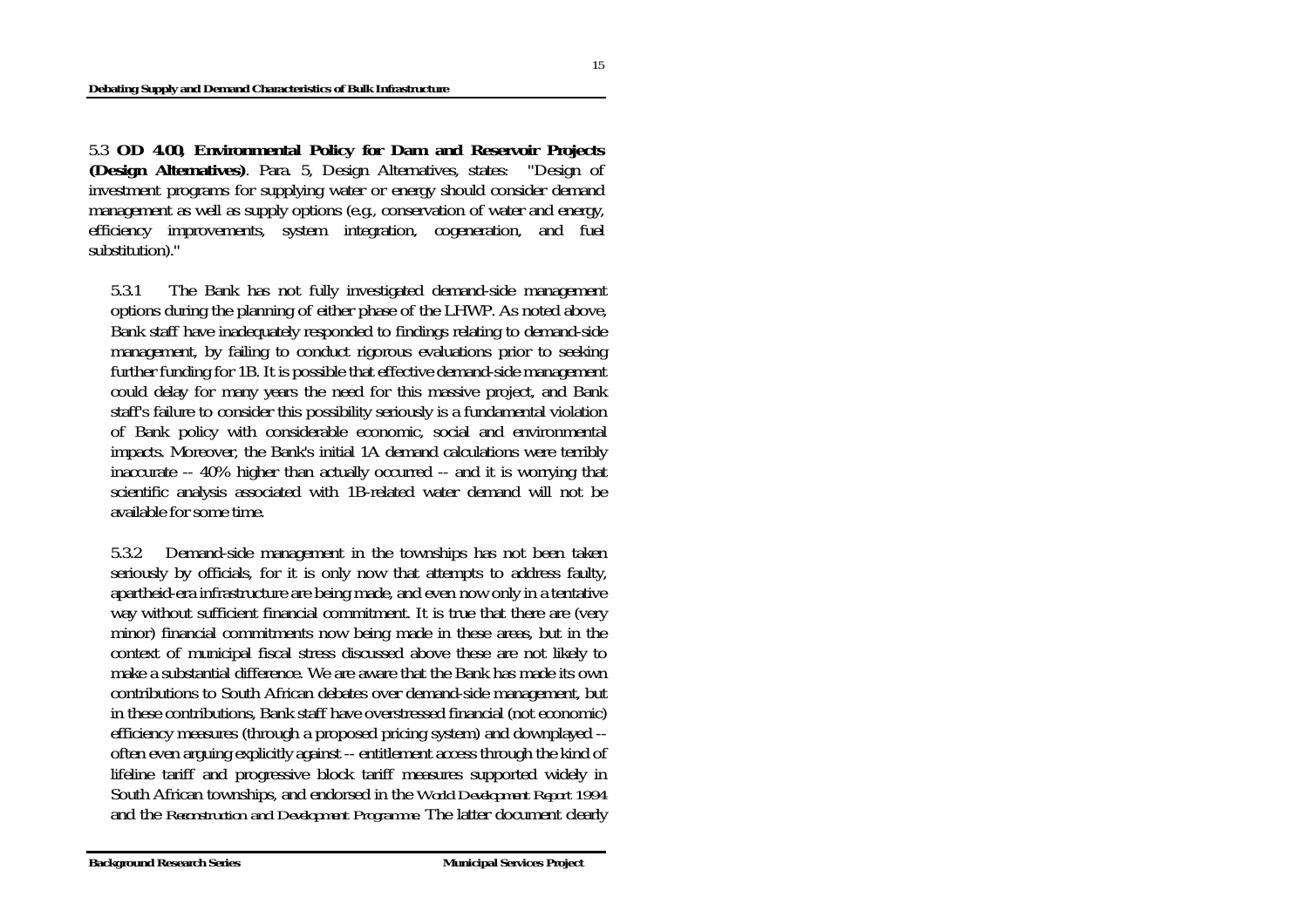5.3 **OD 4.00, Environmental Policy for Dam and Reservoir Projects (Design Alternatives)**. Para. 5, Design Alternatives, states: "Design of investment programs for supplying water or energy should consider demand management as well as supply options (e.g., conservation of water and energy, efficiency improvements, system integration, cogeneration, and fuel substitution)."

5.3.1 The Bank has not fully investigated demand-side management options during the planning of either phase of the LHWP. As noted above, Bank staff have inadequately responded to findings relating to demand-side management, by failing to conduct rigorous evaluations prior to seeking further funding for 1B. It is possible that effective demand-side management could delay for many years the need for this massive project, and Bank staff's failure to consider this possibility seriously is a fundamental violation of Bank policy with considerable economic, social and environmental impacts. Moreover, the Bank's initial 1A demand calculations were terribly inaccurate -- 40% higher than actually occurred -- and it is worrying that scientific analysis associated with 1B-related water demand will not be available for some time.

5.3.2 Demand-side management in the townships has not been taken seriously by officials, for it is only now that attempts to address faulty, apartheid-era infrastructure are being made, and even now only in a tentative way without sufficient financial commitment. It is true that there are (very minor) financial commitments now being made in these areas, but in the context of municipal fiscal stress discussed above these are not likely to make a substantial difference. We are aware that the Bank has made its own contributions to South African debates over demand-side management, but in these contributions, Bank staff have overstressed financial (not economic) efficiency measures (through a proposed pricing system) and downplayed -- often even arguing explicitly against -- entitlement access through the kind of lifeline tariff and progressive block tariff measures supported widely in South African townships, and endorsed in the *World Development Report 1994* and the *Reconstruction and Development Programme*. The latter document clearly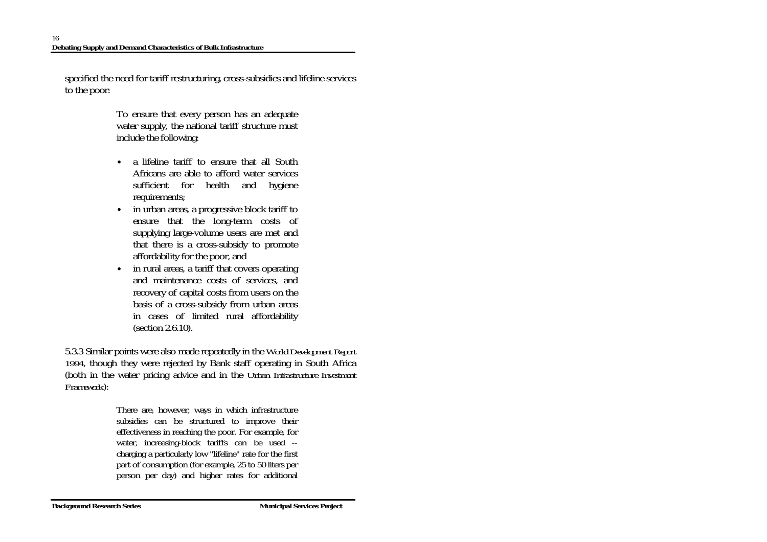specified the need for tariff restructuring, cross-subsidies and lifeline services to the poor:

> To ensure that every person has an adequate water supply, the national tariff structure must include the following:
>
> - a lifeline tariff to ensure that all South Africans are able to afford water services sufficient for health and hygiene requirements;
> - in urban areas, a progressive block tariff to ensure that the long-term costs of supplying large-volume users are met and that there is a cross-subsidy to promote affordability for the poor, and
> - in rural areas, a tariff that covers operating and maintenance costs of services, and recovery of capital costs from users on the basis of a cross-subsidy from urban areas in cases of limited rural affordability (section 2.6.10).

5.3.3 Similar points were also made repeatedly in the *World Development Report 1994*, though they were rejected by Bank staff operating in South Africa (both in the water pricing advice and in the *Urban Infrastructure Investment Framework*):

> There are, however, ways in which infrastructure subsidies can be structured to improve their effectiveness in reaching the poor. For example, for water, increasing-block tariffs can be used -- charging a particularly low "lifeline" rate for the first part of consumption (for example, 25 to 50 liters per person per day) and higher rates for additional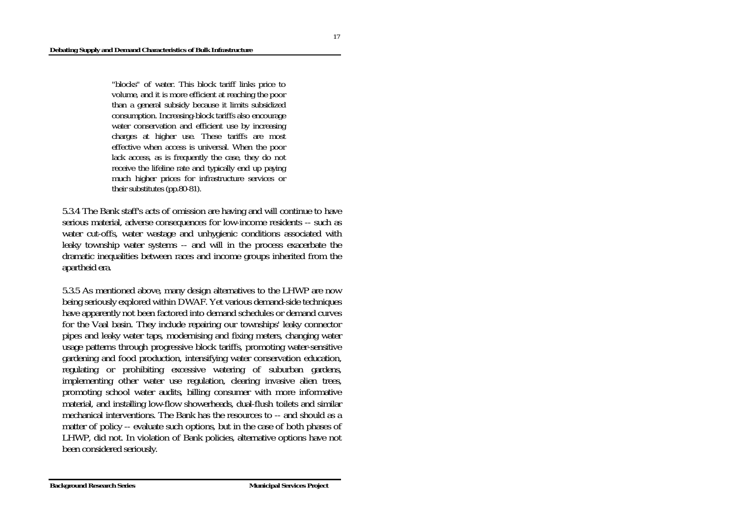> "blocks" of water. This block tariff links price to volume, and it is more efficient at reaching the poor than a general subsidy because it limits subsidized consumption. Increasing-block tariffs also encourage water conservation and efficient use by increasing charges at higher use. These tariffs are most effective when access is universal. When the poor lack access, as is frequently the case, they do not receive the lifeline rate and typically end up paying much higher prices for infrastructure services or their substitutes (pp.80-81).

5.3.4 The Bank staff's acts of omission are having and will continue to have serious material, adverse consequences for low-income residents -- such as water cut-offs, water wastage and unhygienic conditions associated with leaky township water systems -- and will in the process exacerbate the dramatic inequalities between races and income groups inherited from the apartheid era.

5.3.5 As mentioned above, many design alternatives to the LHWP are now being seriously explored within DWAF. Yet various demand-side techniques have apparently not been factored into demand schedules or demand curves for the Vaal basin. They include repairing our townships' leaky connector pipes and leaky water taps, modernising and fixing meters, changing water usage patterns through progressive block tariffs, promoting water-sensitive gardening and food production, intensifying water conservation education, regulating or prohibiting excessive watering of suburban gardens, implementing other water use regulation, clearing invasive alien trees, promoting school water audits, billing consumer with more informative material, and installing low-flow showerheads, dual-flush toilets and similar mechanical interventions. The Bank has the resources to -- and should as a matter of policy -- evaluate such options, but in the case of both phases of LHWP, did not. In violation of Bank policies, alternative options have not been considered seriously.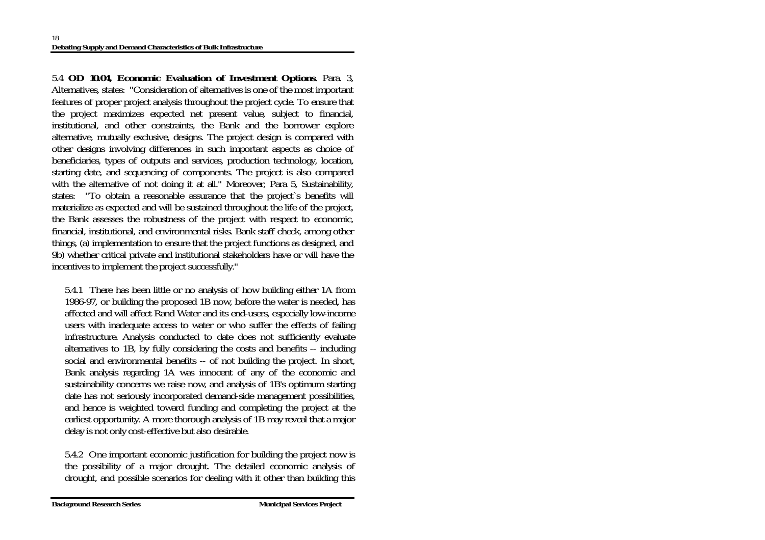5.4 **OD 10.04, Economic Evaluation of Investment Options**. Para. 3, Alternatives, states: "Consideration of alternatives is one of the most important features of proper project analysis throughout the project cycle. To ensure that the project maximizes expected net present value, subject to financial, institutional, and other constraints, the Bank and the borrower explore alternative, mutually exclusive, designs. The project design is compared with other designs involving differences in such important aspects as choice of beneficiaries, types of outputs and services, production technology, location, starting date, and sequencing of components. The project is also compared with the alternative of not doing it at all." Moreover, Para 5, Sustainability, states: "To obtain a reasonable assurance that the project`s benefits will materialize as expected and will be sustained throughout the life of the project, the Bank assesses the robustness of the project with respect to economic, financial, institutional, and environmental risks. Bank staff check, among other things, (a) implementation to ensure that the project functions as designed, and 9b) whether critical private and institutional stakeholders have or will have the incentives to implement the project successfully."

5.4.1 There has been little or no analysis of how building either 1A from 1986-97, or building the proposed 1B now, before the water is needed, has affected and will affect Rand Water and its end-users, especially low-income users with inadequate access to water or who suffer the effects of failing infrastructure. Analysis conducted to date does not sufficiently evaluate alternatives to 1B, by fully considering the costs and benefits -- including social and environmental benefits -- of not building the project. In short, Bank analysis regarding 1A was innocent of any of the economic and sustainability concerns we raise now, and analysis of 1B's optimum starting date has not seriously incorporated demand-side management possibilities, and hence is weighted toward funding and completing the project at the earliest opportunity. A more thorough analysis of 1B may reveal that a major delay is not only cost-effective but also desirable.

5.4.2 One important economic justification for building the project now is the possibility of a major drought. The detailed economic analysis of drought, and possible scenarios for dealing with it other than building this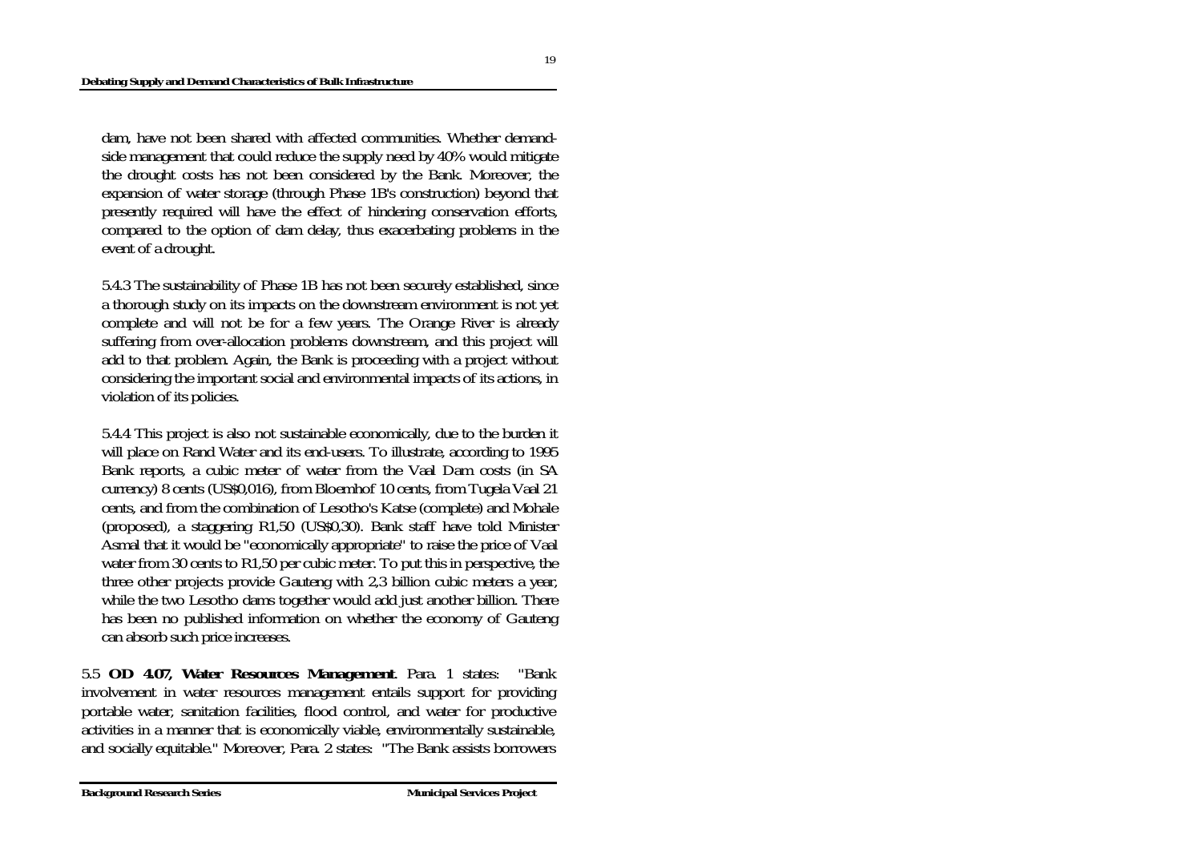dam, have not been shared with affected communities. Whether demand-side management that could reduce the supply need by 40% would mitigate the drought costs has not been considered by the Bank. Moreover, the expansion of water storage (through Phase 1B's construction) beyond that presently required will have the effect of hindering conservation efforts, compared to the option of dam delay, thus exacerbating problems in the event of a drought.

5.4.3 The sustainability of Phase 1B has not been securely established, since a thorough study on its impacts on the downstream environment is not yet complete and will not be for a few years. The Orange River is already suffering from over-allocation problems downstream, and this project will add to that problem. Again, the Bank is proceeding with a project without considering the important social and environmental impacts of its actions, in violation of its policies.

5.4.4 This project is also not sustainable economically, due to the burden it will place on Rand Water and its end-users. To illustrate, according to 1995 Bank reports, a cubic meter of water from the Vaal Dam costs (in SA currency) 8 cents (US$0,016), from Bloemhof 10 cents, from Tugela Vaal 21 cents, and from the combination of Lesotho's Katse (complete) and Mohale (proposed), a staggering R1,50 (US$0,30). Bank staff have told Minister Asmal that it would be "economically appropriate" to raise the price of Vaal water from 30 cents to R1,50 per cubic meter. To put this in perspective, the three other projects provide Gauteng with 2,3 billion cubic meters a year, while the two Lesotho dams together would add just another billion. There has been no published information on whether the economy of Gauteng can absorb such price increases.

5.5 **OD 4.07, Water Resources Management**. Para. 1 states: "Bank involvement in water resources management entails support for providing portable water, sanitation facilities, flood control, and water for productive activities in a manner that is economically viable, environmentally sustainable, and socially equitable." Moreover, Para. 2 states: "The Bank assists borrowers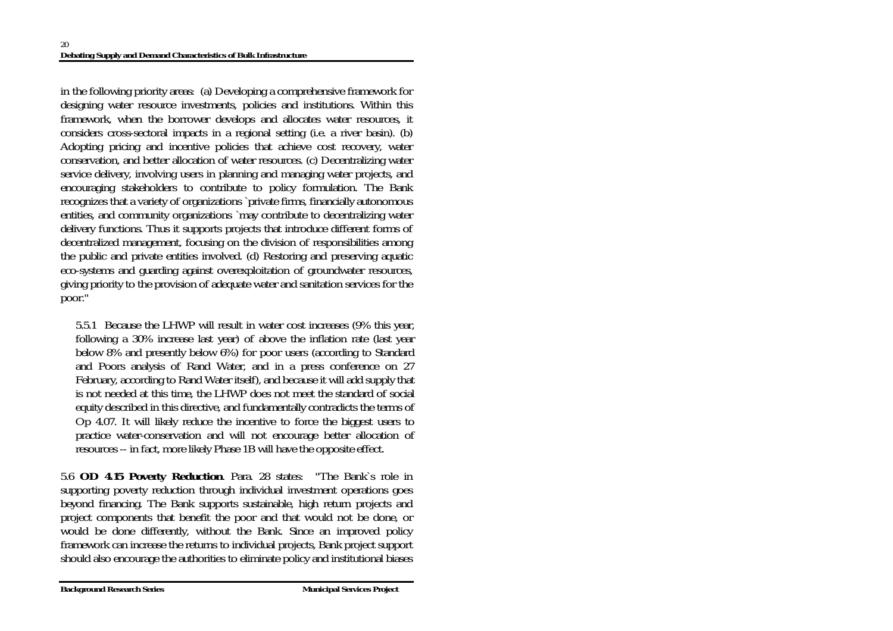in the following priority areas: (a) Developing a comprehensive framework for designing water resource investments, policies and institutions. Within this framework, when the borrower develops and allocates water resources, it considers cross-sectoral impacts in a regional setting (i.e. a river basin). (b) Adopting pricing and incentive policies that achieve cost recovery, water conservation, and better allocation of water resources. (c) Decentralizing water service delivery, involving users in planning and managing water projects, and encouraging stakeholders to contribute to policy formulation. The Bank recognizes that a variety of organizations `private firms, financially autonomous entities, and community organizations `may contribute to decentralizing water delivery functions. Thus it supports projects that introduce different forms of decentralized management, focusing on the division of responsibilities among the public and private entities involved. (d) Restoring and preserving aquatic eco-systems and guarding against overexploitation of groundwater resources, giving priority to the provision of adequate water and sanitation services for the poor."

> 5.5.1 Because the LHWP will result in water cost increases (9% this year, following a 30% increase last year) of above the inflation rate (last year below 8% and presently below 6%) for poor users (according to Standard and Poors analysis of Rand Water, and in a press conference on 27 February, according to Rand Water itself), and because it will add supply that is not needed at this time, the LHWP does not meet the standard of social equity described in this directive, and fundamentally contradicts the terms of Op 4.07. It will likely reduce the incentive to force the biggest users to practice water-conservation and will not encourage better allocation of resources -- in fact, more likely Phase 1B will have the opposite effect.

5.6 **OD 4.15 Poverty Reduction**. Para. 28 states: "The Bank`s role in supporting poverty reduction through individual investment operations goes beyond financing. The Bank supports sustainable, high return projects and project components that benefit the poor and that would not be done, or would be done differently, without the Bank. Since an improved policy framework can increase the returns to individual projects, Bank project support should also encourage the authorities to eliminate policy and institutional biases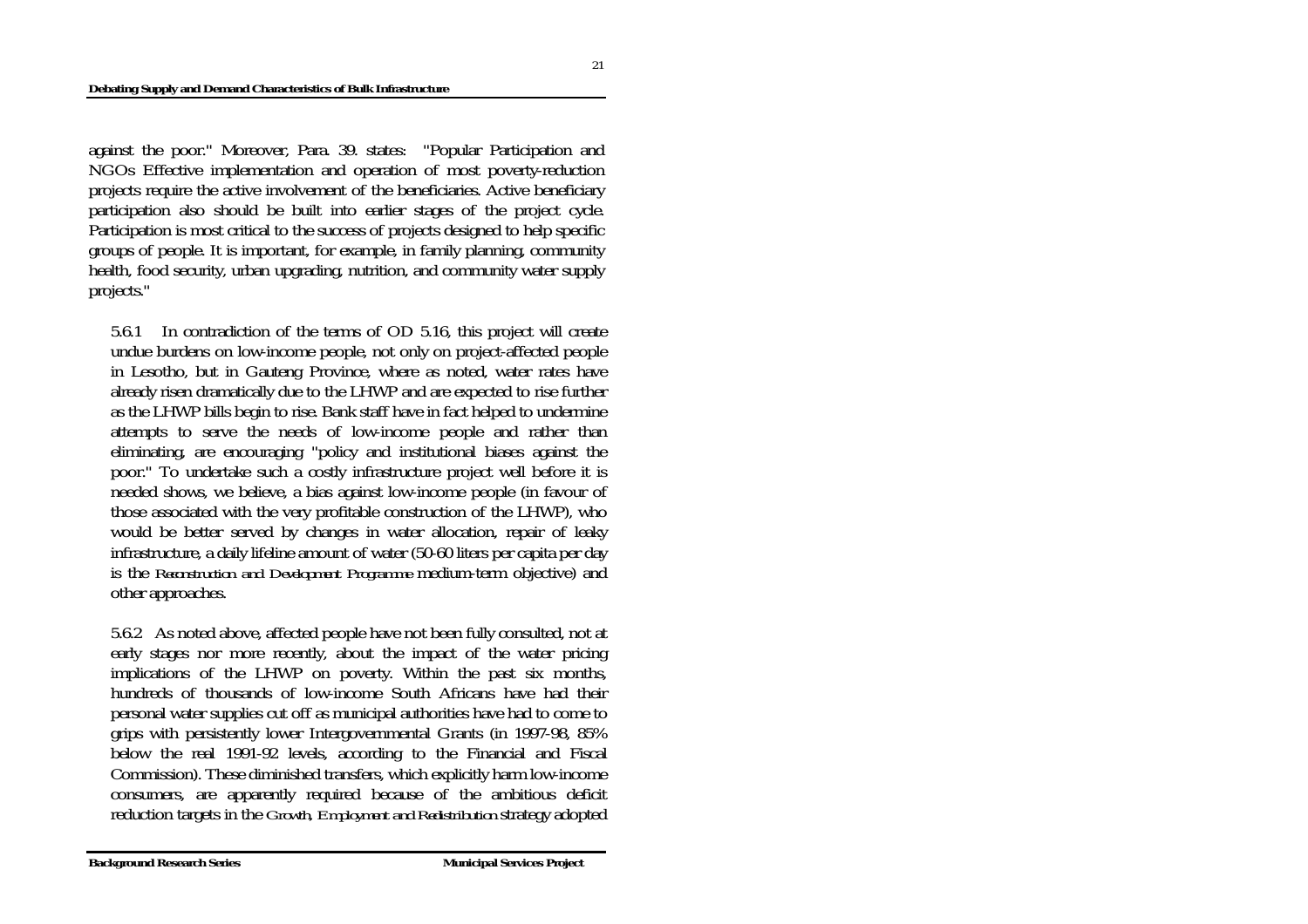against the poor." Moreover, Para. 39. states: "Popular Participation and NGOs Effective implementation and operation of most poverty-reduction projects require the active involvement of the beneficiaries. Active beneficiary participation also should be built into earlier stages of the project cycle. Participation is most critical to the success of projects designed to help specific groups of people. It is important, for example, in family planning, community health, food security, urban upgrading, nutrition, and community water supply projects."

5.6.1 In contradiction of the terms of OD 5.16, this project will create undue burdens on low-income people, not only on project-affected people in Lesotho, but in Gauteng Province, where as noted, water rates have already risen dramatically due to the LHWP and are expected to rise further as the LHWP bills begin to rise. Bank staff have in fact helped to undermine attempts to serve the needs of low-income people and rather than eliminating, are encouraging "policy and institutional biases against the poor." To undertake such a costly infrastructure project well before it is needed shows, we believe, a bias against low-income people (in favour of those associated with the very profitable construction of the LHWP), who would be better served by changes in water allocation, repair of leaky infrastructure, a daily lifeline amount of water (50-60 liters per capita per day is the *Reconstruction and Development Programme* medium-term objective) and other approaches.

5.6.2 As noted above, affected people have not been fully consulted, not at early stages nor more recently, about the impact of the water pricing implications of the LHWP on poverty. Within the past six months, hundreds of thousands of low-income South Africans have had their personal water supplies cut off as municipal authorities have had to come to grips with persistently lower Intergovernmental Grants (in 1997-98, 85% below the real 1991-92 levels, according to the Financial and Fiscal Commission). These diminished transfers, which explicitly harm low-income consumers, are apparently required because of the ambitious deficit reduction targets in the *Growth, Employment and Redistribution* strategy adopted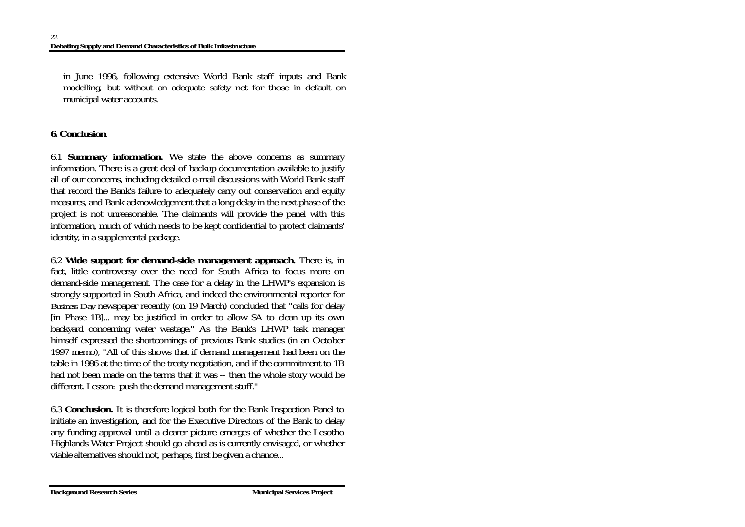in June 1996, following extensive World Bank staff inputs and Bank modelling, but without an adequate safety net for those in default on municipal water accounts.

## 6. Conclusion

6.1 **Summary information.** We state the above concerns as summary information. There is a great deal of backup documentation available to justify all of our concerns, including detailed e-mail discussions with World Bank staff that record the Bank's failure to adequately carry out conservation and equity measures, and Bank acknowledgement that a long delay in the next phase of the project is not unreasonable. The claimants will provide the panel with this information, much of which needs to be kept confidential to protect claimants' identity, in a supplemental package.

6.2 **Wide support for demand-side management approach.** There is, in fact, little controversy over the need for South Africa to focus more on demand-side management. The case for a delay in the LHWP's expansion is strongly supported in South Africa, and indeed the environmental reporter for *Business Day* newspaper recently (on 19 March) concluded that "calls for delay [in Phase 1B]... may be justified in order to allow SA to clean up its own backyard concerning water wastage." As the Bank's LHWP task manager himself expressed the shortcomings of previous Bank studies (in an October 1997 memo), "All of this shows that if demand management had been on the table in 1986 at the time of the treaty negotiation, and if the commitment to 1B had not been made on the terms that it was -- then the whole story would be different. Lesson: push the demand management stuff."

6.3 **Conclusion.** It is therefore logical both for the Bank Inspection Panel to initiate an investigation, and for the Executive Directors of the Bank to delay any funding approval until a clearer picture emerges of whether the Lesotho Highlands Water Project should go ahead as is currently envisaged, or whether viable alternatives should not, perhaps, first be given a chance...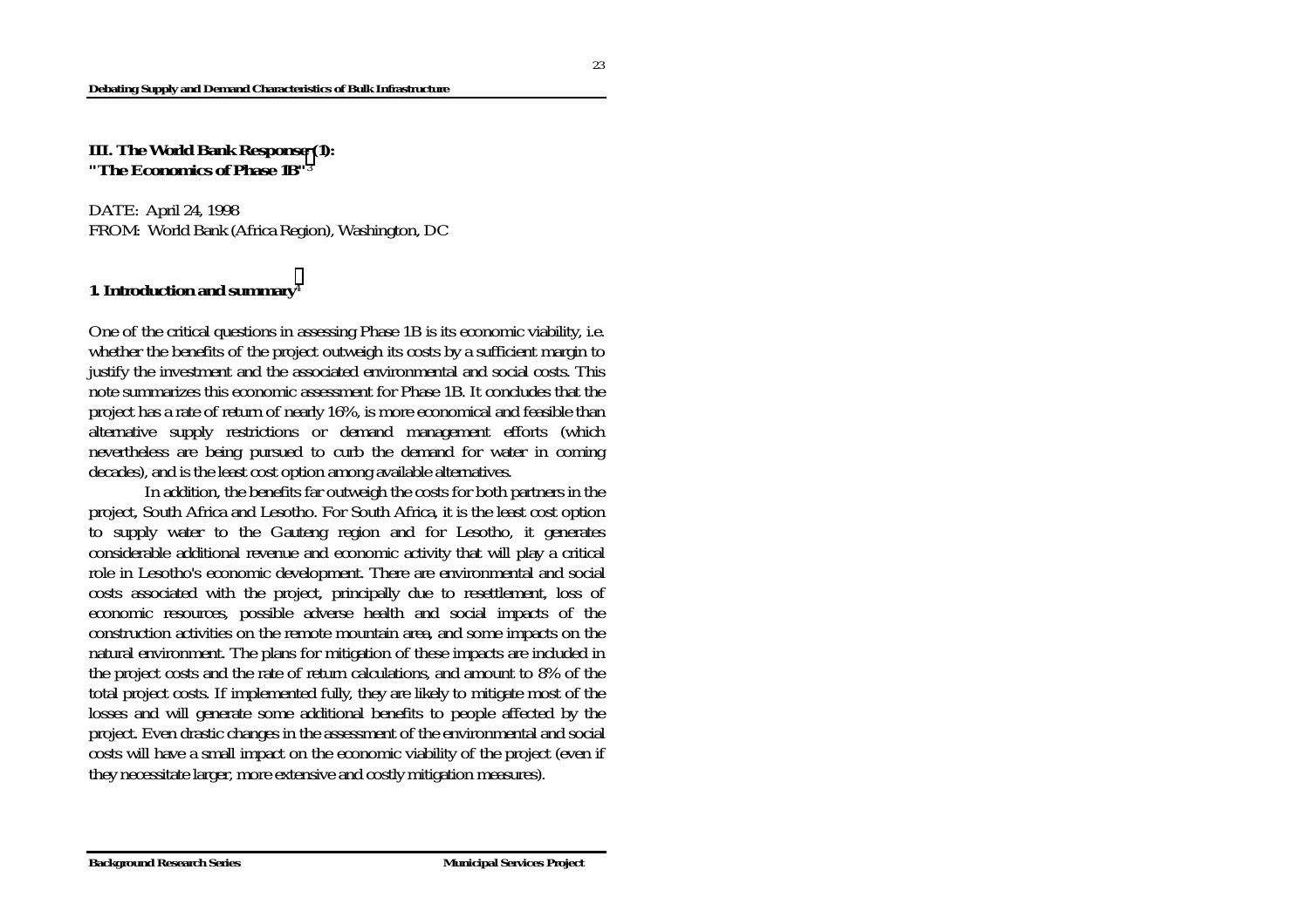## III. The World Bank Response (1): "The Economics of Phase 1B"[3]

DATE: April 24, 1998
FROM: World Bank (Africa Region), Washington, DC

### 1. Introduction and summary[4]

One of the critical questions in assessing Phase 1B is its economic viability, i.e. whether the benefits of the project outweigh its costs by a sufficient margin to justify the investment and the associated environmental and social costs. This note summarizes this economic assessment for Phase 1B. It concludes that the project has a rate of return of nearly 16%, is more economical and feasible than alternative supply restrictions or demand management efforts (which nevertheless are being pursued to curb the demand for water in coming decades), and is the least cost option among available alternatives.

In addition, the benefits far outweigh the costs for both partners in the project, South Africa and Lesotho. For South Africa, it is the least cost option to supply water to the Gauteng region and for Lesotho, it generates considerable additional revenue and economic activity that will play a critical role in Lesotho's economic development. There are environmental and social costs associated with the project, principally due to resettlement, loss of economic resources, possible adverse health and social impacts of the construction activities on the remote mountain area, and some impacts on the natural environment. The plans for mitigation of these impacts are included in the project costs and the rate of return calculations, and amount to 8% of the total project costs. If implemented fully, they are likely to mitigate most of the losses and will generate some additional benefits to people affected by the project. Even drastic changes in the assessment of the environmental and social costs will have a small impact on the economic viability of the project (even if they necessitate larger, more extensive and costly mitigation measures).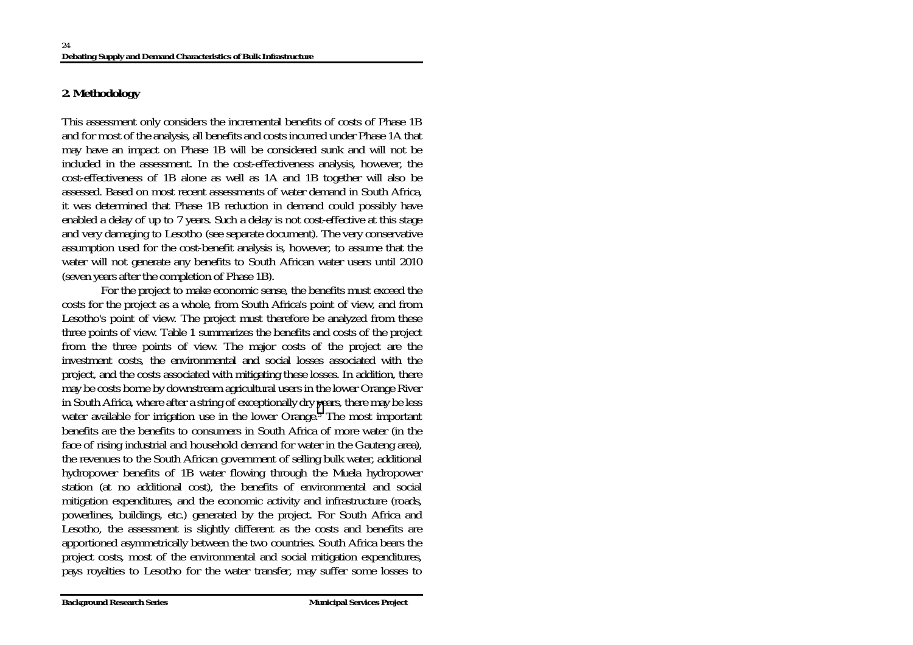## 2. Methodology

This assessment only considers the incremental benefits of costs of Phase 1B and for most of the analysis, all benefits and costs incurred under Phase 1A that may have an impact on Phase 1B will be considered sunk and will not be included in the assessment. In the cost-effectiveness analysis, however, the cost-effectiveness of 1B alone as well as 1A and 1B together will also be assessed. Based on most recent assessments of water demand in South Africa, it was determined that Phase 1B reduction in demand could possibly have enabled a delay of up to 7 years. Such a delay is not cost-effective at this stage and very damaging to Lesotho (see separate document). The very conservative assumption used for the cost-benefit analysis is, however, to assume that the water will not generate any benefits to South African water users until 2010 (seven years after the completion of Phase 1B).

For the project to make economic sense, the benefits must exceed the costs for the project as a whole, from South Africa's point of view, and from Lesotho's point of view. The project must therefore be analyzed from these three points of view. Table 1 summarizes the benefits and costs of the project from the three points of view. The major costs of the project are the investment costs, the environmental and social losses associated with the project, and the costs associated with mitigating these losses. In addition, there may be costs borne by downstream agricultural users in the lower Orange River in South Africa, where after a string of exceptionally dry years, there may be less water available for irrigation use in the lower Orange.[5] The most important benefits are the benefits to consumers in South Africa of more water (in the face of rising industrial and household demand for water in the Gauteng area), the revenues to the South African government of selling bulk water, additional hydropower benefits of 1B water flowing through the Muela hydropower station (at no additional cost), the benefits of environmental and social mitigation expenditures, and the economic activity and infrastructure (roads, powerlines, buildings, etc.) generated by the project. For South Africa and Lesotho, the assessment is slightly different as the costs and benefits are apportioned asymmetrically between the two countries. South Africa bears the project costs, most of the environmental and social mitigation expenditures, pays royalties to Lesotho for the water transfer, may suffer some losses to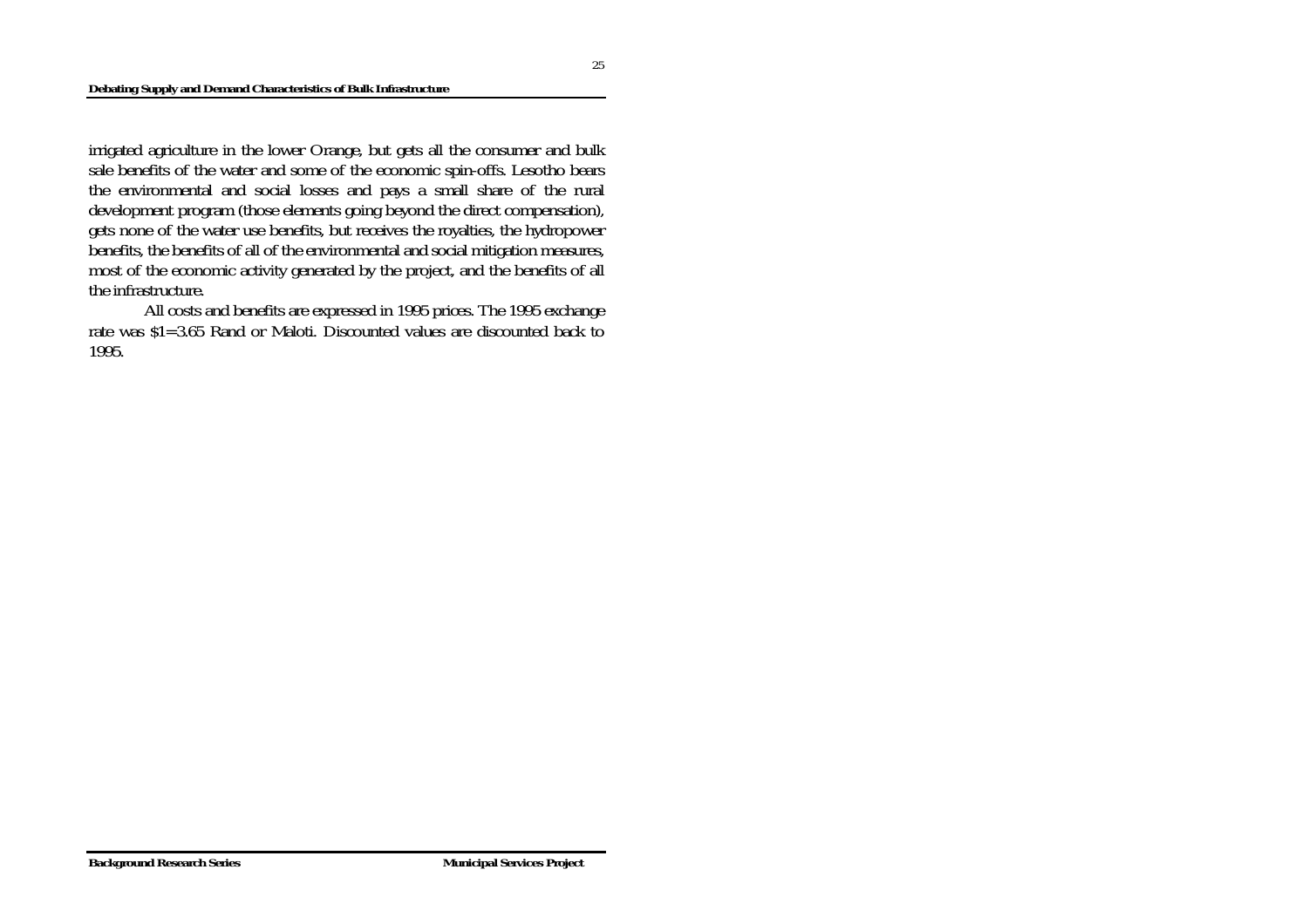irrigated agriculture in the lower Orange, but gets all the consumer and bulk sale benefits of the water and some of the economic spin-offs. Lesotho bears the environmental and social losses and pays a small share of the rural development program (those elements going beyond the direct compensation), gets none of the water use benefits, but receives the royalties, the hydropower benefits, the benefits of all of the environmental and social mitigation measures, most of the economic activity generated by the project, and the benefits of all the infrastructure.

All costs and benefits are expressed in 1995 prices. The 1995 exchange rate was $1=3.65 Rand or Maloti. Discounted values are discounted back to 1995.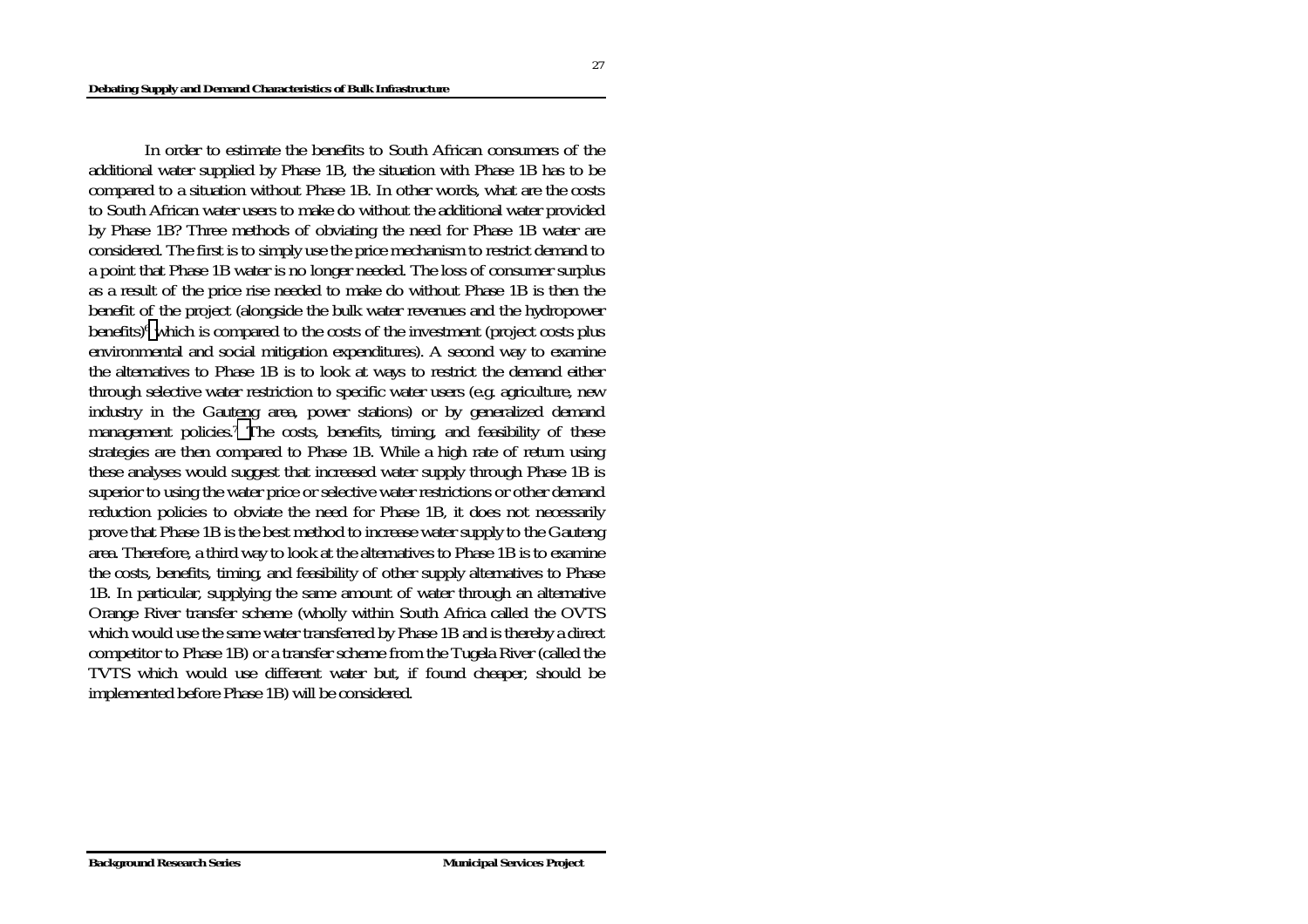In order to estimate the benefits to South African consumers of the additional water supplied by Phase 1B, the situation with Phase 1B has to be compared to a situation without Phase 1B. In other words, what are the costs to South African water users to make do without the additional water provided by Phase 1B? Three methods of obviating the need for Phase 1B water are considered. The first is to simply use the price mechanism to restrict demand to a point that Phase 1B water is no longer needed. The loss of consumer surplus as a result of the price rise needed to make do without Phase 1B is then the benefit of the project (alongside the bulk water revenues and the hydropower benefits)[6] which is compared to the costs of the investment (project costs plus environmental and social mitigation expenditures). A second way to examine the alternatives to Phase 1B is to look at ways to restrict the demand either through selective water restriction to specific water users (e.g. agriculture, new industry in the Gauteng area, power stations) or by generalized demand management policies.[7] The costs, benefits, timing, and feasibility of these strategies are then compared to Phase 1B. While a high rate of return using these analyses would suggest that increased water supply through Phase 1B is superior to using the water price or selective water restrictions or other demand reduction policies to obviate the need for Phase 1B, it does not necessarily prove that Phase 1B is the best method to increase water supply to the Gauteng area. Therefore, a third way to look at the alternatives to Phase 1B is to examine the costs, benefits, timing, and feasibility of other supply alternatives to Phase 1B. In particular, supplying the same amount of water through an alternative Orange River transfer scheme (wholly within South Africa called the OVTS which would use the same water transferred by Phase 1B and is thereby a direct competitor to Phase 1B) or a transfer scheme from the Tugela River (called the TVTS which would use different water but, if found cheaper, should be implemented before Phase 1B) will be considered.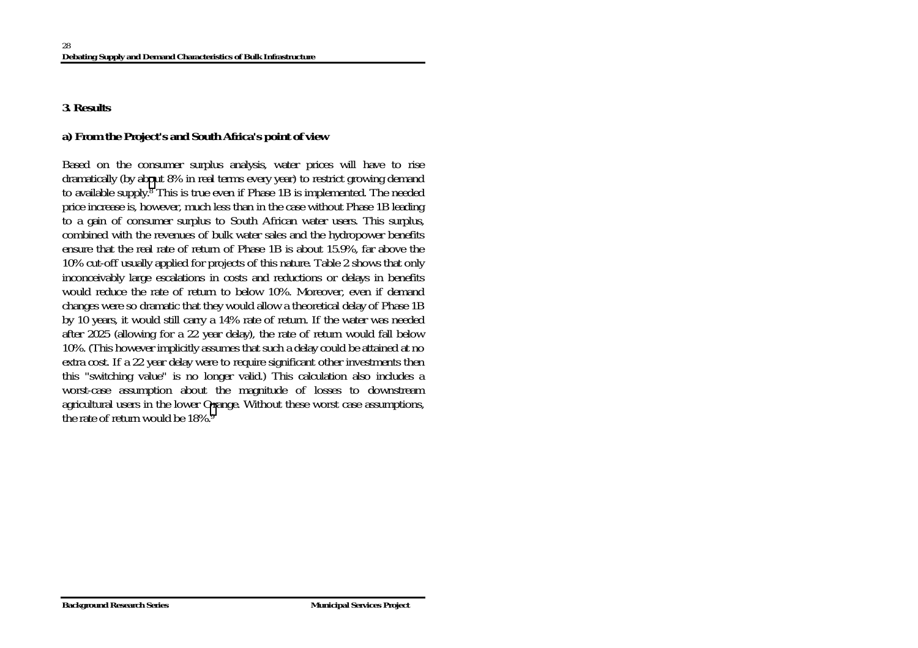### 3. Results

#### a) From the Project's and South Africa's point of view

Based on the consumer surplus analysis, water prices will have to rise dramatically (by about 8% in real terms every year) to restrict growing demand to available supply.[8] This is true even if Phase 1B is implemented. The needed price increase is, however, much less than in the case without Phase 1B leading to a gain of consumer surplus to South African water users. This surplus, combined with the revenues of bulk water sales and the hydropower benefits ensure that the real rate of return of Phase 1B is about 15.9%, far above the 10% cut-off usually applied for projects of this nature. Table 2 shows that only inconceivably large escalations in costs and reductions or delays in benefits would reduce the rate of return to below 10%. Moreover, even if demand changes were so dramatic that they would allow a theoretical delay of Phase 1B by 10 years, it would still carry a 14% rate of return. If the water was needed after 2025 (allowing for a 22 year delay), the rate of return would fall below 10%. (This however implicitly assumes that such a delay could be attained at no extra cost. If a 22 year delay were to require significant other investments then this "switching value" is no longer valid.) This calculation also includes a worst-case assumption about the magnitude of losses to downstream agricultural users in the lower Orange. Without these worst case assumptions, the rate of return would be 18%.[9]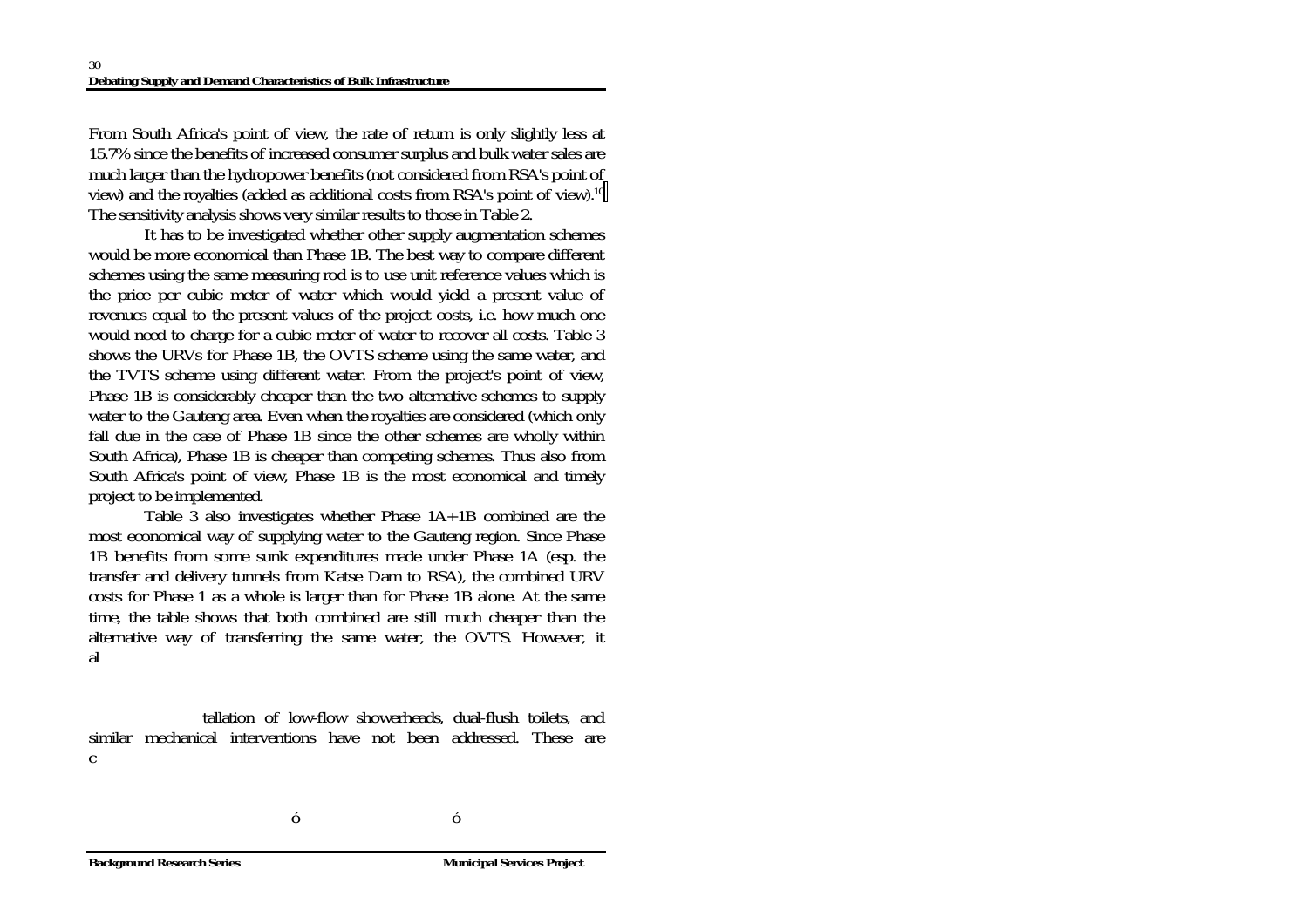From South Africa's point of view, the rate of return is only slightly less at 15.7% since the benefits of increased consumer surplus and bulk water sales are much larger than the hydropower benefits (not considered from RSA's point of view) and the royalties (added as additional costs from RSA's point of view).[10] The sensitivity analysis shows very similar results to those in Table 2.

It has to be investigated whether other supply augmentation schemes would be more economical than Phase 1B. The best way to compare different schemes using the same measuring rod is to use unit reference values which is the price per cubic meter of water which would yield a present value of revenues equal to the present values of the project costs, i.e. how much one would need to charge for a cubic meter of water to recover all costs. Table 3 shows the URVs for Phase 1B, the OVTS scheme using the same water, and the TVTS scheme using different water. From the project's point of view, Phase 1B is considerably cheaper than the two alternative schemes to supply water to the Gauteng area. Even when the royalties are considered (which only fall due in the case of Phase 1B since the other schemes are wholly within South Africa), Phase 1B is cheaper than competing schemes. Thus also from South Africa's point of view, Phase 1B is the most economical and timely project to be implemented.

Table 3 also investigates whether Phase 1A+1B combined are the most economical way of supplying water to the Gauteng region. Since Phase 1B benefits from some sunk expenditures made under Phase 1A (esp. the transfer and delivery tunnels from Katse Dam to RSA), the combined URV costs for Phase 1 as a whole is larger than for Phase 1B alone. At the same time, the table shows that both combined are still much cheaper than the alternative way of transferring the same water, the OVTS. However, it al

tallation of low-flow showerheads, dual-flush toilets, and similar mechanical interventions have not been addressed. These are c

ó ó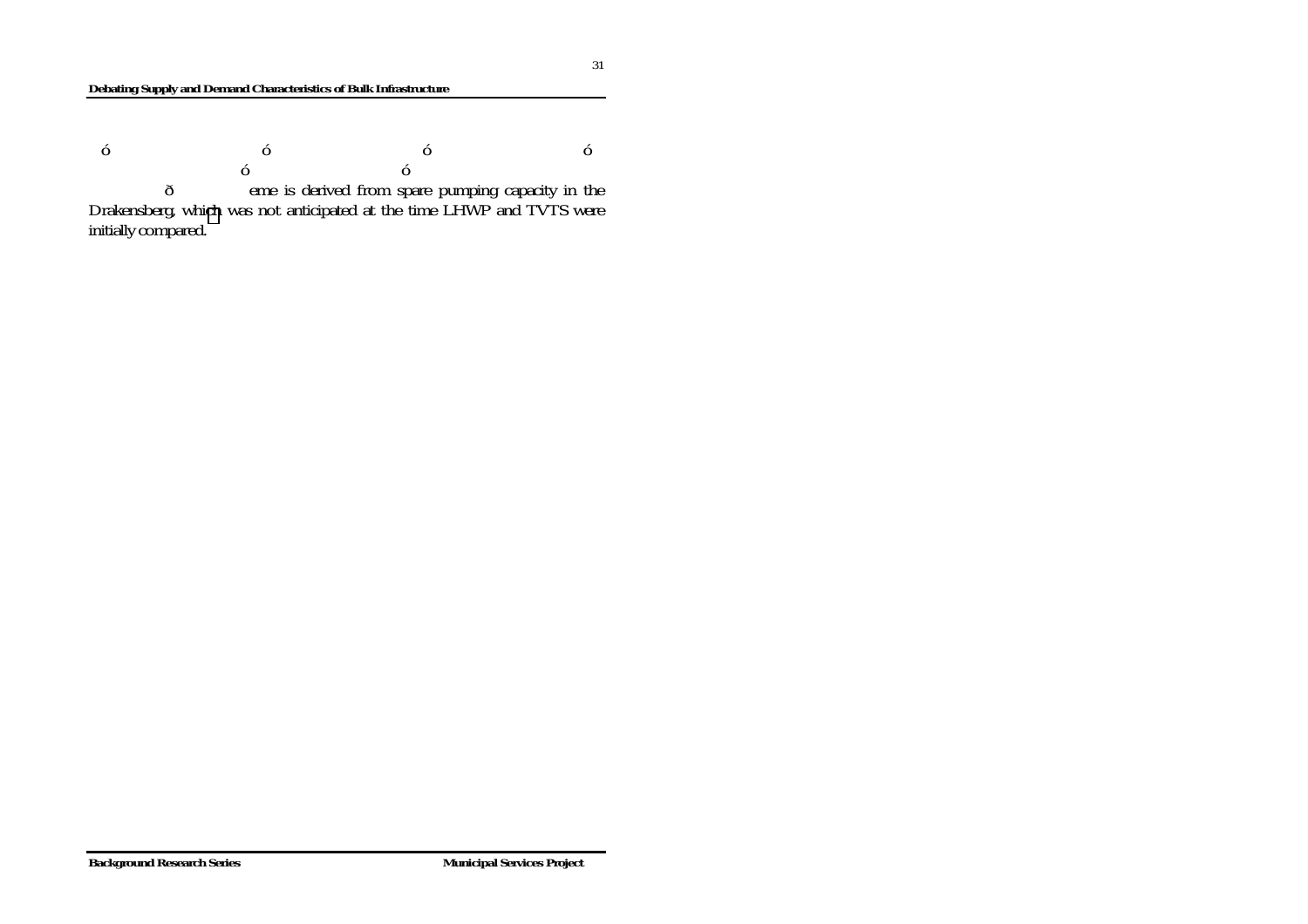ó ó ó ó
ó ó
ð eme is derived from spare pumping capacity in the Drakensberg, which was not anticipated at the time LHWP and TVTS were initially compared.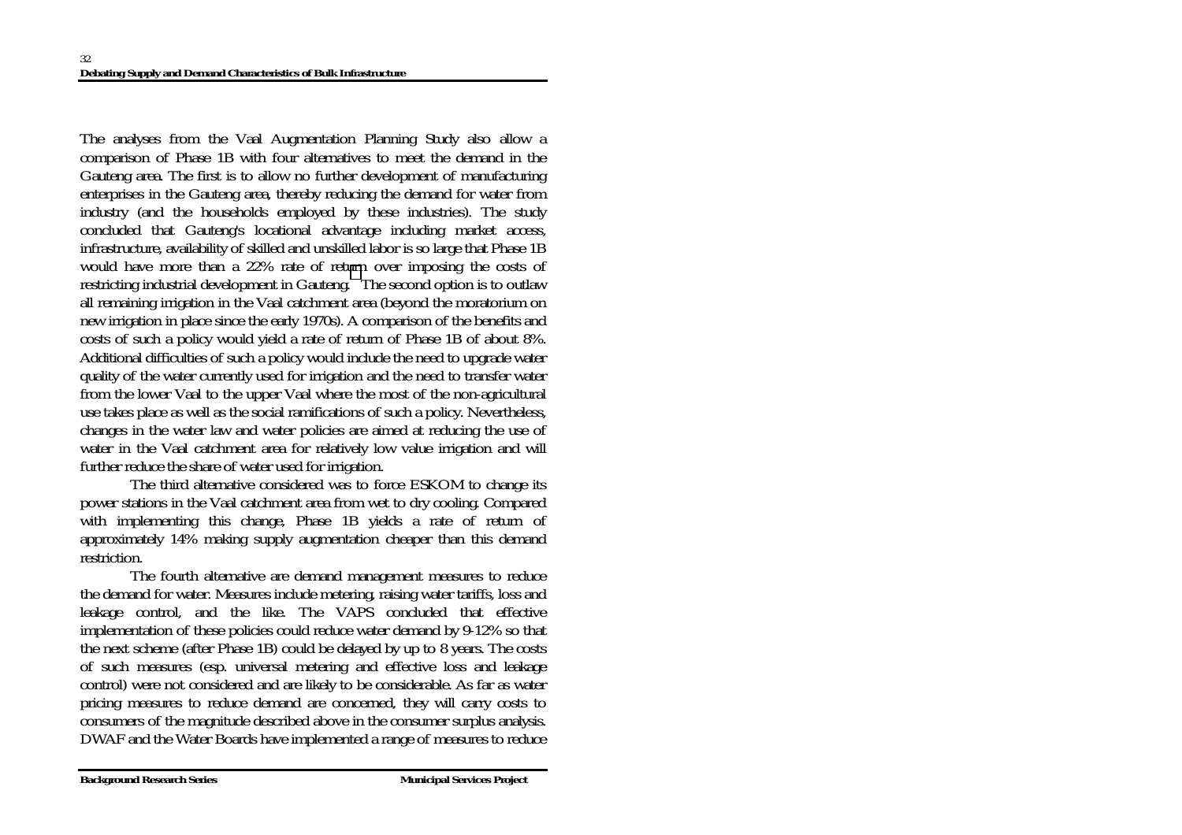The analyses from the Vaal Augmentation Planning Study also allow a comparison of Phase 1B with four alternatives to meet the demand in the Gauteng area. The first is to allow no further development of manufacturing enterprises in the Gauteng area, thereby reducing the demand for water from industry (and the households employed by these industries). The study concluded that Gauteng's locational advantage including market access, infrastructure, availability of skilled and unskilled labor is so large that Phase 1B would have more than a 22% rate of return over imposing the costs of restricting industrial development in Gauteng. The second option is to outlaw all remaining irrigation in the Vaal catchment area (beyond the moratorium on new irrigation in place since the early 1970s). A comparison of the benefits and costs of such a policy would yield a rate of return of Phase 1B of about 8%. Additional difficulties of such a policy would include the need to upgrade water quality of the water currently used for irrigation and the need to transfer water from the lower Vaal to the upper Vaal where the most of the non-agricultural use takes place as well as the social ramifications of such a policy. Nevertheless, changes in the water law and water policies are aimed at reducing the use of water in the Vaal catchment area for relatively low value irrigation and will further reduce the share of water used for irrigation.

The third alternative considered was to force ESKOM to change its power stations in the Vaal catchment area from wet to dry cooling. Compared with implementing this change, Phase 1B yields a rate of return of approximately 14% making supply augmentation cheaper than this demand restriction.

The fourth alternative are demand management measures to reduce the demand for water. Measures include metering, raising water tariffs, loss and leakage control, and the like. The VAPS concluded that effective implementation of these policies could reduce water demand by 9-12% so that the next scheme (after Phase 1B) could be delayed by up to 8 years. The costs of such measures (esp. universal metering and effective loss and leakage control) were not considered and are likely to be considerable. As far as water pricing measures to reduce demand are concerned, they will carry costs to consumers of the magnitude described above in the consumer surplus analysis. DWAF and the Water Boards have implemented a range of measures to reduce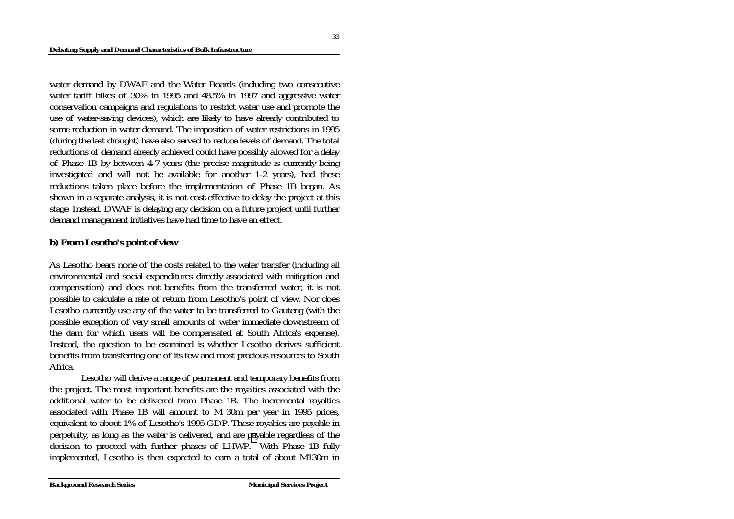water demand by DWAF and the Water Boards (including two consecutive water tariff hikes of 30% in 1995 and 48.5% in 1997 and aggressive water conservation campaigns and regulations to restrict water use and promote the use of water-saving devices), which are likely to have already contributed to some reduction in water demand. The imposition of water restrictions in 1995 (during the last drought) have also served to reduce levels of demand. The total reductions of demand already achieved could have possibly allowed for a delay of Phase 1B by between 4-7 years (the precise magnitude is currently being investigated and will not be available for another 1-2 years), had these reductions taken place before the implementation of Phase 1B began. As shown in a separate analysis, it is not cost-effective to delay the project at this stage. Instead, DWAF is delaying any decision on a future project until further demand management initiatives have had time to have an effect.

**b) From Lesotho's point of view**

As Lesotho bears none of the costs related to the water transfer (including all environmental and social expenditures directly associated with mitigation and compensation) and does not benefits from the transferred water, it is not possible to calculate a rate of return from Lesotho's point of view. Nor does Lesotho currently use any of the water to be transferred to Gauteng (with the possible exception of very small amounts of water immediate downstream of the dam for which users will be compensated at South Africa's expense). Instead, the question to be examined is whether Lesotho derives sufficient benefits from transferring one of its few and most precious resources to South Africa.

Lesotho will derive a range of permanent and temporary benefits from the project. The most important benefits are the royalties associated with the additional water to be delivered from Phase 1B. The incremental royalties associated with Phase 1B will amount to M 30m per year in 1995 prices, equivalent to about 1% of Lesotho's 1995 GDP. These royalties are payable in perpetuity, as long as the water is delivered, and are payable regardless of the decision to proceed with further phases of LHWP. With Phase 1B fully implemented, Lesotho is then expected to earn a total of about M130m in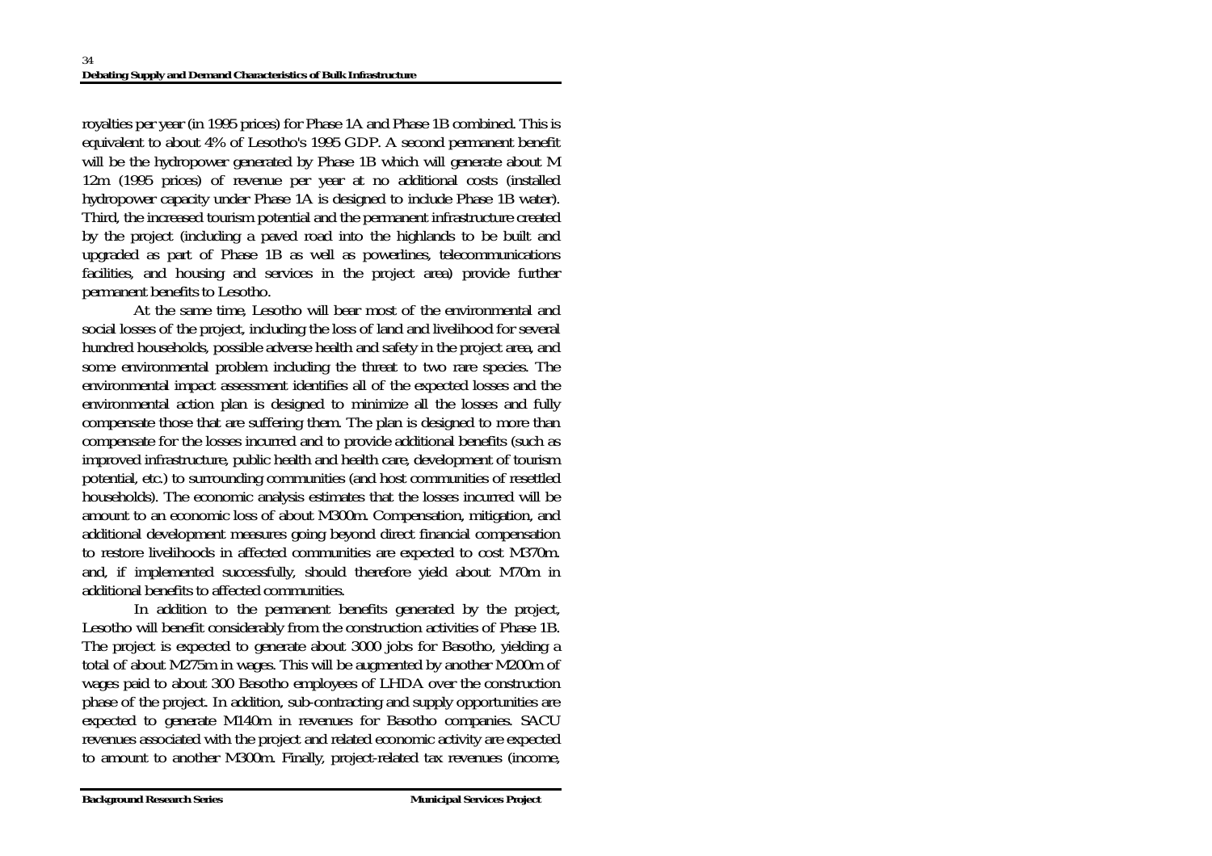royalties per year (in 1995 prices) for Phase 1A and Phase 1B combined. This is equivalent to about 4% of Lesotho's 1995 GDP. A second permanent benefit will be the hydropower generated by Phase 1B which will generate about M 12m (1995 prices) of revenue per year at no additional costs (installed hydropower capacity under Phase 1A is designed to include Phase 1B water). Third, the increased tourism potential and the permanent infrastructure created by the project (including a paved road into the highlands to be built and upgraded as part of Phase 1B as well as powerlines, telecommunications facilities, and housing and services in the project area) provide further permanent benefits to Lesotho.

At the same time, Lesotho will bear most of the environmental and social losses of the project, including the loss of land and livelihood for several hundred households, possible adverse health and safety in the project area, and some environmental problem including the threat to two rare species. The environmental impact assessment identifies all of the expected losses and the environmental action plan is designed to minimize all the losses and fully compensate those that are suffering them. The plan is designed to more than compensate for the losses incurred and to provide additional benefits (such as improved infrastructure, public health and health care, development of tourism potential, etc.) to surrounding communities (and host communities of resettled households). The economic analysis estimates that the losses incurred will be amount to an economic loss of about M300m. Compensation, mitigation, and additional development measures going beyond direct financial compensation to restore livelihoods in affected communities are expected to cost M370m. and, if implemented successfully, should therefore yield about M70m in additional benefits to affected communities.

In addition to the permanent benefits generated by the project, Lesotho will benefit considerably from the construction activities of Phase 1B. The project is expected to generate about 3000 jobs for Basotho, yielding a total of about M275m in wages. This will be augmented by another M200m of wages paid to about 300 Basotho employees of LHDA over the construction phase of the project. In addition, sub-contracting and supply opportunities are expected to generate M140m in revenues for Basotho companies. SACU revenues associated with the project and related economic activity are expected to amount to another M300m. Finally, project-related tax revenues (income,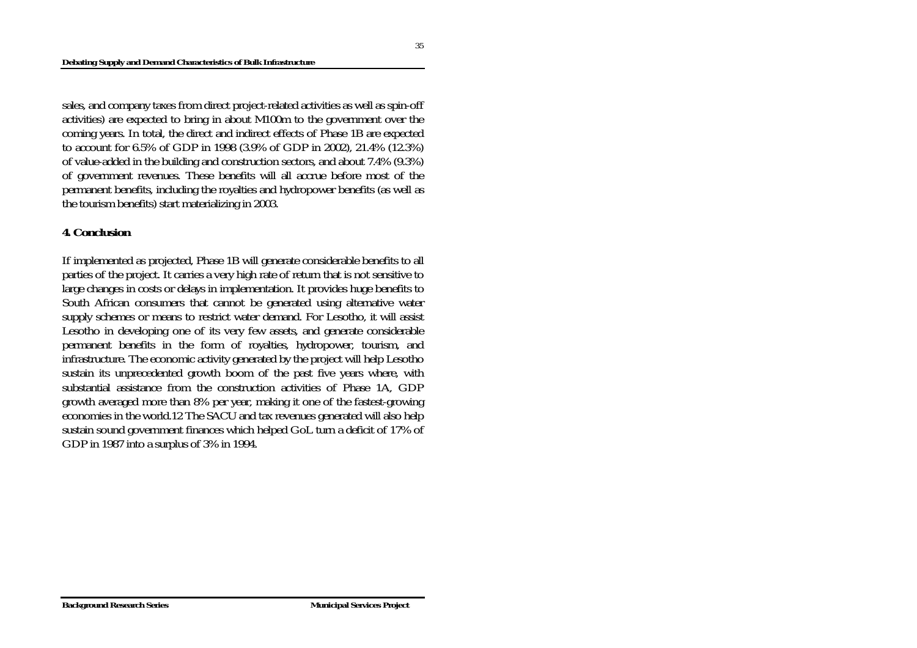sales, and company taxes from direct project-related activities as well as spin-off activities) are expected to bring in about M100m to the government over the coming years. In total, the direct and indirect effects of Phase 1B are expected to account for 6.5% of GDP in 1998 (3.9% of GDP in 2002), 21.4% (12.3%) of value-added in the building and construction sectors, and about 7.4% (9.3%) of government revenues. These benefits will all accrue before most of the permanent benefits, including the royalties and hydropower benefits (as well as the tourism benefits) start materializing in 2003.

## 4. Conclusion

If implemented as projected, Phase 1B will generate considerable benefits to all parties of the project. It carries a very high rate of return that is not sensitive to large changes in costs or delays in implementation. It provides huge benefits to South African consumers that cannot be generated using alternative water supply schemes or means to restrict water demand. For Lesotho, it will assist Lesotho in developing one of its very few assets, and generate considerable permanent benefits in the form of royalties, hydropower, tourism, and infrastructure. The economic activity generated by the project will help Lesotho sustain its unprecedented growth boom of the past five years where, with substantial assistance from the construction activities of Phase 1A, GDP growth averaged more than 8% per year, making it one of the fastest-growing economies in the world.[12] The SACU and tax revenues generated will also help sustain sound government finances which helped GoL turn a deficit of 17% of GDP in 1987 into a surplus of 3% in 1994.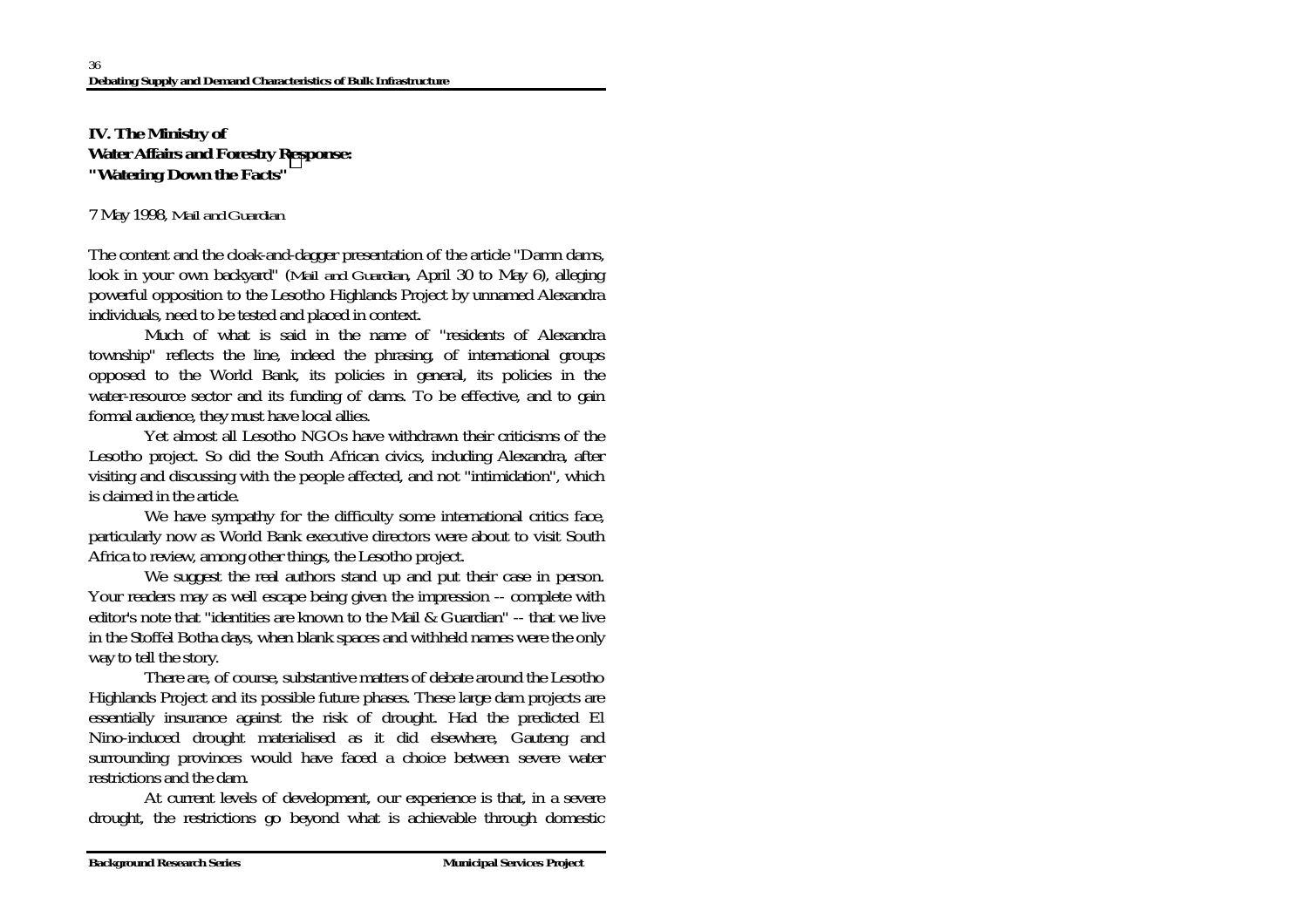## IV. The Ministry of Water Affairs and Forestry Response: "Watering Down the Facts"

7 May 1998, *Mail and Guardian*

The content and the cloak-and-dagger presentation of the article "Damn dams, look in your own backyard" (*Mail and Guardian*, April 30 to May 6), alleging powerful opposition to the Lesotho Highlands Project by unnamed Alexandra individuals, need to be tested and placed in context.

Much of what is said in the name of "residents of Alexandra township" reflects the line, indeed the phrasing, of international groups opposed to the World Bank, its policies in general, its policies in the water-resource sector and its funding of dams. To be effective, and to gain formal audience, they must have local allies.

Yet almost all Lesotho NGOs have withdrawn their criticisms of the Lesotho project. So did the South African civics, including Alexandra, after visiting and discussing with the people affected, and not "intimidation", which is claimed in the article.

We have sympathy for the difficulty some international critics face, particularly now as World Bank executive directors were about to visit South Africa to review, among other things, the Lesotho project.

We suggest the real authors stand up and put their case in person. Your readers may as well escape being given the impression -- complete with editor's note that "identities are known to the Mail & Guardian" -- that we live in the Stoffel Botha days, when blank spaces and withheld names were the only way to tell the story.

There are, of course, substantive matters of debate around the Lesotho Highlands Project and its possible future phases. These large dam projects are essentially insurance against the risk of drought. Had the predicted El Nino-induced drought materialised as it did elsewhere, Gauteng and surrounding provinces would have faced a choice between severe water restrictions and the dam.

At current levels of development, our experience is that, in a severe drought, the restrictions go beyond what is achievable through domestic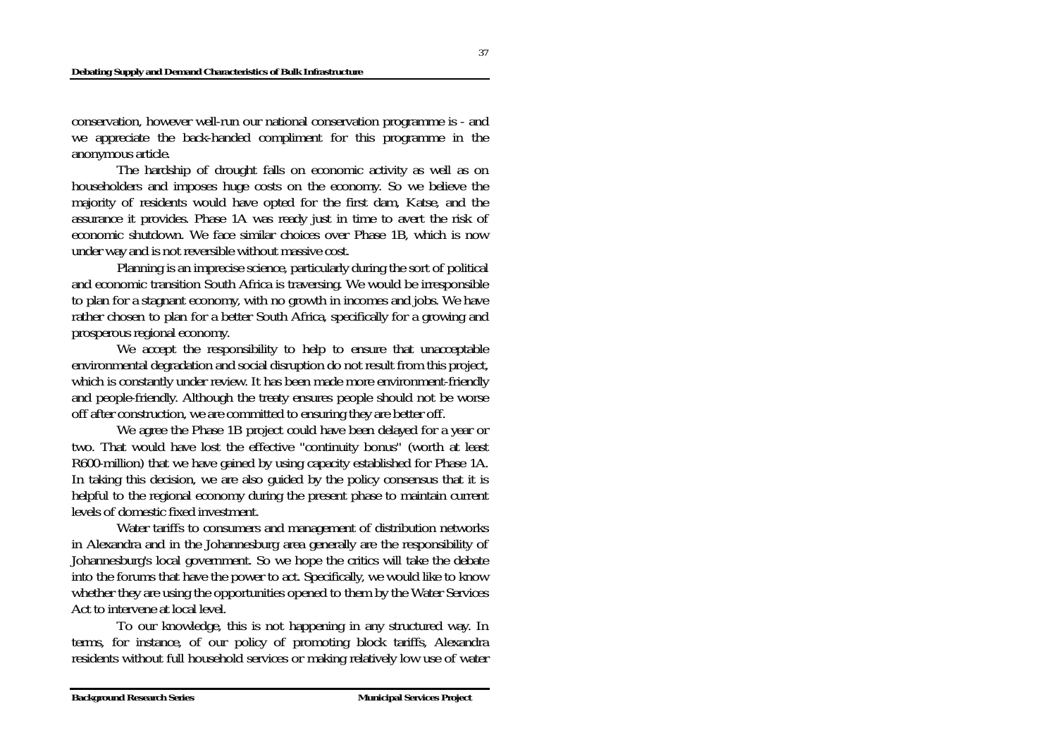conservation, however well-run our national conservation programme is - and we appreciate the back-handed compliment for this programme in the anonymous article.

The hardship of drought falls on economic activity as well as on householders and imposes huge costs on the economy. So we believe the majority of residents would have opted for the first dam, Katse, and the assurance it provides. Phase 1A was ready just in time to avert the risk of economic shutdown. We face similar choices over Phase 1B, which is now under way and is not reversible without massive cost.

Planning is an imprecise science, particularly during the sort of political and economic transition South Africa is traversing. We would be irresponsible to plan for a stagnant economy, with no growth in incomes and jobs. We have rather chosen to plan for a better South Africa, specifically for a growing and prosperous regional economy.

We accept the responsibility to help to ensure that unacceptable environmental degradation and social disruption do not result from this project, which is constantly under review. It has been made more environment-friendly and people-friendly. Although the treaty ensures people should not be worse off after construction, we are committed to ensuring they are better off.

We agree the Phase 1B project could have been delayed for a year or two. That would have lost the effective "continuity bonus" (worth at least R600-million) that we have gained by using capacity established for Phase 1A. In taking this decision, we are also guided by the policy consensus that it is helpful to the regional economy during the present phase to maintain current levels of domestic fixed investment.

Water tariffs to consumers and management of distribution networks in Alexandra and in the Johannesburg area generally are the responsibility of Johannesburg's local government. So we hope the critics will take the debate into the forums that have the power to act. Specifically, we would like to know whether they are using the opportunities opened to them by the Water Services Act to intervene at local level.

To our knowledge, this is not happening in any structured way. In terms, for instance, of our policy of promoting block tariffs, Alexandra residents without full household services or making relatively low use of water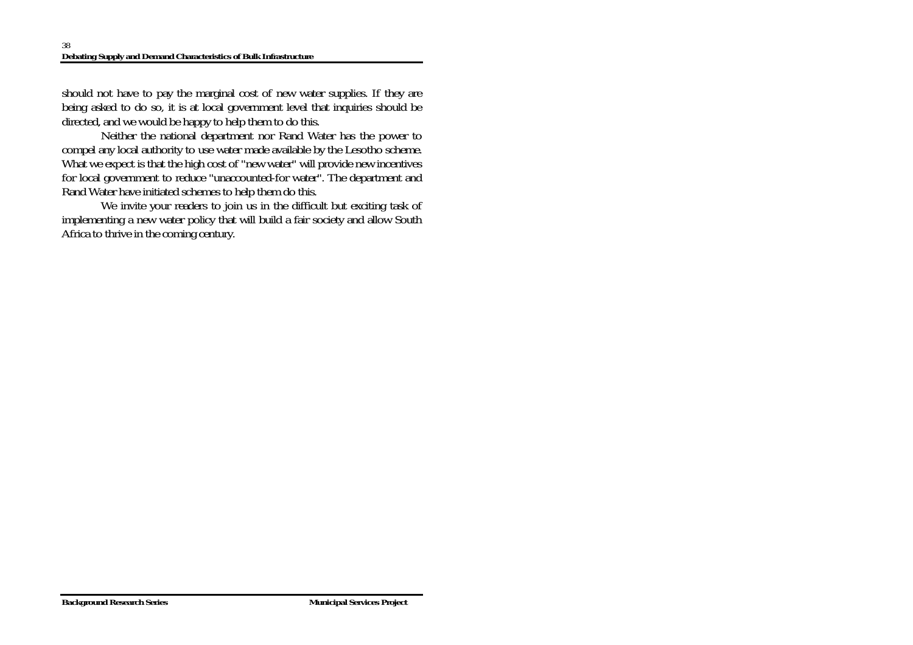should not have to pay the marginal cost of new water supplies. If they are being asked to do so, it is at local government level that inquiries should be directed, and we would be happy to help them to do this.

Neither the national department nor Rand Water has the power to compel any local authority to use water made available by the Lesotho scheme. What we expect is that the high cost of "new water" will provide new incentives for local government to reduce "unaccounted-for water". The department and Rand Water have initiated schemes to help them do this.

We invite your readers to join us in the difficult but exciting task of implementing a new water policy that will build a fair society and allow South Africa to thrive in the coming century.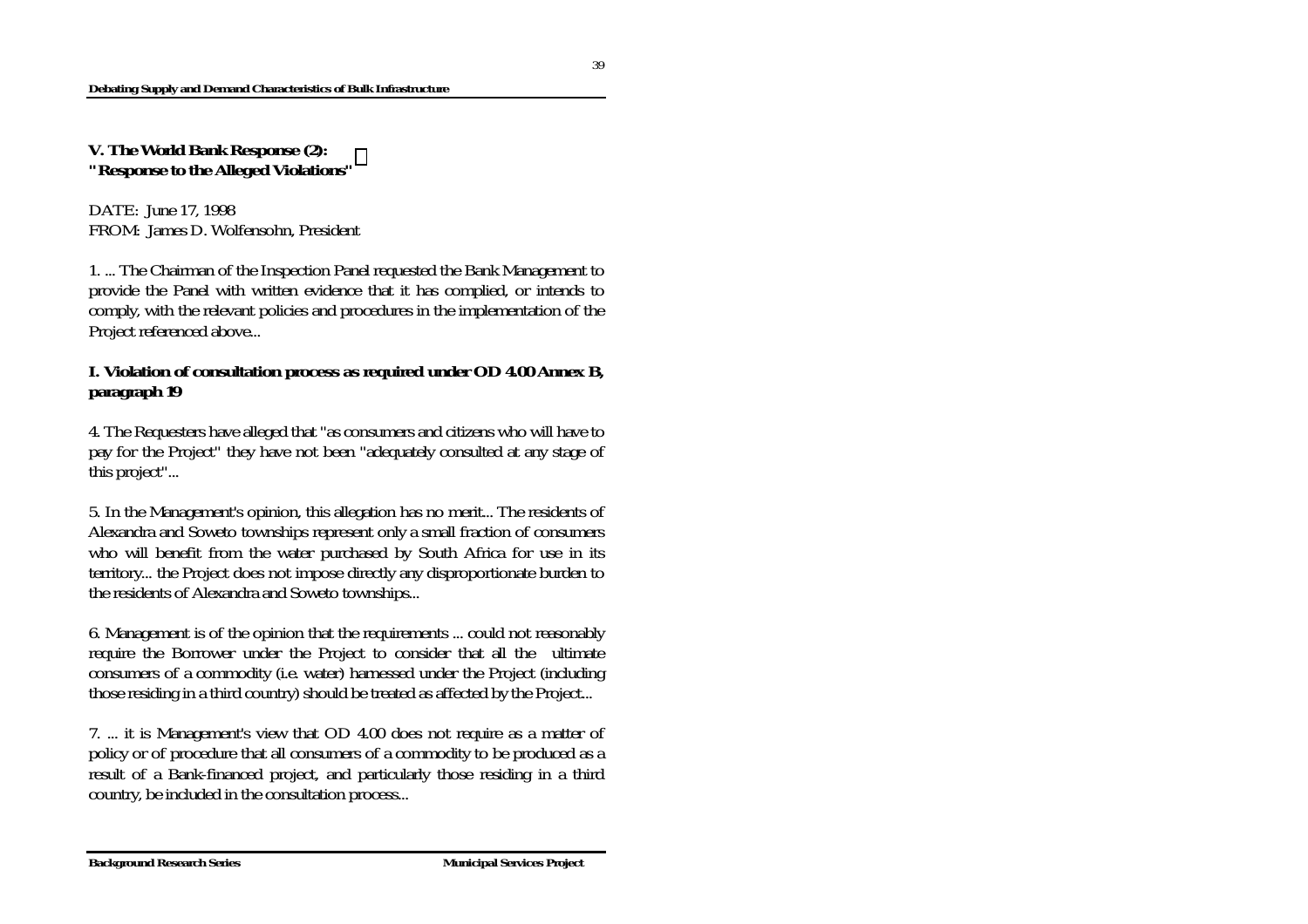## V. The World Bank Response (2): "Response to the Alleged Violations"

DATE: June 17, 1998
FROM: James D. Wolfensohn, President

1. ... The Chairman of the Inspection Panel requested the Bank Management to provide the Panel with written evidence that it has complied, or intends to comply, with the relevant policies and procedures in the implementation of the Project referenced above...

### I. Violation of consultation process as required under OD 4.00 Annex B, paragraph 19

4. The Requesters have alleged that "as consumers and citizens who will have to pay for the Project" they have not been "adequately consulted at any stage of this project"...

5. In the Management's opinion, this allegation has no merit... The residents of Alexandra and Soweto townships represent only a small fraction of consumers who will benefit from the water purchased by South Africa for use in its territory... the Project does not impose directly any disproportionate burden to the residents of Alexandra and Soweto townships...

6. Management is of the opinion that the requirements ... could not reasonably require the Borrower under the Project to consider that all the ultimate consumers of a commodity (i.e. water) harnessed under the Project (including those residing in a third country) should be treated as affected by the Project...

7. ... it is Management's view that OD 4.00 does not require as a matter of policy or of procedure that all consumers of a commodity to be produced as a result of a Bank-financed project, and particularly those residing in a third country, be included in the consultation process...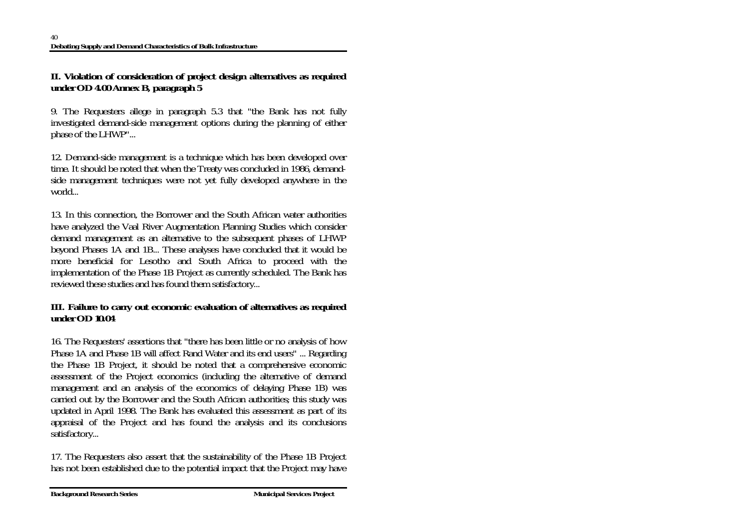**II. Violation of consideration of project design alternatives as required under OD 4.00 Annex B, paragraph 5**

9. The Requesters allege in paragraph 5.3 that "the Bank has not fully investigated demand-side management options during the planning of either phase of the LHWP"...

12. Demand-side management is a technique which has been developed over time. It should be noted that when the Treaty was concluded in 1986, demand-side management techniques were not yet fully developed anywhere in the world...

13. In this connection, the Borrower and the South African water authorities have analyzed the Vaal River Augmentation Planning Studies which consider demand management as an alternative to the subsequent phases of LHWP beyond Phases 1A and 1B... These analyses have concluded that it would be more beneficial for Lesotho and South Africa to proceed with the implementation of the Phase 1B Project as currently scheduled. The Bank has reviewed these studies and has found them satisfactory...

**III. Failure to carry out economic evaluation of alternatives as required under OD 10.04**

16. The Requesters' assertions that "there has been little or no analysis of how Phase 1A and Phase 1B will affect Rand Water and its end users" ... Regarding the Phase 1B Project, it should be noted that a comprehensive economic assessment of the Project economics (including the alternative of demand management and an analysis of the economics of delaying Phase 1B) was carried out by the Borrower and the South African authorities; this study was updated in April 1998. The Bank has evaluated this assessment as part of its appraisal of the Project and has found the analysis and its conclusions satisfactory...

17. The Requesters also assert that the sustainability of the Phase 1B Project has not been established due to the potential impact that the Project may have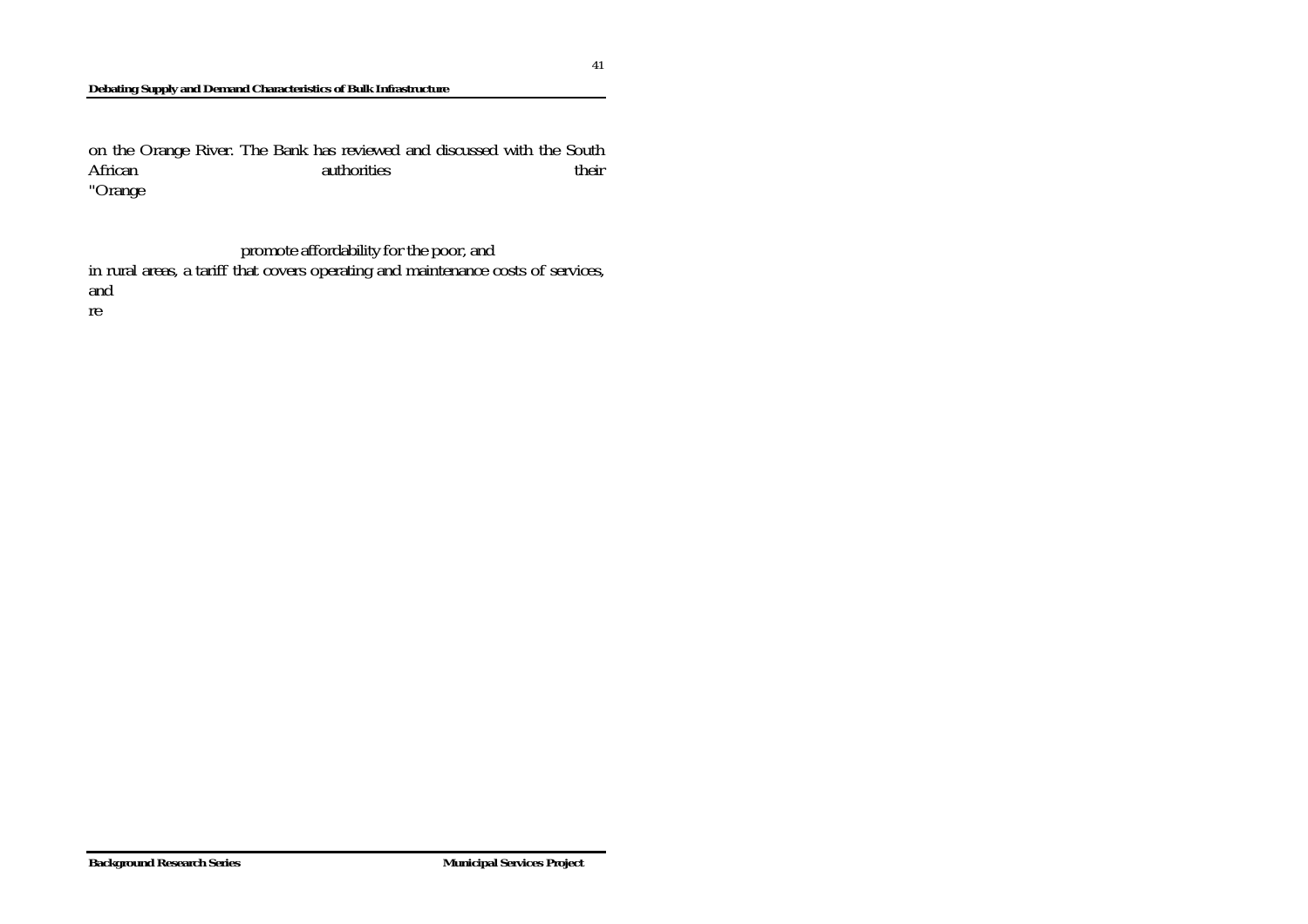on the Orange River. The Bank has reviewed and discussed with the South African authorities their "Orange

promote affordability for the poor, and
in rural areas, a tariff that covers operating and maintenance costs of services, and
re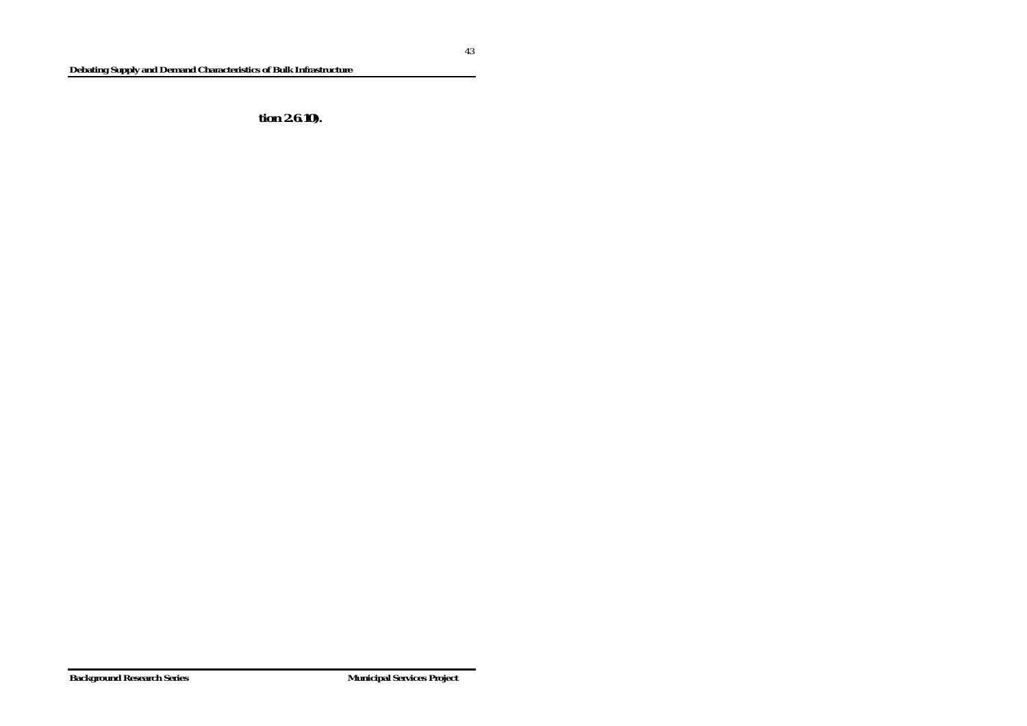**tion 2.6.10).**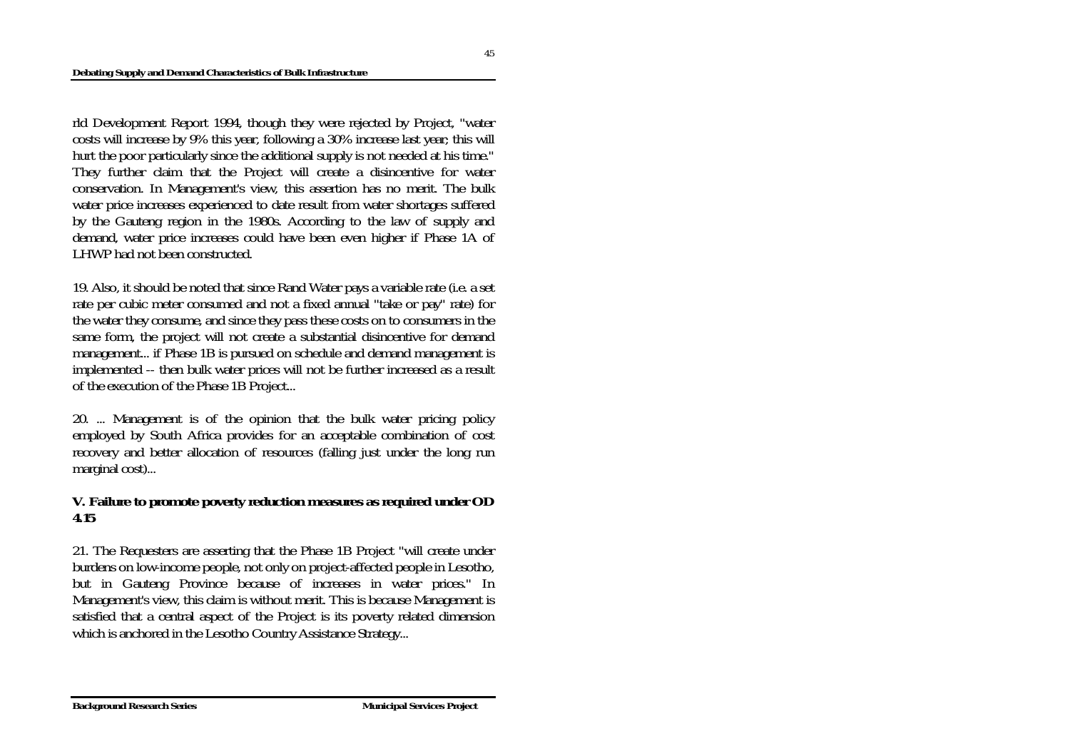rld Development Report 1994, though they were rejected by Project, "water costs will increase by 9% this year, following a 30% increase last year; this will hurt the poor particularly since the additional supply is not needed at his time." They further claim that the Project will create a disincentive for water conservation. In Management's view, this assertion has no merit. The bulk water price increases experienced to date result from water shortages suffered by the Gauteng region in the 1980s. According to the law of supply and demand, water price increases could have been even higher if Phase 1A of LHWP had not been constructed.

19. Also, it should be noted that since Rand Water pays a variable rate (i.e. a set rate per cubic meter consumed and not a fixed annual "take or pay" rate) for the water they consume, and since they pass these costs on to consumers in the same form, the project will not create a substantial disincentive for demand management... if Phase 1B is pursued on schedule and demand management is implemented -- then bulk water prices will not be further increased as a result of the execution of the Phase 1B Project...

20. ... Management is of the opinion that the bulk water pricing policy employed by South Africa provides for an acceptable combination of cost recovery and better allocation of resources (falling just under the long run marginal cost)...

**V. Failure to promote poverty reduction measures as required under OD 4.15**

21. The Requesters are asserting that the Phase 1B Project "will create under burdens on low-income people, not only on project-affected people in Lesotho, but in Gauteng Province because of increases in water prices." In Management's view, this claim is without merit. This is because Management is satisfied that a central aspect of the Project is its poverty related dimension which is anchored in the Lesotho Country Assistance Strategy...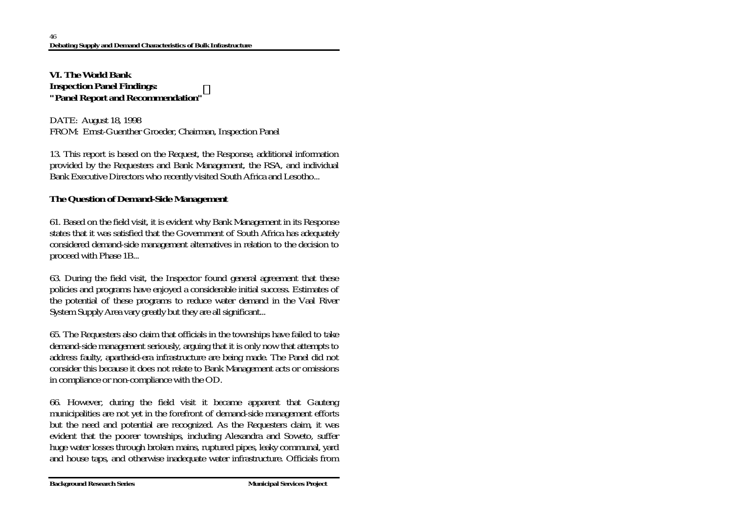## VI. The World Bank Inspection Panel Findings: "Panel Report and Recommendation"

DATE: August 18, 1998
FROM: Ernst-Guenther Groeder, Chairman, Inspection Panel

13. This report is based on the Request, the Response, additional information provided by the Requesters and Bank Management, the RSA, and individual Bank Executive Directors who recently visited South Africa and Lesotho...

### The Question of Demand-Side Management

61. Based on the field visit, it is evident why Bank Management in its Response states that it was satisfied that the Government of South Africa has adequately considered demand-side management alternatives in relation to the decision to proceed with Phase 1B...

63. During the field visit, the Inspector found general agreement that these policies and programs have enjoyed a considerable initial success. Estimates of the potential of these programs to reduce water demand in the Vaal River System Supply Area vary greatly but they are all significant...

65. The Requesters also claim that officials in the townships have failed to take demand-side management seriously, arguing that it is only now that attempts to address faulty, apartheid-era infrastructure are being made. The Panel did not consider this because it does not relate to Bank Management acts or omissions in compliance or non-compliance with the OD.

66. However, during the field visit it became apparent that Gauteng municipalities are not yet in the forefront of demand-side management efforts but the need and potential are recognized. As the Requesters claim, it was evident that the poorer townships, including Alexandra and Soweto, suffer huge water losses through broken mains, ruptured pipes, leaky communal, yard and house taps, and otherwise inadequate water infrastructure. Officials from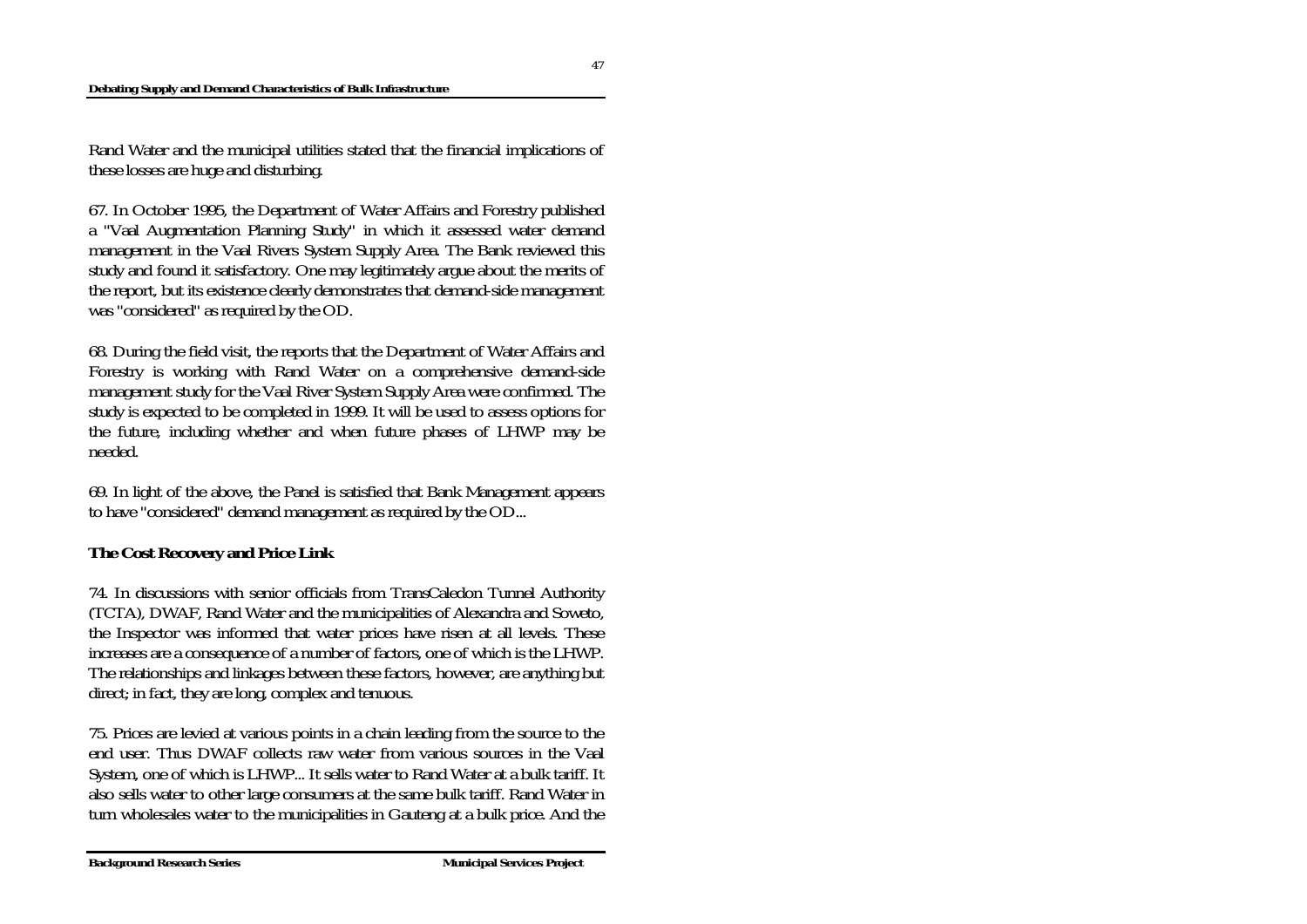Rand Water and the municipal utilities stated that the financial implications of these losses are huge and disturbing.

67. In October 1995, the Department of Water Affairs and Forestry published a "Vaal Augmentation Planning Study" in which it assessed water demand management in the Vaal Rivers System Supply Area. The Bank reviewed this study and found it satisfactory. One may legitimately argue about the merits of the report, but its existence clearly demonstrates that demand-side management was "considered" as required by the OD.

68. During the field visit, the reports that the Department of Water Affairs and Forestry is working with Rand Water on a comprehensive demand-side management study for the Vaal River System Supply Area were confirmed. The study is expected to be completed in 1999. It will be used to assess options for the future, including whether and when future phases of LHWP may be needed.

69. In light of the above, the Panel is satisfied that Bank Management appears to have "considered" demand management as required by the OD...

**The Cost Recovery and Price Link**

74. In discussions with senior officials from TransCaledon Tunnel Authority (TCTA), DWAF, Rand Water and the municipalities of Alexandra and Soweto, the Inspector was informed that water prices have risen at all levels. These increases are a consequence of a number of factors, one of which is the LHWP. The relationships and linkages between these factors, however, are anything but direct; in fact, they are long, complex and tenuous.

75. Prices are levied at various points in a chain leading from the source to the end user. Thus DWAF collects raw water from various sources in the Vaal System, one of which is LHWP... It sells water to Rand Water at a bulk tariff. It also sells water to other large consumers at the same bulk tariff. Rand Water in turn wholesales water to the municipalities in Gauteng at a bulk price. And the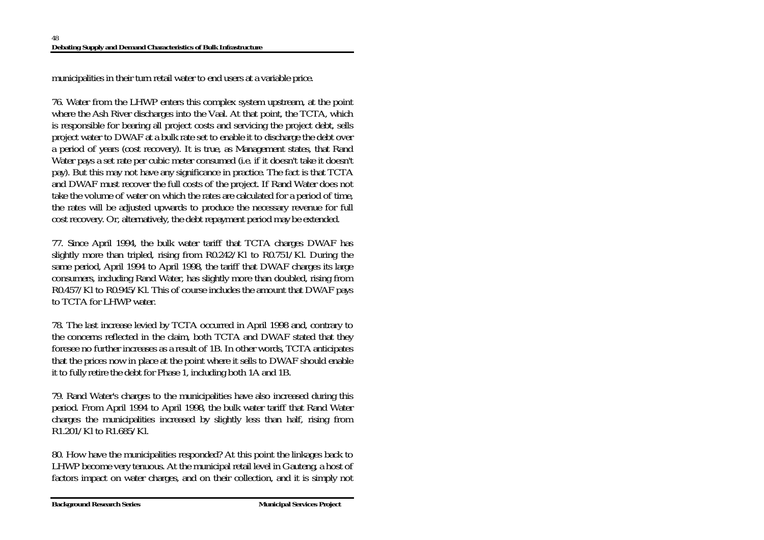municipalities in their turn retail water to end users at a variable price.

76. Water from the LHWP enters this complex system upstream, at the point where the Ash River discharges into the Vaal. At that point, the TCTA, which is responsible for bearing all project costs and servicing the project debt, sells project water to DWAF at a bulk rate set to enable it to discharge the debt over a period of years (cost recovery). It is true, as Management states, that Rand Water pays a set rate per cubic meter consumed (i.e. if it doesn't take it doesn't pay). But this may not have any significance in practice. The fact is that TCTA and DWAF must recover the full costs of the project. If Rand Water does not take the volume of water on which the rates are calculated for a period of time, the rates will be adjusted upwards to produce the necessary revenue for full cost recovery. Or, alternatively, the debt repayment period may be extended.

77. Since April 1994, the bulk water tariff that TCTA charges DWAF has slightly more than tripled, rising from R0.242/Kl to R0.751/Kl. During the same period, April 1994 to April 1998, the tariff that DWAF charges its large consumers, including Rand Water, has slightly more than doubled, rising from R0.457/Kl to R0.945/Kl. This of course includes the amount that DWAF pays to TCTA for LHWP water.

78. The last increase levied by TCTA occurred in April 1998 and, contrary to the concerns reflected in the claim, both TCTA and DWAF stated that they foresee no further increases as a result of 1B. In other words, TCTA anticipates that the prices now in place at the point where it sells to DWAF should enable it to fully retire the debt for Phase 1, including both 1A and 1B.

79. Rand Water's charges to the municipalities have also increased during this period. From April 1994 to April 1998, the bulk water tariff that Rand Water charges the municipalities increased by slightly less than half, rising from R1.201/Kl to R1.685/Kl.

80. How have the municipalities responded? At this point the linkages back to LHWP become very tenuous. At the municipal retail level in Gauteng, a host of factors impact on water charges, and on their collection, and it is simply not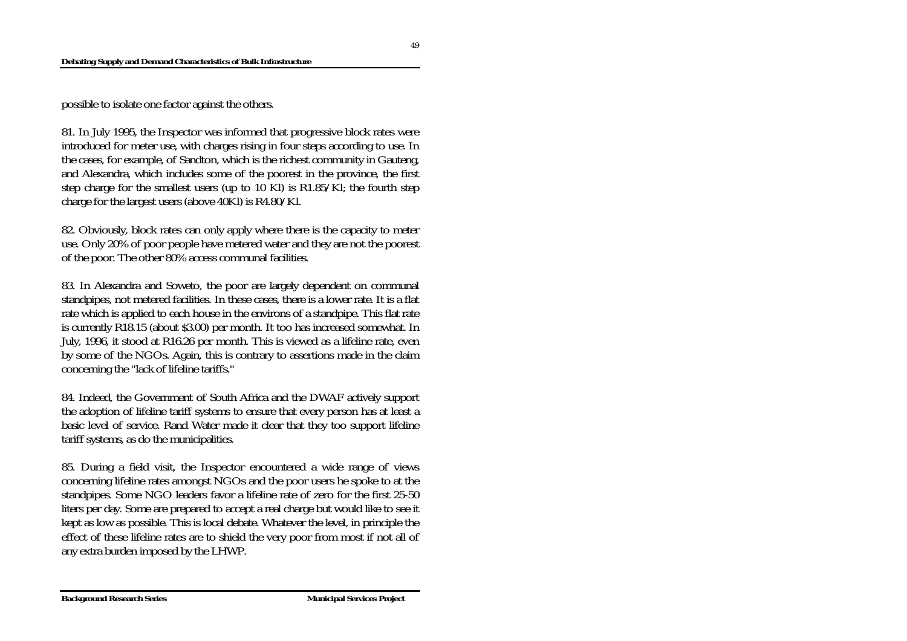possible to isolate one factor against the others.

81. In July 1995, the Inspector was informed that progressive block rates were introduced for meter use, with charges rising in four steps according to use. In the cases, for example, of Sandton, which is the richest community in Gauteng, and Alexandra, which includes some of the poorest in the province, the first step charge for the smallest users (up to 10 Kl) is R1.85/Kl; the fourth step charge for the largest users (above 40Kl) is R4.80/Kl.

82. Obviously, block rates can only apply where there is the capacity to meter use. Only 20% of poor people have metered water and they are not the poorest of the poor. The other 80% access communal facilities.

83. In Alexandra and Soweto, the poor are largely dependent on communal standpipes, not metered facilities. In these cases, there is a lower rate. It is a flat rate which is applied to each house in the environs of a standpipe. This flat rate is currently R18.15 (about $3.00) per month. It too has increased somewhat. In July, 1996, it stood at R16.26 per month. This is viewed as a lifeline rate, even by some of the NGOs. Again, this is contrary to assertions made in the claim concerning the "lack of lifeline tariffs."

84. Indeed, the Government of South Africa and the DWAF actively support the adoption of lifeline tariff systems to ensure that every person has at least a basic level of service. Rand Water made it clear that they too support lifeline tariff systems, as do the municipalities.

85. During a field visit, the Inspector encountered a wide range of views concerning lifeline rates amongst NGOs and the poor users he spoke to at the standpipes. Some NGO leaders favor a lifeline rate of zero for the first 25-50 liters per day. Some are prepared to accept a real charge but would like to see it kept as low as possible. This is local debate. Whatever the level, in principle the effect of these lifeline rates are to shield the very poor from most if not all of any extra burden imposed by the LHWP.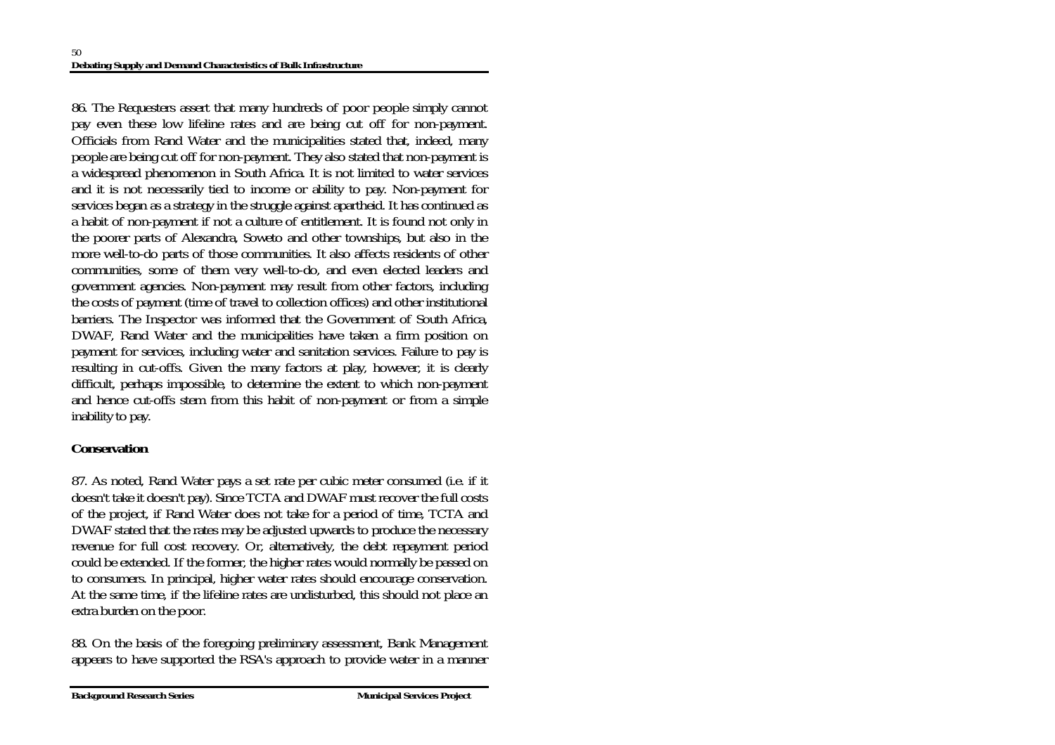86. The Requesters assert that many hundreds of poor people simply cannot pay even these low lifeline rates and are being cut off for non-payment. Officials from Rand Water and the municipalities stated that, indeed, many people are being cut off for non-payment. They also stated that non-payment is a widespread phenomenon in South Africa. It is not limited to water services and it is not necessarily tied to income or ability to pay. Non-payment for services began as a strategy in the struggle against apartheid. It has continued as a habit of non-payment if not a culture of entitlement. It is found not only in the poorer parts of Alexandra, Soweto and other townships, but also in the more well-to-do parts of those communities. It also affects residents of other communities, some of them very well-to-do, and even elected leaders and government agencies. Non-payment may result from other factors, including the costs of payment (time of travel to collection offices) and other institutional barriers. The Inspector was informed that the Government of South Africa, DWAF, Rand Water and the municipalities have taken a firm position on payment for services, including water and sanitation services. Failure to pay is resulting in cut-offs. Given the many factors at play, however, it is clearly difficult, perhaps impossible, to determine the extent to which non-payment and hence cut-offs stem from this habit of non-payment or from a simple inability to pay.

**Conservation**

87. As noted, Rand Water pays a set rate per cubic meter consumed (i.e. if it doesn't take it doesn't pay). Since TCTA and DWAF must recover the full costs of the project, if Rand Water does not take for a period of time, TCTA and DWAF stated that the rates may be adjusted upwards to produce the necessary revenue for full cost recovery. Or, alternatively, the debt repayment period could be extended. If the former, the higher rates would normally be passed on to consumers. In principal, higher water rates should encourage conservation. At the same time, if the lifeline rates are undisturbed, this should not place an extra burden on the poor.

88. On the basis of the foregoing preliminary assessment, Bank Management appears to have supported the RSA's approach to provide water in a manner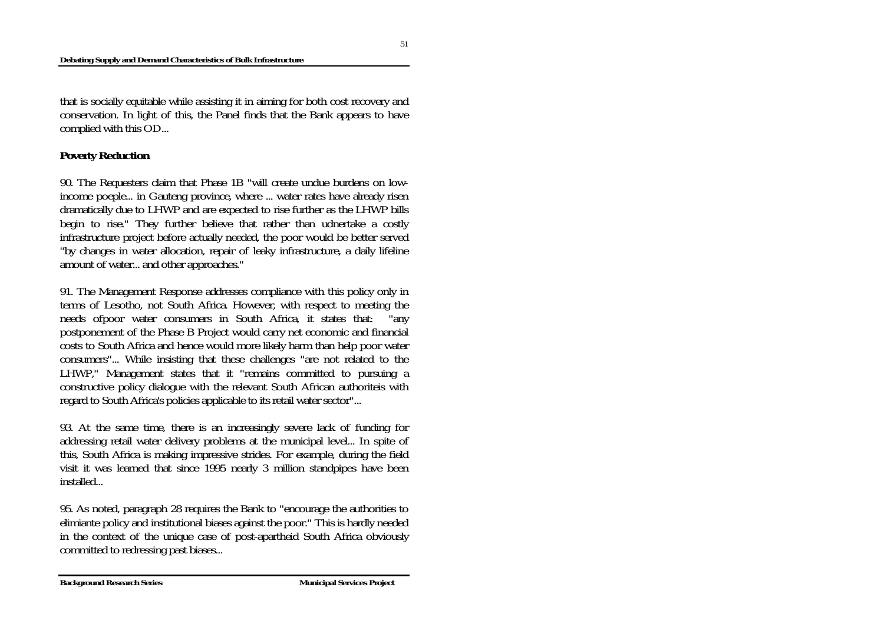that is socially equitable while assisting it in aiming for both cost recovery and conservation. In light of this, the Panel finds that the Bank appears to have complied with this OD...

**Poverty Reduction**

90. The Requesters claim that Phase 1B "will create undue burdens on low-income poeple... in Gauteng province, where ... water rates have already risen dramatically due to LHWP and are expected to rise further as the LHWP bills begin to rise." They further believe that rather than udnertake a costly infrastructure project before actually needed, the poor would be better served "by changes in water allocation, repair of leaky infrastructure, a daily lifeline amount of water... and other approaches."

91. The Management Response addresses compliance with this policy only in terms of Lesotho, not South Africa. However, with respect to meeting the needs ofpoor water consumers in South Africa, it states that: "any postponement of the Phase B Project would carry net economic and financial costs to South Africa and hence would more likely harm than help poor water consumers"... While insisting that these challenges "are not related to the LHWP," Management states that it "remains committed to pursuing a constructive policy dialogue with the relevant South African authoriteis with regard to South Africa's policies applicable to its retail water sector"...

93. At the same time, there is an increasingly severe lack of funding for addressing retail water delivery problems at the municipal level... In spite of this, South Africa is making impressive strides. For example, during the field visit it was learned that since 1995 nearly 3 million standpipes have been installed...

95. As noted, paragraph 28 requires the Bank to "encourage the authorities to elimiante policy and institutional biases against the poor." This is hardly needed in the context of the unique case of post-apartheid South Africa obviously committed to redressing past biases...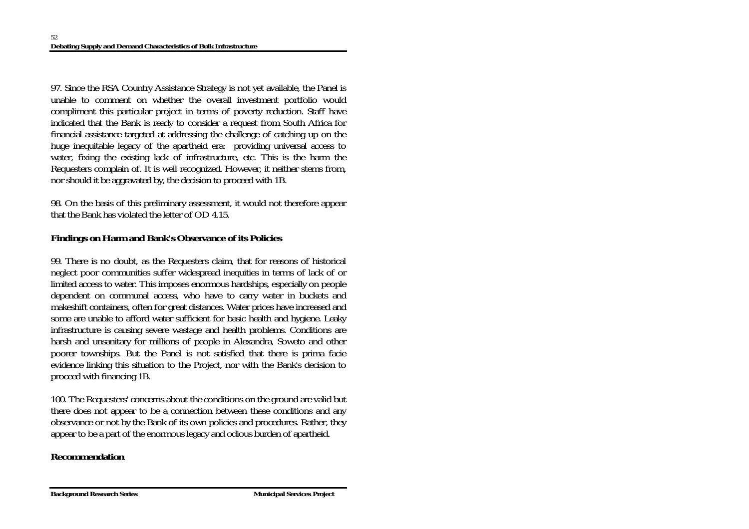97. Since the RSA Country Assistance Strategy is not yet available, the Panel is unable to comment on whether the overall investment portfolio would compliment this particular project in terms of poverty reduction. Staff have indicated that the Bank is ready to consider a request from South Africa for financial assistance targeted at addressing the challenge of catching up on the huge inequitable legacy of the apartheid era: providing universal access to water, fixing the existing lack of infrastructure, etc. This is the harm the Requesters complain of. It is well recognized. However, it neither stems from, nor should it be aggravated by, the decision to proceed with 1B.

98. On the basis of this preliminary assessment, it would not therefore appear that the Bank has violated the letter of OD 4.15.

**Findings on Harm and Bank's Observance of its Policies**

99. There is no doubt, as the Requesters claim, that for reasons of historical neglect poor communities suffer widespread inequities in terms of lack of or limited access to water. This imposes enormous hardships, especially on people dependent on communal access, who have to carry water in buckets and makeshift containers, often for great distances. Water prices have increased and some are unable to afford water sufficient for basic health and hygiene. Leaky infrastructure is causing severe wastage and health problems. Conditions are harsh and unsanitary for millions of people in Alexandra, Soweto and other poorer townships. But the Panel is not satisfied that there is prima facie evidence linking this situation to the Project, nor with the Bank's decision to proceed with financing 1B.

100. The Requesters' concerns about the conditions on the ground are valid but there does not appear to be a connection between these conditions and any observance or not by the Bank of its own policies and procedures. Rather, they appear to be a part of the enormous legacy and odious burden of apartheid.

**Recommendation**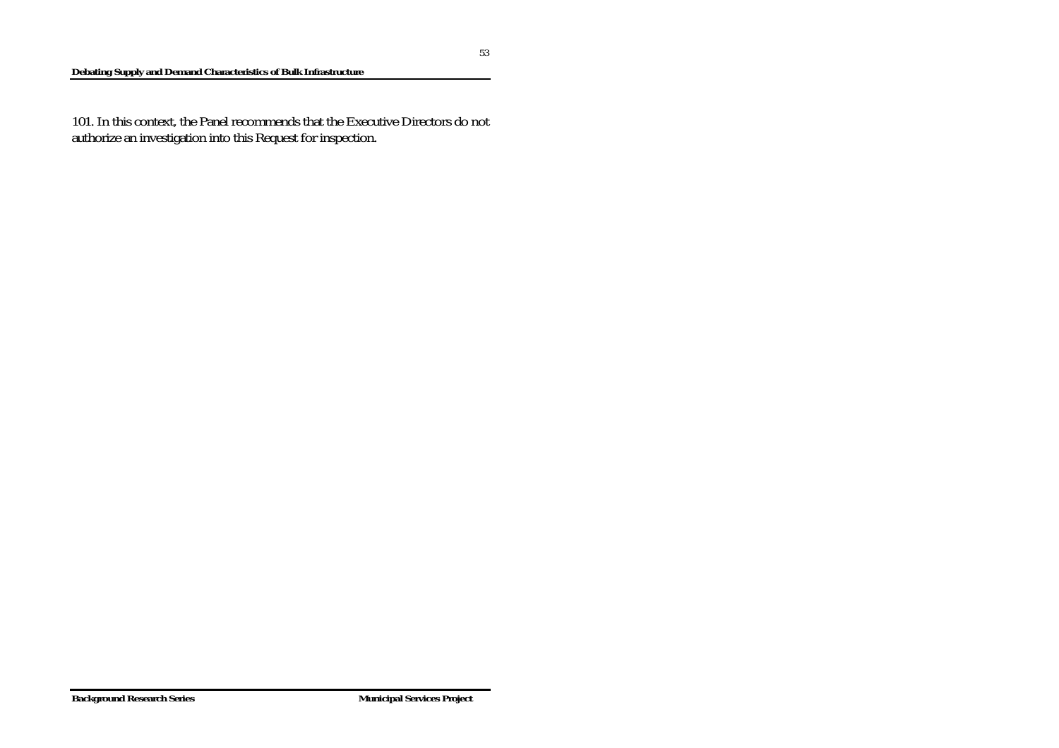101. In this context, the Panel recommends that the Executive Directors do not authorize an investigation into this Request for inspection.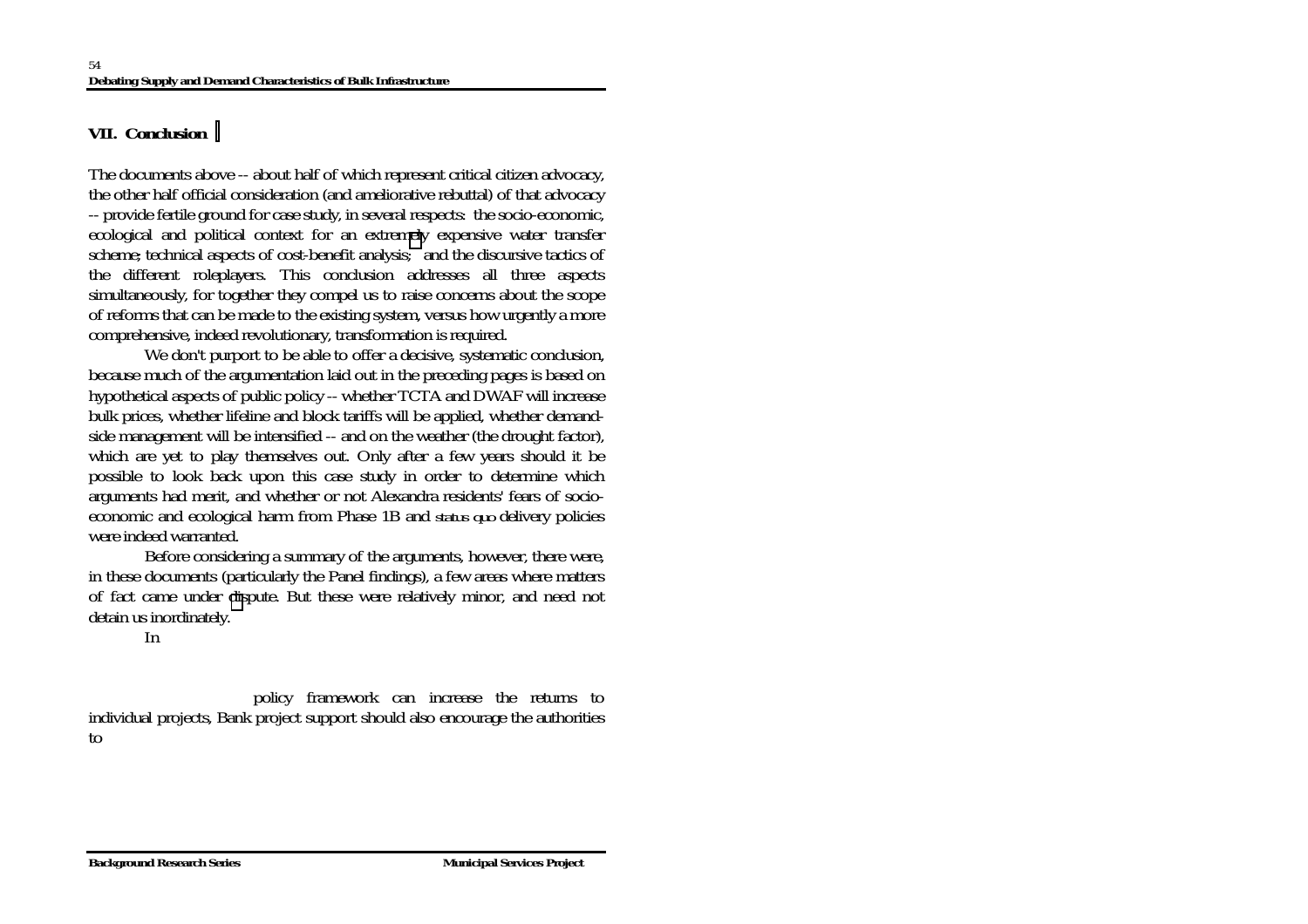## VII. Conclusion

The documents above -- about half of which represent critical citizen advocacy, the other half official consideration (and ameliorative rebuttal) of that advocacy -- provide fertile ground for case study, in several respects: the socio-economic, ecological and political context for an extremely expensive water transfer scheme; technical aspects of cost-benefit analysis; and the discursive tactics of the different roleplayers. This conclusion addresses all three aspects simultaneously, for together they compel us to raise concerns about the scope of reforms that can be made to the existing system, versus how urgently a more comprehensive, indeed revolutionary, transformation is required.

We don't purport to be able to offer a decisive, systematic conclusion, because much of the argumentation laid out in the preceding pages is based on hypothetical aspects of public policy -- whether TCTA and DWAF will increase bulk prices, whether lifeline and block tariffs will be applied, whether demand-side management will be intensified -- and on the weather (the drought factor), which are yet to play themselves out. Only after a few years should it be possible to look back upon this case study in order to determine which arguments had merit, and whether or not Alexandra residents' fears of socio-economic and ecological harm from Phase 1B and *status quo* delivery policies were indeed warranted.

Before considering a summary of the arguments, however, there were, in these documents (particularly the Panel findings), a few areas where matters of fact came under dispute. But these were relatively minor, and need not detain us inordinately.

In

policy framework can increase the returns to individual projects, Bank project support should also encourage the authorities to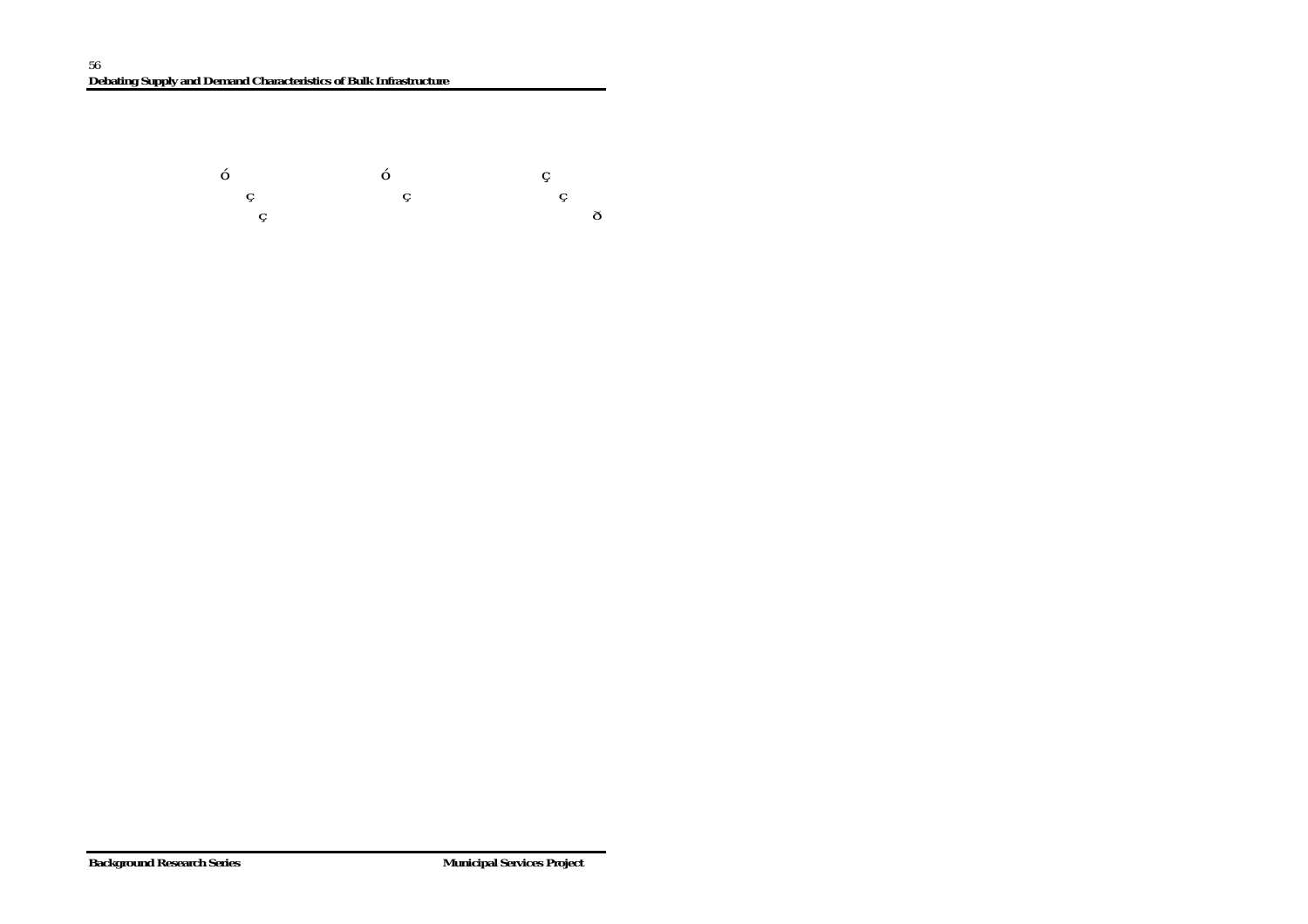ó ó ç

ç ç ç

ç ð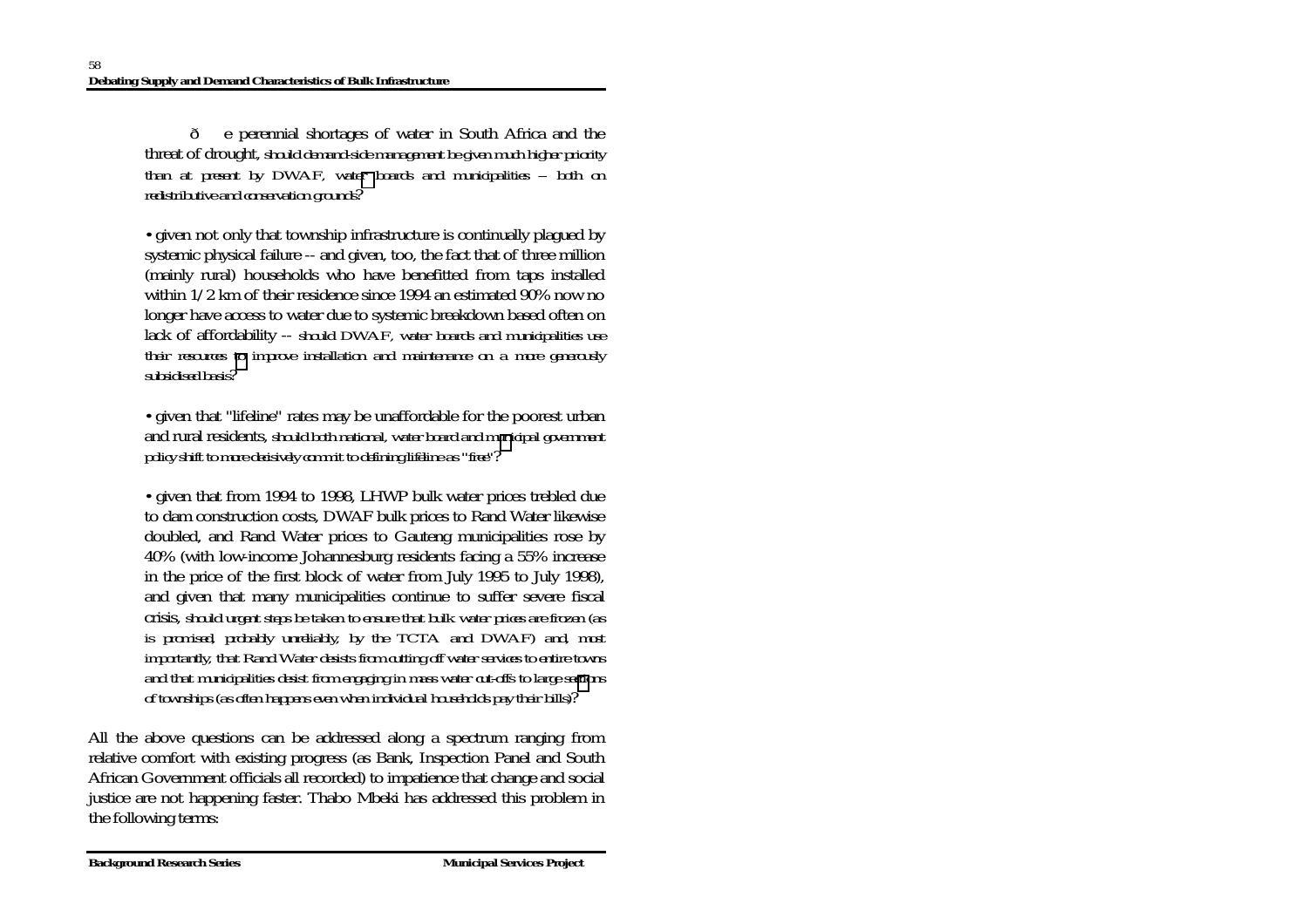• given the perennial shortages of water in South Africa and the threat of drought, should demand-side management be given much higher priority than at present by DWAF, water boards and municipalities – both on redistributive and conservation grounds?

• given not only that township infrastructure is continually plagued by systemic physical failure -- and given, too, the fact that of three million (mainly rural) households who have benefitted from taps installed within 1/2 km of their residence since 1994 an estimated 90% now no longer have access to water due to systemic breakdown based often on lack of affordability -- should DWAF, water boards and municipalities use their resources to improve installation and maintenance on a more generously subsidised basis?

• given that "lifeline" rates may be unaffordable for the poorest urban and rural residents, should both national, water board and municipal government policy shift to more decisively commit to defining lifeline as "free"?

• given that from 1994 to 1998, LHWP bulk water prices trebled due to dam construction costs, DWAF bulk prices to Rand Water likewise doubled, and Rand Water prices to Gauteng municipalities rose by 40% (with low-income Johannesburg residents facing a 55% increase in the price of the first block of water from July 1995 to July 1998), and given that many municipalities continue to suffer severe fiscal crisis, should urgent steps be taken to ensure that bulk water prices are frozen (as is promised, probably unreliably, by the TCTA and DWAF) and, most importantly, that Rand Water desists from cutting off water services to entire towns and that municipalities desist from engaging in mass water cut-offs to large sections of townships (as often happens even when individual households pay their bills)?

All the above questions can be addressed along a spectrum ranging from relative comfort with existing progress (as Bank, Inspection Panel and South African Government officials all recorded) to impatience that change and social justice are not happening faster. Thabo Mbeki has addressed this problem in the following terms: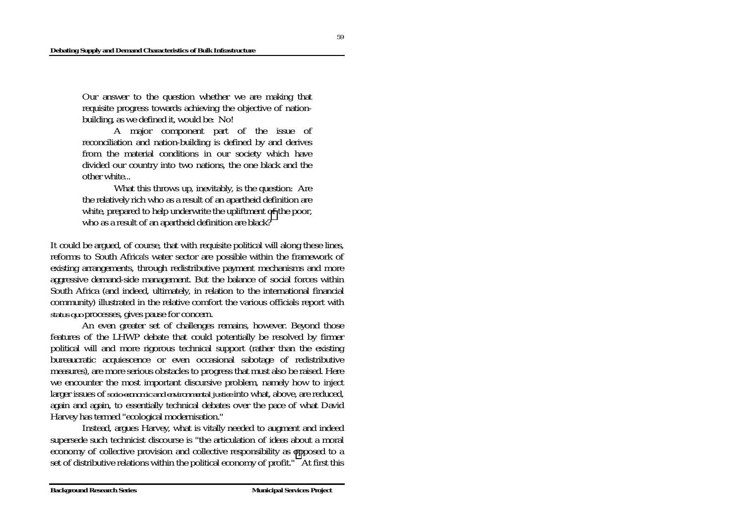> Our answer to the question whether we are making that requisite progress towards achieving the objective of nation-building, as we defined it, would be: No!
>
> A major component part of the issue of reconciliation and nation-building is defined by and derives from the material conditions in our society which have divided our country into two nations, the one black and the other white...
>
> What this throws up, inevitably, is the question: Are the relatively rich who as a result of an apartheid definition are white, prepared to help underwrite the upliftment of the poor, who as a result of an apartheid definition are black?

It could be argued, of course, that with requisite political will along these lines, reforms to South Africa's water sector are possible within the framework of existing arrangements, through redistributive payment mechanisms and more aggressive demand-side management. But the balance of social forces within South Africa (and indeed, ultimately, in relation to the international financial community) illustrated in the relative comfort the various officials report with *status quo* processes, gives pause for concern.

An even greater set of challenges remains, however. Beyond those features of the LHWP debate that could potentially be resolved by firmer political will and more rigorous technical support (rather than the existing bureaucratic acquiescence or even occasional sabotage of redistributive measures), are more serious obstacles to progress that must also be raised. Here we encounter the most important discursive problem, namely how to inject larger issues of *socio-economic and environmental justice* into what, above, are reduced, again and again, to essentially technical debates over the pace of what David Harvey has termed "ecological modernisation."

Instead, argues Harvey, what is vitally needed to augment and indeed supersede such technicist discourse is "the articulation of ideas about a moral economy of collective provision and collective responsibility as opposed to a set of distributive relations within the political economy of profit." At first this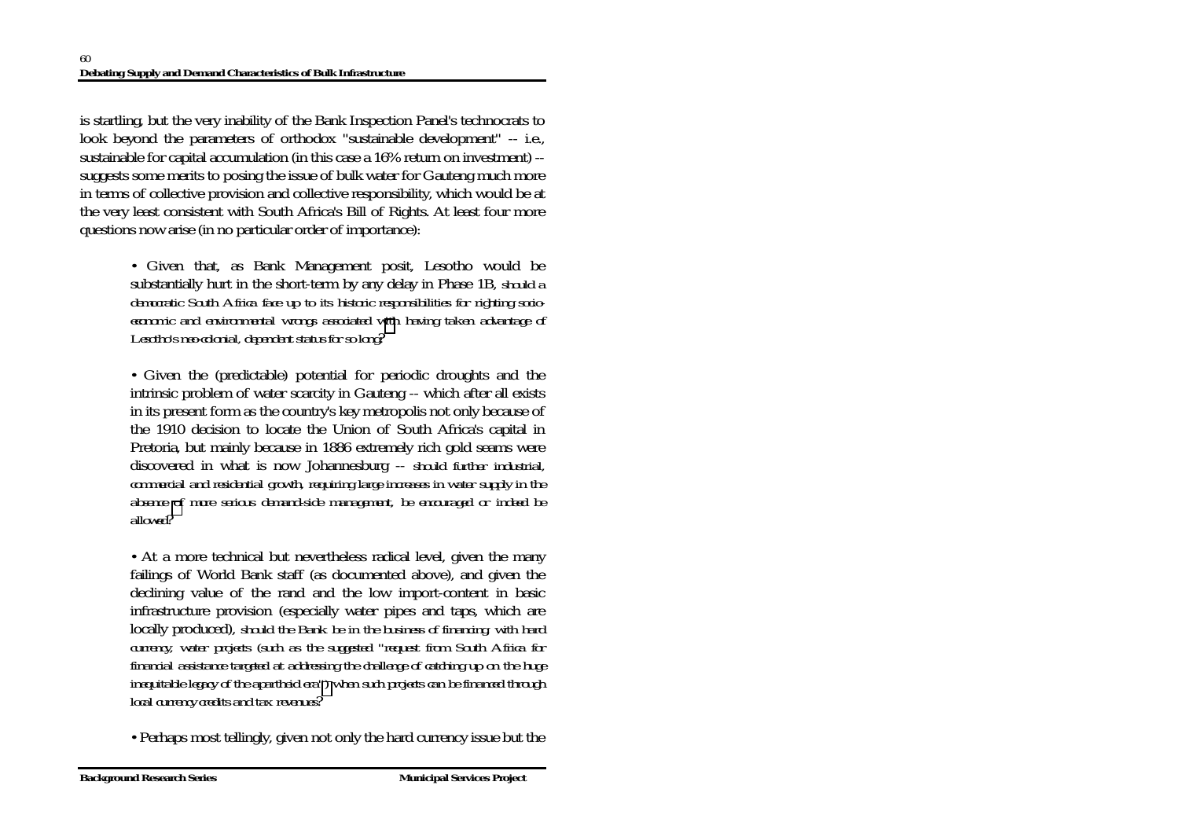is startling, but the very inability of the Bank Inspection Panel's technocrats to look beyond the parameters of orthodox "sustainable development" -- i.e., sustainable for capital accumulation (in this case a 16% return on investment) -- suggests some merits to posing the issue of bulk water for Gauteng much more in terms of collective provision and collective responsibility, which would be at the very least consistent with South Africa's Bill of Rights. At least four more questions now arise (in no particular order of importance):

- Given that, as Bank Management posit, Lesotho would be substantially hurt in the short-term by any delay in Phase 1B, should a democratic South Africa face up to its historic responsibilities for righting socio-economic and environmental wrongs associated with having taken advantage of Lesotho's neo-colonial, dependent status for so long?

- Given the (predictable) potential for periodic droughts and the intrinsic problem of water scarcity in Gauteng -- which after all exists in its present form as the country's key metropolis not only because of the 1910 decision to locate the Union of South Africa's capital in Pretoria, but mainly because in 1886 extremely rich gold seams were discovered in what is now Johannesburg -- should further industrial, commercial and residential growth, requiring large increases in water supply in the absence of more serious demand-side management, be encouraged or indeed be allowed?

- At a more technical but nevertheless radical level, given the many failings of World Bank staff (as documented above), and given the declining value of the rand and the low import-content in basic infrastructure provision (especially water pipes and taps, which are locally produced), should the Bank be in the business of financing, with hard currency, water projects (such as the suggested "request from South Africa for financial assistance targeted at addressing the challenge of catching up on the huge inequitable legacy of the apartheid era") when such projects can be financed through local currency credits and tax revenues?

- Perhaps most tellingly, given not only the hard currency issue but the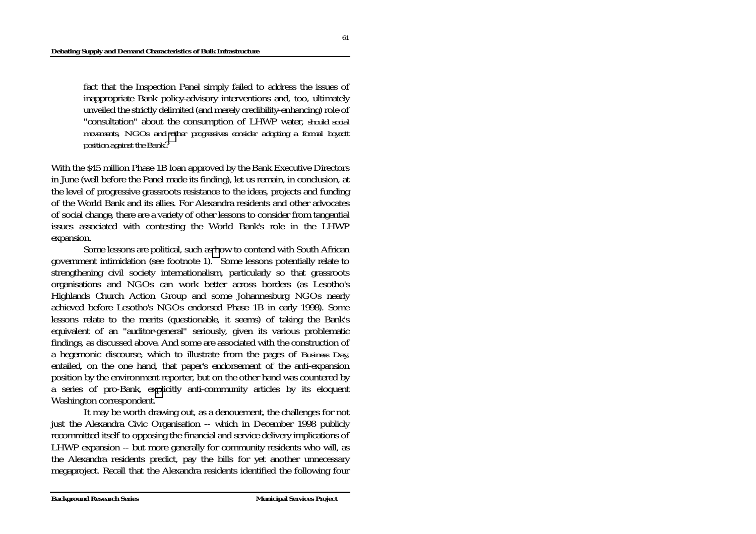fact that the Inspection Panel simply failed to address the issues of inappropriate Bank policy-advisory interventions and, too, ultimately unveiled the strictly delimited (and merely credibility-enhancing) role of "consultation" about the consumption of LHWP water, *should social movements, NGOs and other progressives consider adopting a formal boycott position against the Bank?*

With the $45 million Phase 1B loan approved by the Bank Executive Directors in June (well before the Panel made its finding), let us remain, in conclusion, at the level of progressive grassroots resistance to the ideas, projects and funding of the World Bank and its allies. For Alexandra residents and other advocates of social change, there are a variety of other lessons to consider from tangential issues associated with contesting the World Bank's role in the LHWP expansion.

Some lessons are political, such as how to contend with South African government intimidation (see footnote 1). Some lessons potentially relate to strengthening civil society internationalism, particularly so that grassroots organisations and NGOs can work better across borders (as Lesotho's Highlands Church Action Group and some Johannesburg NGOs nearly achieved before Lesotho's NGOs endorsed Phase 1B in early 1998). Some lessons relate to the merits (questionable, it seems) of taking the Bank's equivalent of an "auditor-general" seriously, given its various problematic findings, as discussed above. And some are associated with the construction of a hegemonic discourse, which to illustrate from the pages of *Business Day*, entailed, on the one hand, that paper's endorsement of the anti-expansion position by the environment reporter, but on the other hand was countered by a series of pro-Bank, explicitly anti-community articles by its eloquent Washington correspondent.

It may be worth drawing out, as a denouement, the challenges for not just the Alexandra Civic Organisation -- which in December 1998 publicly recommitted itself to opposing the financial and service delivery implications of LHWP expansion -- but more generally for community residents who will, as the Alexandra residents predict, pay the bills for yet another unnecessary megaproject. Recall that the Alexandra residents identified the following four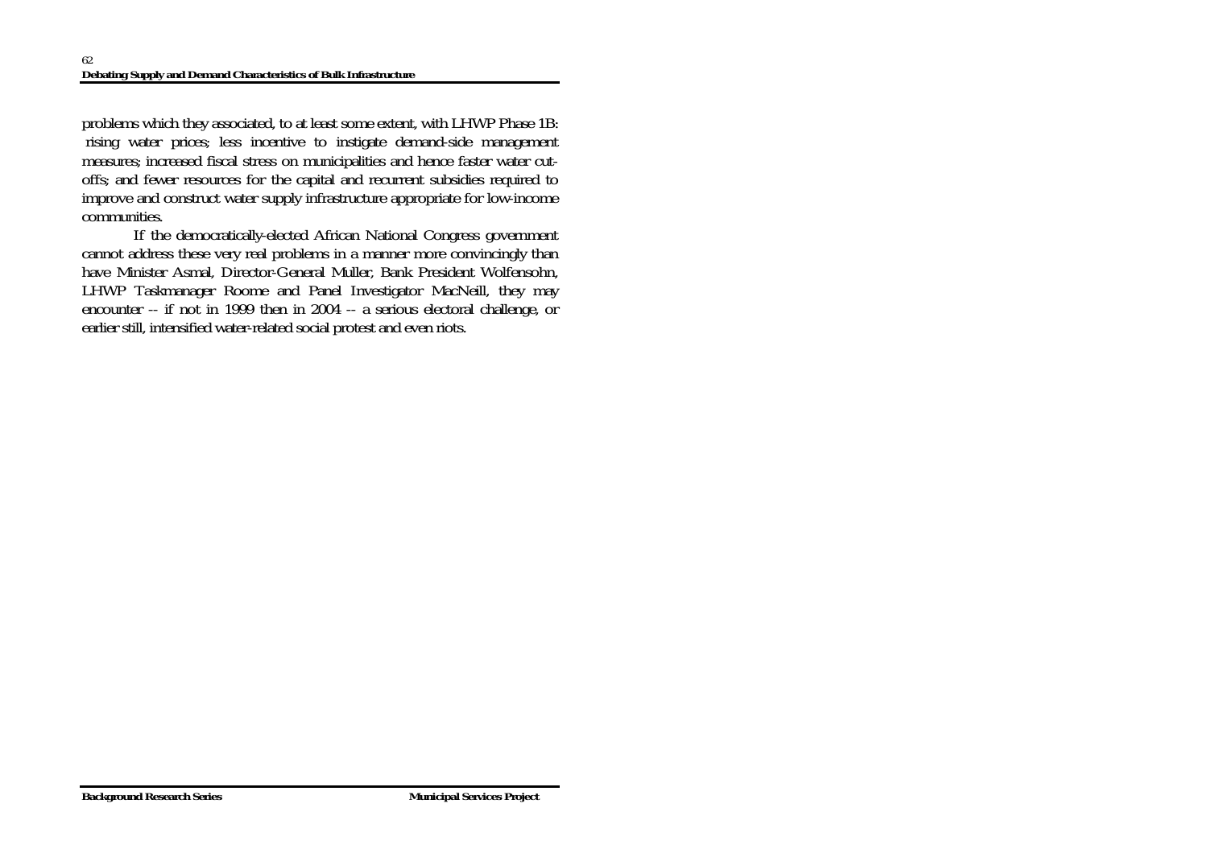problems which they associated, to at least some extent, with LHWP Phase 1B: rising water prices; less incentive to instigate demand-side management measures; increased fiscal stress on municipalities and hence faster water cut-offs; and fewer resources for the capital and recurrent subsidies required to improve and construct water supply infrastructure appropriate for low-income communities.

If the democratically-elected African National Congress government cannot address these very real problems in a manner more convincingly than have Minister Asmal, Director-General Muller, Bank President Wolfensohn, LHWP Taskmanager Roome and Panel Investigator MacNeill, they may encounter -- if not in 1999 then in 2004 -- a serious electoral challenge, or earlier still, intensified water-related social protest and even riots.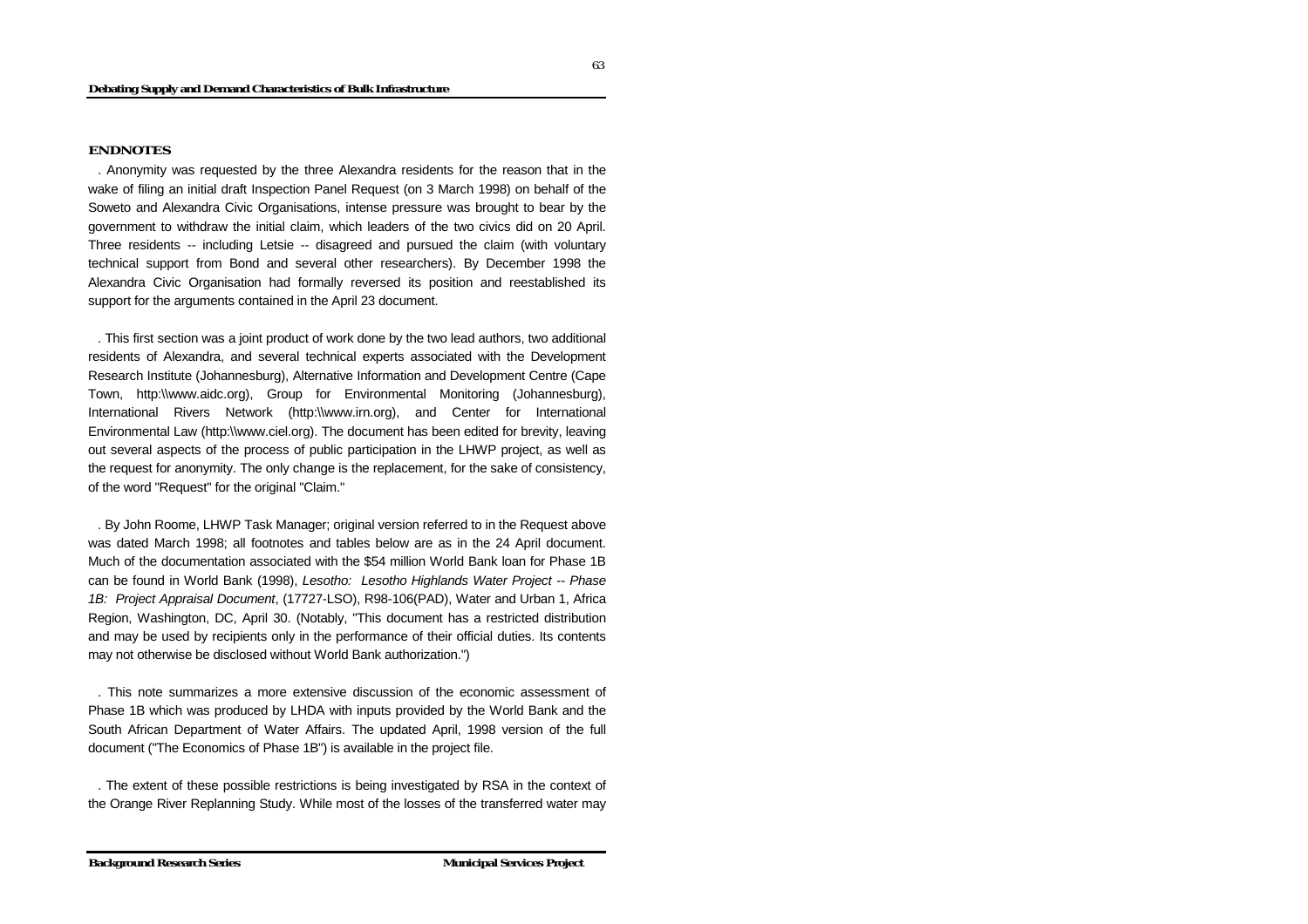**ENDNOTES**

. Anonymity was requested by the three Alexandra residents for the reason that in the wake of filing an initial draft Inspection Panel Request (on 3 March 1998) on behalf of the Soweto and Alexandra Civic Organisations, intense pressure was brought to bear by the government to withdraw the initial claim, which leaders of the two civics did on 20 April. Three residents -- including Letsie -- disagreed and pursued the claim (with voluntary technical support from Bond and several other researchers). By December 1998 the Alexandra Civic Organisation had formally reversed its position and reestablished its support for the arguments contained in the April 23 document.

. This first section was a joint product of work done by the two lead authors, two additional residents of Alexandra, and several technical experts associated with the Development Research Institute (Johannesburg), Alternative Information and Development Centre (Cape Town, http:\\www.aidc.org), Group for Environmental Monitoring (Johannesburg), International Rivers Network (http:\\www.irn.org), and Center for International Environmental Law (http:\\www.ciel.org). The document has been edited for brevity, leaving out several aspects of the process of public participation in the LHWP project, as well as the request for anonymity. The only change is the replacement, for the sake of consistency, of the word "Request" for the original "Claim."

. By John Roome, LHWP Task Manager; original version referred to in the Request above was dated March 1998; all footnotes and tables below are as in the 24 April document. Much of the documentation associated with the $54 million World Bank loan for Phase 1B can be found in World Bank (1998), *Lesotho: Lesotho Highlands Water Project -- Phase 1B: Project Appraisal Document*, (17727-LSO), R98-106(PAD), Water and Urban 1, Africa Region, Washington, DC, April 30. (Notably, "This document has a restricted distribution and may be used by recipients only in the performance of their official duties. Its contents may not otherwise be disclosed without World Bank authorization.")

. This note summarizes a more extensive discussion of the economic assessment of Phase 1B which was produced by LHDA with inputs provided by the World Bank and the South African Department of Water Affairs. The updated April, 1998 version of the full document ("The Economics of Phase 1B") is available in the project file.

. The extent of these possible restrictions is being investigated by RSA in the context of the Orange River Replanning Study. While most of the losses of the transferred water may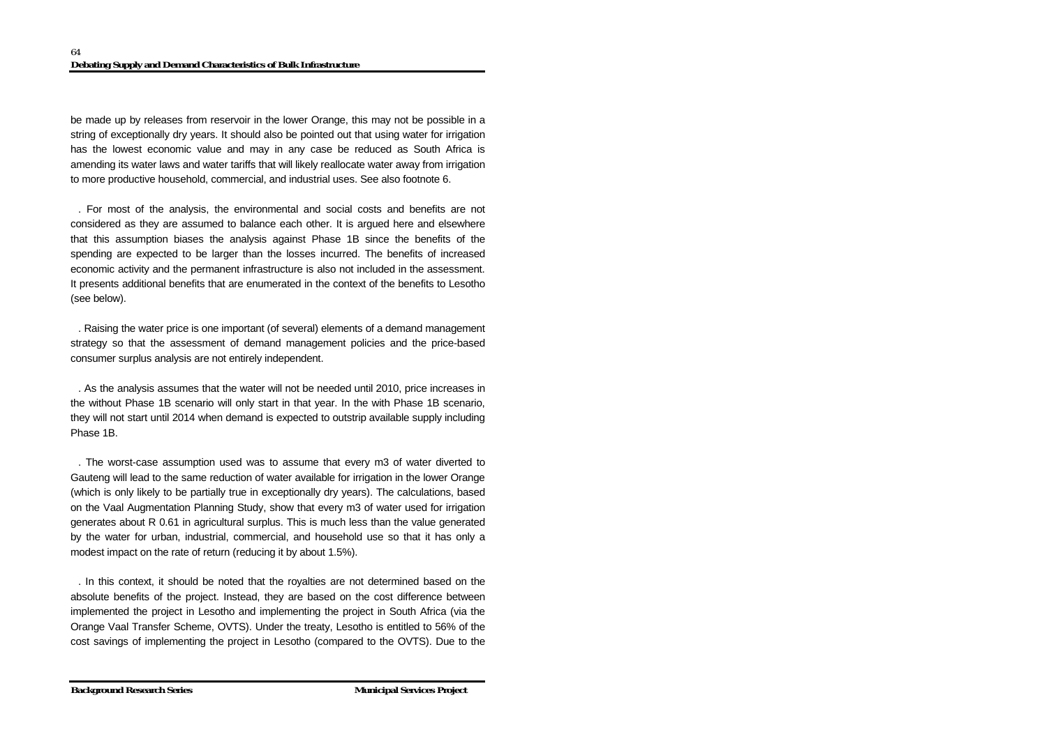be made up by releases from reservoir in the lower Orange, this may not be possible in a string of exceptionally dry years. It should also be pointed out that using water for irrigation has the lowest economic value and may in any case be reduced as South Africa is amending its water laws and water tariffs that will likely reallocate water away from irrigation to more productive household, commercial, and industrial uses. See also footnote 6.

. For most of the analysis, the environmental and social costs and benefits are not considered as they are assumed to balance each other. It is argued here and elsewhere that this assumption biases the analysis against Phase 1B since the benefits of the spending are expected to be larger than the losses incurred. The benefits of increased economic activity and the permanent infrastructure is also not included in the assessment. It presents additional benefits that are enumerated in the context of the benefits to Lesotho (see below).

. Raising the water price is one important (of several) elements of a demand management strategy so that the assessment of demand management policies and the price-based consumer surplus analysis are not entirely independent.

. As the analysis assumes that the water will not be needed until 2010, price increases in the without Phase 1B scenario will only start in that year. In the with Phase 1B scenario, they will not start until 2014 when demand is expected to outstrip available supply including Phase 1B.

. The worst-case assumption used was to assume that every m3 of water diverted to Gauteng will lead to the same reduction of water available for irrigation in the lower Orange (which is only likely to be partially true in exceptionally dry years). The calculations, based on the Vaal Augmentation Planning Study, show that every m3 of water used for irrigation generates about R 0.61 in agricultural surplus. This is much less than the value generated by the water for urban, industrial, commercial, and household use so that it has only a modest impact on the rate of return (reducing it by about 1.5%).

. In this context, it should be noted that the royalties are not determined based on the absolute benefits of the project. Instead, they are based on the cost difference between implemented the project in Lesotho and implementing the project in South Africa (via the Orange Vaal Transfer Scheme, OVTS). Under the treaty, Lesotho is entitled to 56% of the cost savings of implementing the project in Lesotho (compared to the OVTS). Due to the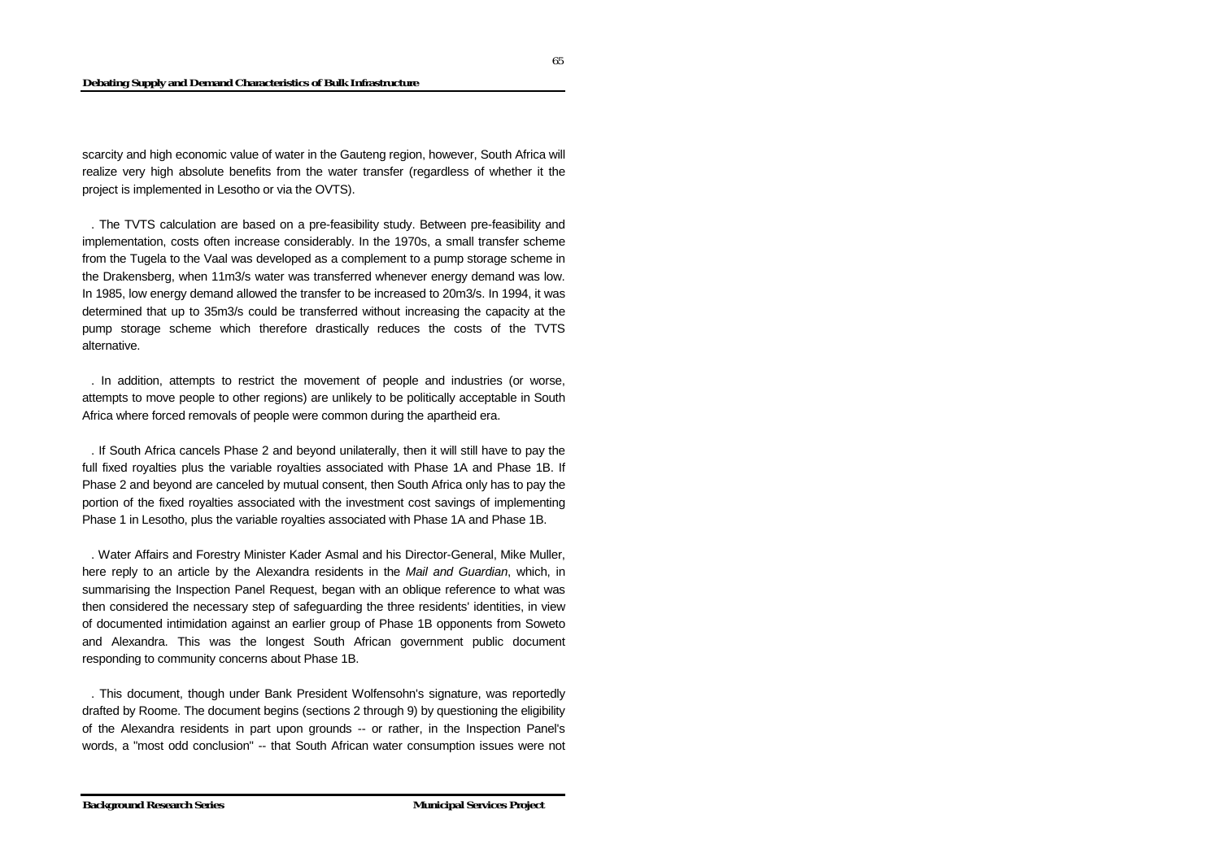scarcity and high economic value of water in the Gauteng region, however, South Africa will realize very high absolute benefits from the water transfer (regardless of whether it the project is implemented in Lesotho or via the OVTS).

. The TVTS calculation are based on a pre-feasibility study. Between pre-feasibility and implementation, costs often increase considerably. In the 1970s, a small transfer scheme from the Tugela to the Vaal was developed as a complement to a pump storage scheme in the Drakensberg, when 11m3/s water was transferred whenever energy demand was low. In 1985, low energy demand allowed the transfer to be increased to 20m3/s. In 1994, it was determined that up to 35m3/s could be transferred without increasing the capacity at the pump storage scheme which therefore drastically reduces the costs of the TVTS alternative.

. In addition, attempts to restrict the movement of people and industries (or worse, attempts to move people to other regions) are unlikely to be politically acceptable in South Africa where forced removals of people were common during the apartheid era.

. If South Africa cancels Phase 2 and beyond unilaterally, then it will still have to pay the full fixed royalties plus the variable royalties associated with Phase 1A and Phase 1B. If Phase 2 and beyond are canceled by mutual consent, then South Africa only has to pay the portion of the fixed royalties associated with the investment cost savings of implementing Phase 1 in Lesotho, plus the variable royalties associated with Phase 1A and Phase 1B.

. Water Affairs and Forestry Minister Kader Asmal and his Director-General, Mike Muller, here reply to an article by the Alexandra residents in the *Mail and Guardian*, which, in summarising the Inspection Panel Request, began with an oblique reference to what was then considered the necessary step of safeguarding the three residents' identities, in view of documented intimidation against an earlier group of Phase 1B opponents from Soweto and Alexandra. This was the longest South African government public document responding to community concerns about Phase 1B.

. This document, though under Bank President Wolfensohn's signature, was reportedly drafted by Roome. The document begins (sections 2 through 9) by questioning the eligibility of the Alexandra residents in part upon grounds -- or rather, in the Inspection Panel's words, a "most odd conclusion" -- that South African water consumption issues were not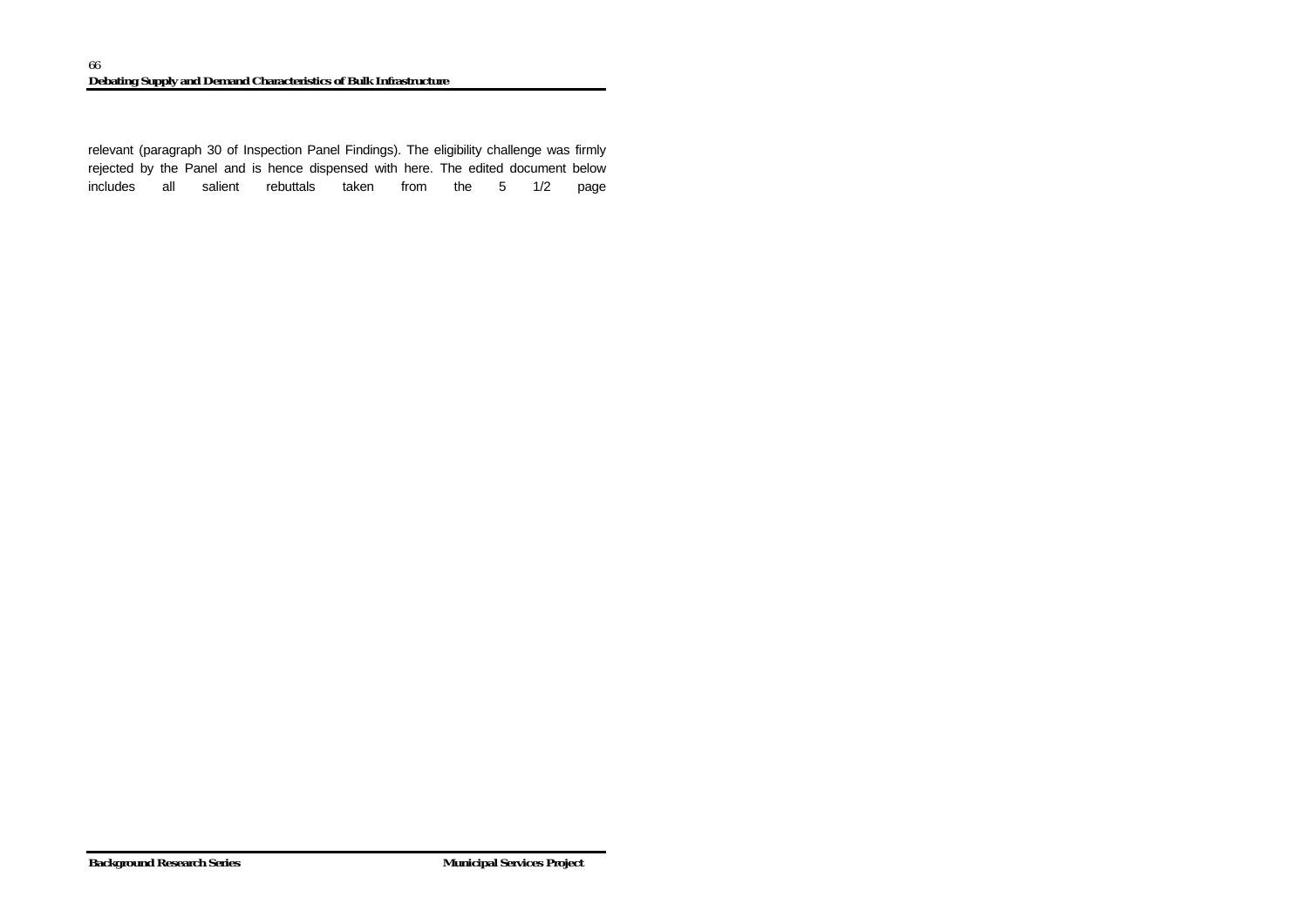relevant (paragraph 30 of Inspection Panel Findings). The eligibility challenge was firmly rejected by the Panel and is hence dispensed with here. The edited document below includes all salient rebuttals taken from the 5 1/2 page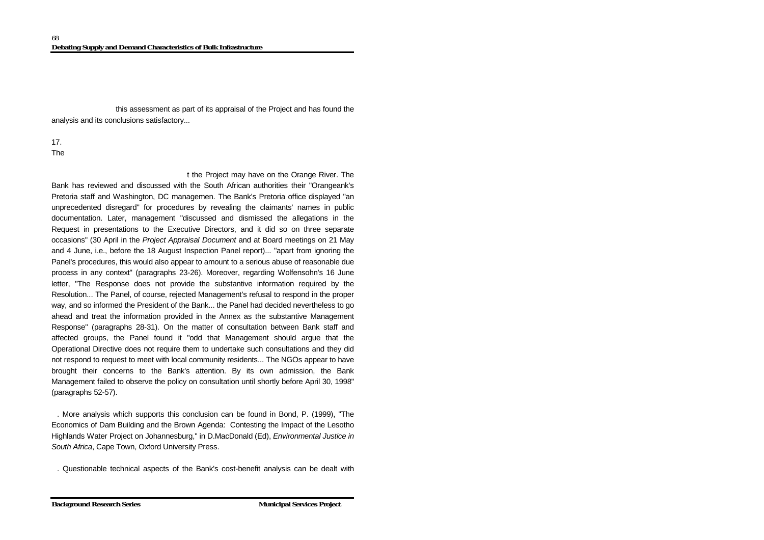this assessment as part of its appraisal of the Project and has found the analysis and its conclusions satisfactory...

17.
The

t the Project may have on the Orange River. The Bank has reviewed and discussed with the South African authorities their "Orangeank's Pretoria staff and Washington, DC managemen. The Bank's Pretoria office displayed "an unprecedented disregard" for procedures by revealing the claimants' names in public documentation. Later, management "discussed and dismissed the allegations in the Request in presentations to the Executive Directors, and it did so on three separate occasions" (30 April in the *Project Appraisal Document* and at Board meetings on 21 May and 4 June, i.e., before the 18 August Inspection Panel report)... "apart from ignoring the Panel's procedures, this would also appear to amount to a serious abuse of reasonable due process in any context" (paragraphs 23-26). Moreover, regarding Wolfensohn's 16 June letter, "The Response does not provide the substantive information required by the Resolution... The Panel, of course, rejected Management's refusal to respond in the proper way, and so informed the President of the Bank... the Panel had decided nevertheless to go ahead and treat the information provided in the Annex as the substantive Management Response" (paragraphs 28-31). On the matter of consultation between Bank staff and affected groups, the Panel found it "odd that Management should argue that the Operational Directive does not require them to undertake such consultations and they did not respond to request to meet with local community residents... The NGOs appear to have brought their concerns to the Bank's attention. By its own admission, the Bank Management failed to observe the policy on consultation until shortly before April 30, 1998" (paragraphs 52-57).

. More analysis which supports this conclusion can be found in Bond, P. (1999), "The Economics of Dam Building and the Brown Agenda: Contesting the Impact of the Lesotho Highlands Water Project on Johannesburg," in D.MacDonald (Ed), *Environmental Justice in South Africa*, Cape Town, Oxford University Press.

. Questionable technical aspects of the Bank's cost-benefit analysis can be dealt with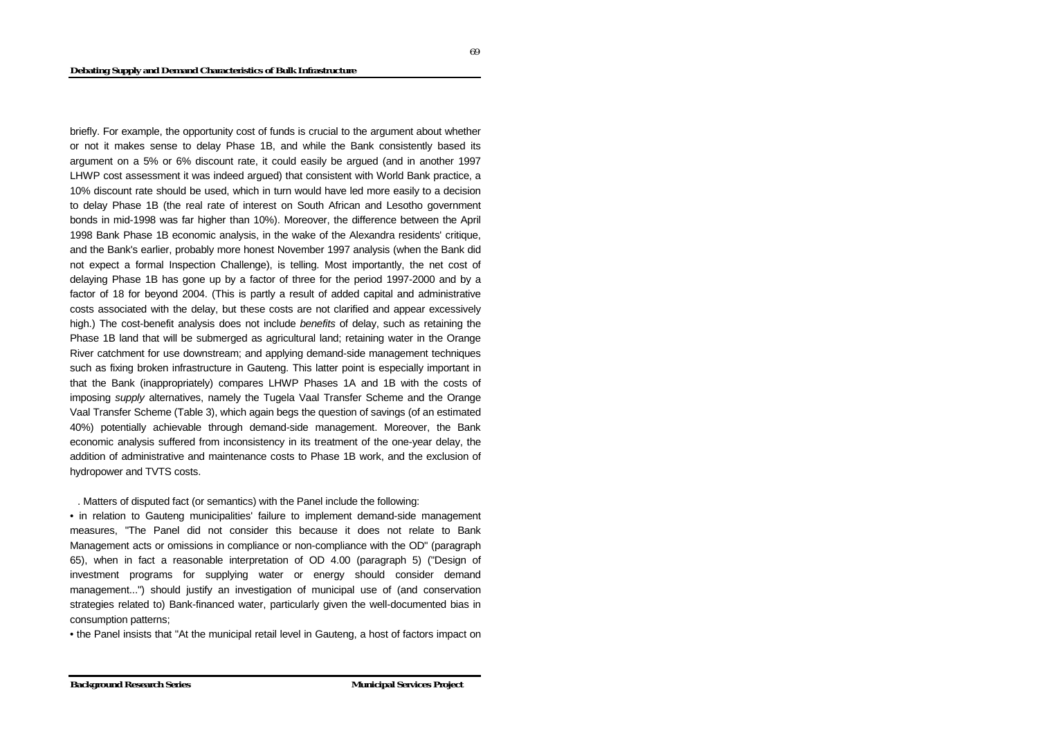briefly. For example, the opportunity cost of funds is crucial to the argument about whether or not it makes sense to delay Phase 1B, and while the Bank consistently based its argument on a 5% or 6% discount rate, it could easily be argued (and in another 1997 LHWP cost assessment it was indeed argued) that consistent with World Bank practice, a 10% discount rate should be used, which in turn would have led more easily to a decision to delay Phase 1B (the real rate of interest on South African and Lesotho government bonds in mid-1998 was far higher than 10%). Moreover, the difference between the April 1998 Bank Phase 1B economic analysis, in the wake of the Alexandra residents' critique, and the Bank's earlier, probably more honest November 1997 analysis (when the Bank did not expect a formal Inspection Challenge), is telling. Most importantly, the net cost of delaying Phase 1B has gone up by a factor of three for the period 1997-2000 and by a factor of 18 for beyond 2004. (This is partly a result of added capital and administrative costs associated with the delay, but these costs are not clarified and appear excessively high.) The cost-benefit analysis does not include *benefits* of delay, such as retaining the Phase 1B land that will be submerged as agricultural land; retaining water in the Orange River catchment for use downstream; and applying demand-side management techniques such as fixing broken infrastructure in Gauteng. This latter point is especially important in that the Bank (inappropriately) compares LHWP Phases 1A and 1B with the costs of imposing *supply* alternatives, namely the Tugela Vaal Transfer Scheme and the Orange Vaal Transfer Scheme (Table 3), which again begs the question of savings (of an estimated 40%) potentially achievable through demand-side management. Moreover, the Bank economic analysis suffered from inconsistency in its treatment of the one-year delay, the addition of administrative and maintenance costs to Phase 1B work, and the exclusion of hydropower and TVTS costs.

. Matters of disputed fact (or semantics) with the Panel include the following:

- in relation to Gauteng municipalities' failure to implement demand-side management measures, "The Panel did not consider this because it does not relate to Bank Management acts or omissions in compliance or non-compliance with the OD" (paragraph 65), when in fact a reasonable interpretation of OD 4.00 (paragraph 5) ("Design of investment programs for supplying water or energy should consider demand management...") should justify an investigation of municipal use of (and conservation strategies related to) Bank-financed water, particularly given the well-documented bias in consumption patterns;
- the Panel insists that "At the municipal retail level in Gauteng, a host of factors impact on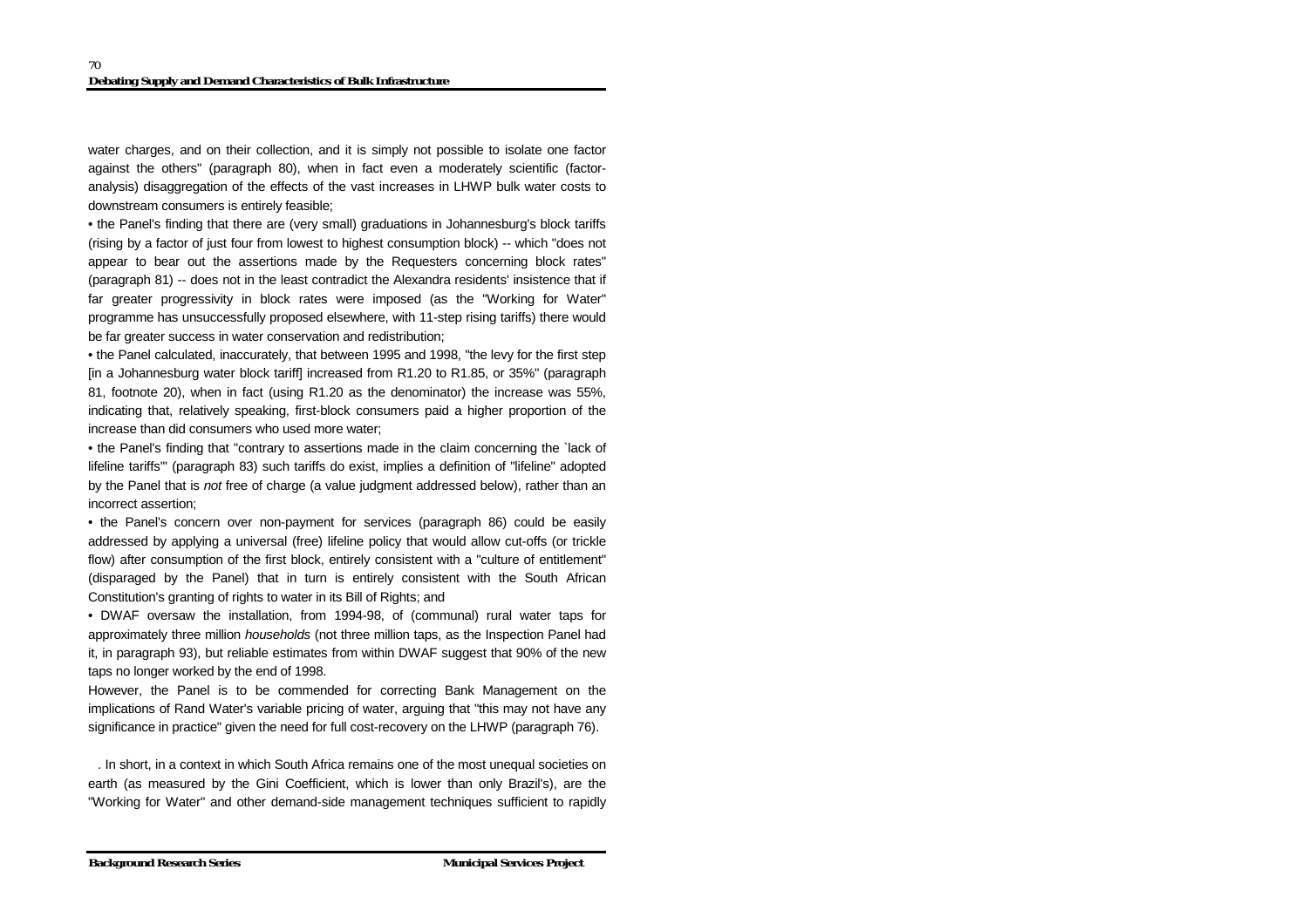water charges, and on their collection, and it is simply not possible to isolate one factor against the others" (paragraph 80), when in fact even a moderately scientific (factor-analysis) disaggregation of the effects of the vast increases in LHWP bulk water costs to downstream consumers is entirely feasible;

• the Panel's finding that there are (very small) graduations in Johannesburg's block tariffs (rising by a factor of just four from lowest to highest consumption block) -- which "does not appear to bear out the assertions made by the Requesters concerning block rates" (paragraph 81) -- does not in the least contradict the Alexandra residents' insistence that if far greater progressivity in block rates were imposed (as the "Working for Water" programme has unsuccessfully proposed elsewhere, with 11-step rising tariffs) there would be far greater success in water conservation and redistribution;

• the Panel calculated, inaccurately, that between 1995 and 1998, "the levy for the first step [in a Johannesburg water block tariff] increased from R1.20 to R1.85, or 35%" (paragraph 81, footnote 20), when in fact (using R1.20 as the denominator) the increase was 55%, indicating that, relatively speaking, first-block consumers paid a higher proportion of the increase than did consumers who used more water;

• the Panel's finding that "contrary to assertions made in the claim concerning the `lack of lifeline tariffs'" (paragraph 83) such tariffs do exist, implies a definition of "lifeline" adopted by the Panel that is *not* free of charge (a value judgment addressed below), rather than an incorrect assertion;

• the Panel's concern over non-payment for services (paragraph 86) could be easily addressed by applying a universal (free) lifeline policy that would allow cut-offs (or trickle flow) after consumption of the first block, entirely consistent with a "culture of entitlement" (disparaged by the Panel) that in turn is entirely consistent with the South African Constitution's granting of rights to water in its Bill of Rights; and

• DWAF oversaw the installation, from 1994-98, of (communal) rural water taps for approximately three million *households* (not three million taps, as the Inspection Panel had it, in paragraph 93), but reliable estimates from within DWAF suggest that 90% of the new taps no longer worked by the end of 1998.

However, the Panel is to be commended for correcting Bank Management on the implications of Rand Water's variable pricing of water, arguing that "this may not have any significance in practice" given the need for full cost-recovery on the LHWP (paragraph 76).

. In short, in a context in which South Africa remains one of the most unequal societies on earth (as measured by the Gini Coefficient, which is lower than only Brazil's), are the "Working for Water" and other demand-side management techniques sufficient to rapidly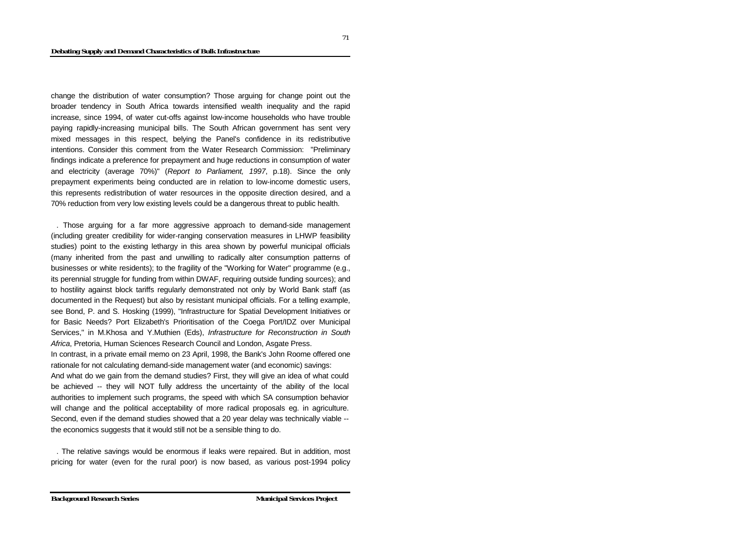change the distribution of water consumption? Those arguing for change point out the broader tendency in South Africa towards intensified wealth inequality and the rapid increase, since 1994, of water cut-offs against low-income households who have trouble paying rapidly-increasing municipal bills. The South African government has sent very mixed messages in this respect, belying the Panel's confidence in its redistributive intentions. Consider this comment from the Water Research Commission: "Preliminary findings indicate a preference for prepayment and huge reductions in consumption of water and electricity (average 70%)" (*Report to Parliament, 1997*, p.18). Since the only prepayment experiments being conducted are in relation to low-income domestic users, this represents redistribution of water resources in the opposite direction desired, and a 70% reduction from very low existing levels could be a dangerous threat to public health.

. Those arguing for a far more aggressive approach to demand-side management (including greater credibility for wider-ranging conservation measures in LHWP feasibility studies) point to the existing lethargy in this area shown by powerful municipal officials (many inherited from the past and unwilling to radically alter consumption patterns of businesses or white residents); to the fragility of the "Working for Water" programme (e.g., its perennial struggle for funding from within DWAF, requiring outside funding sources); and to hostility against block tariffs regularly demonstrated not only by World Bank staff (as documented in the Request) but also by resistant municipal officials. For a telling example, see Bond, P. and S. Hosking (1999), "Infrastructure for Spatial Development Initiatives or for Basic Needs? Port Elizabeth's Prioritisation of the Coega Port/IDZ over Municipal Services," in M.Khosa and Y.Muthien (Eds), *Infrastructure for Reconstruction in South Africa*, Pretoria, Human Sciences Research Council and London, Asgate Press.

In contrast, in a private email memo on 23 April, 1998, the Bank's John Roome offered one rationale for not calculating demand-side management water (and economic) savings:

And what do we gain from the demand studies? First, they will give an idea of what could be achieved -- they will NOT fully address the uncertainty of the ability of the local authorities to implement such programs, the speed with which SA consumption behavior will change and the political acceptability of more radical proposals eg. in agriculture. Second, even if the demand studies showed that a 20 year delay was technically viable -- the economics suggests that it would still not be a sensible thing to do.

. The relative savings would be enormous if leaks were repaired. But in addition, most pricing for water (even for the rural poor) is now based, as various post-1994 policy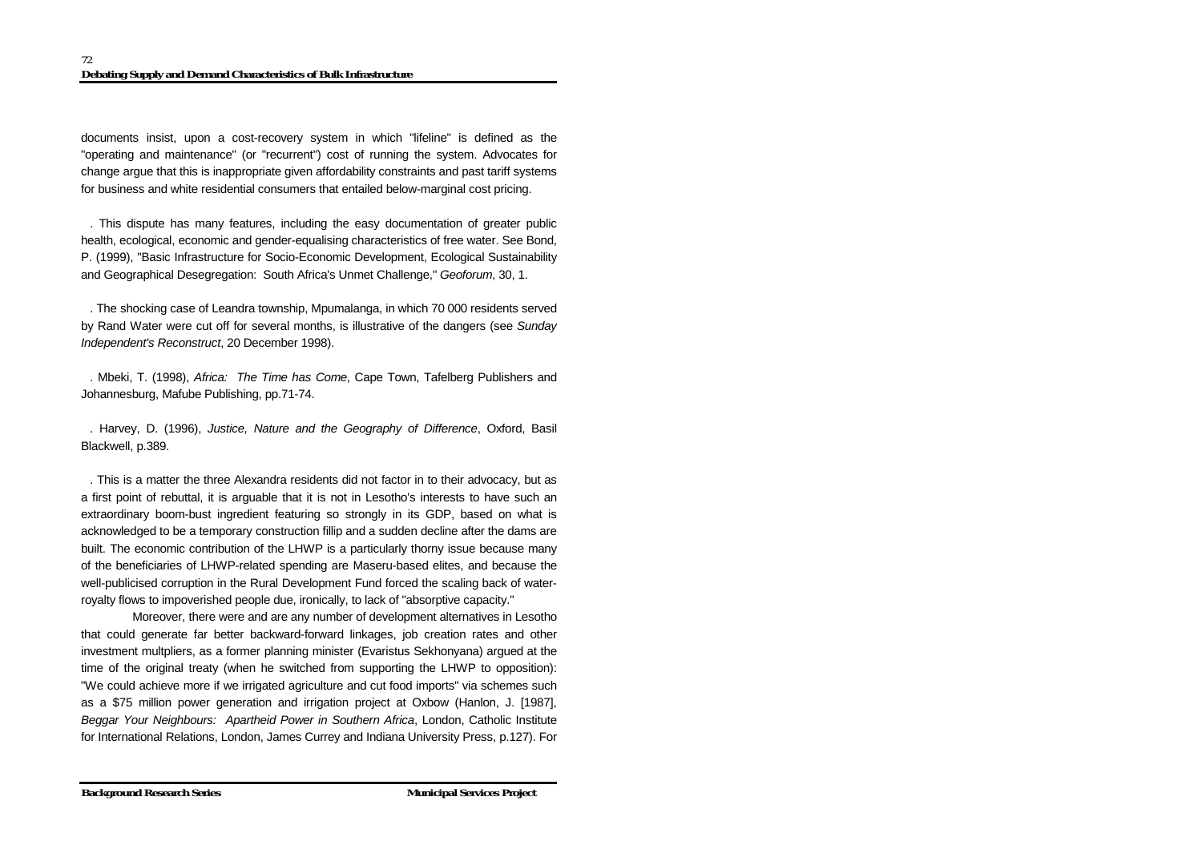documents insist, upon a cost-recovery system in which "lifeline" is defined as the "operating and maintenance" (or "recurrent") cost of running the system. Advocates for change argue that this is inappropriate given affordability constraints and past tariff systems for business and white residential consumers that entailed below-marginal cost pricing.

. This dispute has many features, including the easy documentation of greater public health, ecological, economic and gender-equalising characteristics of free water. See Bond, P. (1999), "Basic Infrastructure for Socio-Economic Development, Ecological Sustainability and Geographical Desegregation: South Africa's Unmet Challenge," *Geoforum*, 30, 1.

. The shocking case of Leandra township, Mpumalanga, in which 70 000 residents served by Rand Water were cut off for several months, is illustrative of the dangers (see *Sunday Independent's Reconstruct*, 20 December 1998).

. Mbeki, T. (1998), *Africa: The Time has Come*, Cape Town, Tafelberg Publishers and Johannesburg, Mafube Publishing, pp.71-74.

. Harvey, D. (1996), *Justice, Nature and the Geography of Difference*, Oxford, Basil Blackwell, p.389.

. This is a matter the three Alexandra residents did not factor in to their advocacy, but as a first point of rebuttal, it is arguable that it is not in Lesotho's interests to have such an extraordinary boom-bust ingredient featuring so strongly in its GDP, based on what is acknowledged to be a temporary construction fillip and a sudden decline after the dams are built. The economic contribution of the LHWP is a particularly thorny issue because many of the beneficiaries of LHWP-related spending are Maseru-based elites, and because the well-publicised corruption in the Rural Development Fund forced the scaling back of water-royalty flows to impoverished people due, ironically, to lack of "absorptive capacity."

Moreover, there were and are any number of development alternatives in Lesotho that could generate far better backward-forward linkages, job creation rates and other investment multpliers, as a former planning minister (Evaristus Sekhonyana) argued at the time of the original treaty (when he switched from supporting the LHWP to opposition): "We could achieve more if we irrigated agriculture and cut food imports" via schemes such as a $75 million power generation and irrigation project at Oxbow (Hanlon, J. [1987], *Beggar Your Neighbours: Apartheid Power in Southern Africa*, London, Catholic Institute for International Relations, London, James Currey and Indiana University Press, p.127). For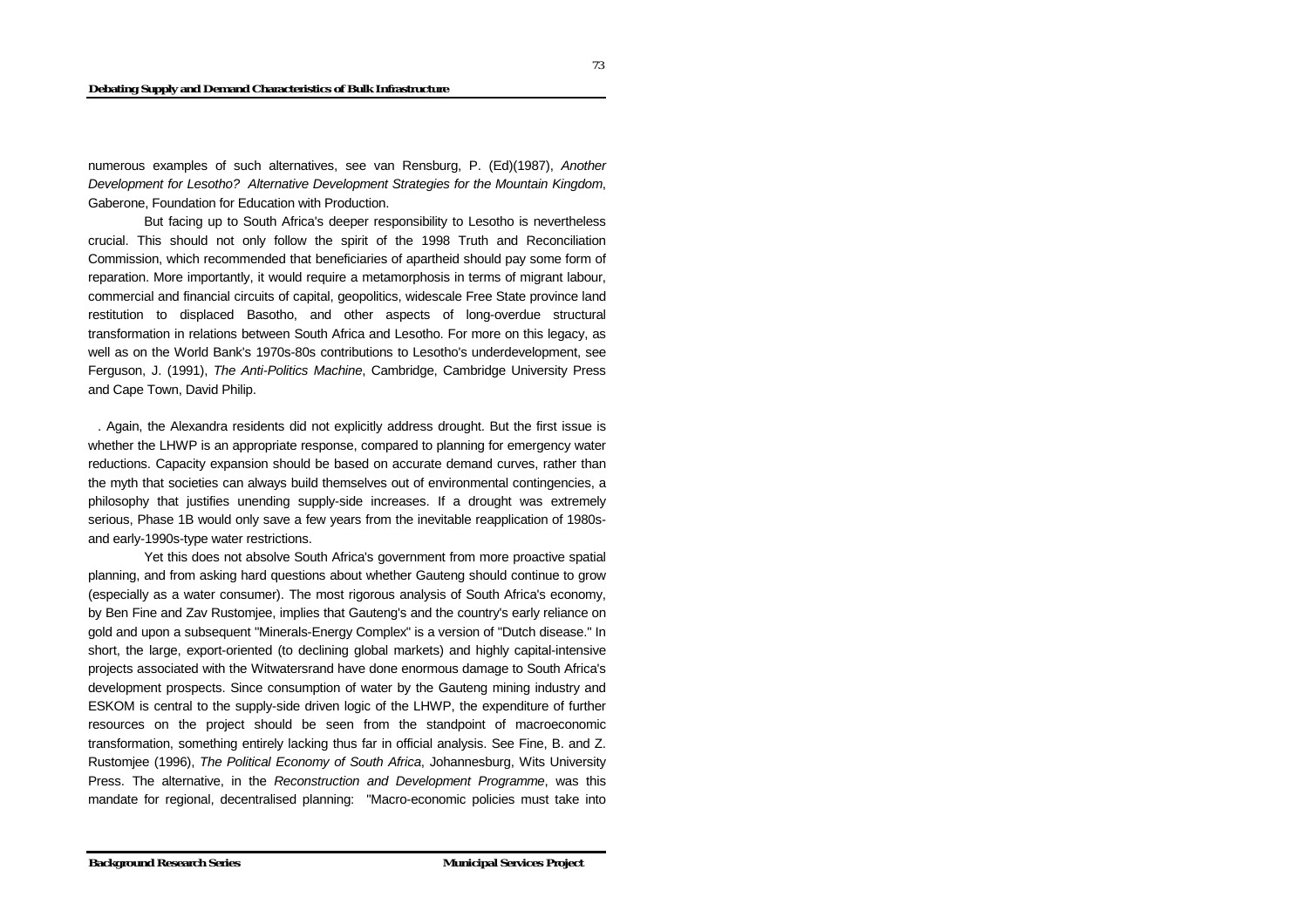numerous examples of such alternatives, see van Rensburg, P. (Ed)(1987), *Another Development for Lesotho? Alternative Development Strategies for the Mountain Kingdom*, Gaberone, Foundation for Education with Production.

But facing up to South Africa's deeper responsibility to Lesotho is nevertheless crucial. This should not only follow the spirit of the 1998 Truth and Reconciliation Commission, which recommended that beneficiaries of apartheid should pay some form of reparation. More importantly, it would require a metamorphosis in terms of migrant labour, commercial and financial circuits of capital, geopolitics, widescale Free State province land restitution to displaced Basotho, and other aspects of long-overdue structural transformation in relations between South Africa and Lesotho. For more on this legacy, as well as on the World Bank's 1970s-80s contributions to Lesotho's underdevelopment, see Ferguson, J. (1991), *The Anti-Politics Machine*, Cambridge, Cambridge University Press and Cape Town, David Philip.

. Again, the Alexandra residents did not explicitly address drought. But the first issue is whether the LHWP is an appropriate response, compared to planning for emergency water reductions. Capacity expansion should be based on accurate demand curves, rather than the myth that societies can always build themselves out of environmental contingencies, a philosophy that justifies unending supply-side increases. If a drought was extremely serious, Phase 1B would only save a few years from the inevitable reapplication of 1980s- and early-1990s-type water restrictions.

Yet this does not absolve South Africa's government from more proactive spatial planning, and from asking hard questions about whether Gauteng should continue to grow (especially as a water consumer). The most rigorous analysis of South Africa's economy, by Ben Fine and Zav Rustomjee, implies that Gauteng's and the country's early reliance on gold and upon a subsequent "Minerals-Energy Complex" is a version of "Dutch disease." In short, the large, export-oriented (to declining global markets) and highly capital-intensive projects associated with the Witwatersrand have done enormous damage to South Africa's development prospects. Since consumption of water by the Gauteng mining industry and ESKOM is central to the supply-side driven logic of the LHWP, the expenditure of further resources on the project should be seen from the standpoint of macroeconomic transformation, something entirely lacking thus far in official analysis. See Fine, B. and Z. Rustomjee (1996), *The Political Economy of South Africa*, Johannesburg, Wits University Press. The alternative, in the *Reconstruction and Development Programme*, was this mandate for regional, decentralised planning: "Macro-economic policies must take into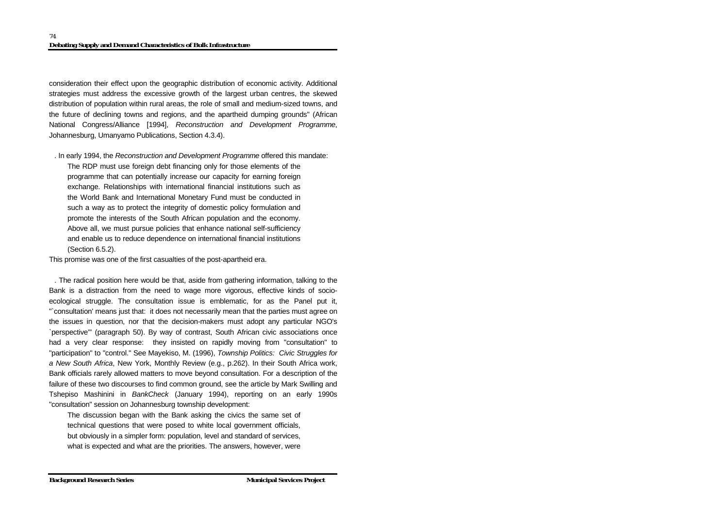consideration their effect upon the geographic distribution of economic activity. Additional strategies must address the excessive growth of the largest urban centres, the skewed distribution of population within rural areas, the role of small and medium-sized towns, and the future of declining towns and regions, and the apartheid dumping grounds" (African National Congress/Alliance [1994], *Reconstruction and Development Programme*, Johannesburg, Umanyamo Publications, Section 4.3.4).

. In early 1994, the *Reconstruction and Development Programme* offered this mandate:

> The RDP must use foreign debt financing only for those elements of the programme that can potentially increase our capacity for earning foreign exchange. Relationships with international financial institutions such as the World Bank and International Monetary Fund must be conducted in such a way as to protect the integrity of domestic policy formulation and promote the interests of the South African population and the economy. Above all, we must pursue policies that enhance national self-sufficiency and enable us to reduce dependence on international financial institutions (Section 6.5.2).

This promise was one of the first casualties of the post-apartheid era.

. The radical position here would be that, aside from gathering information, talking to the Bank is a distraction from the need to wage more vigorous, effective kinds of socio-ecological struggle. The consultation issue is emblematic, for as the Panel put it, "`consultation' means just that: it does not necessarily mean that the parties must agree on the issues in question, nor that the decision-makers must adopt any particular NGO's `perspective'" (paragraph 50). By way of contrast, South African civic associations once had a very clear response: they insisted on rapidly moving from "consultation" to "participation" to "control." See Mayekiso, M. (1996), *Township Politics: Civic Struggles for a New South Africa*, New York, Monthly Review (e.g., p.262). In their South Africa work, Bank officials rarely allowed matters to move beyond consultation. For a description of the failure of these two discourses to find common ground, see the article by Mark Swilling and Tshepiso Mashinini in *BankCheck* (January 1994), reporting on an early 1990s "consultation" session on Johannesburg township development:

> The discussion began with the Bank asking the civics the same set of technical questions that were posed to white local government officials, but obviously in a simpler form: population, level and standard of services, what is expected and what are the priorities. The answers, however, were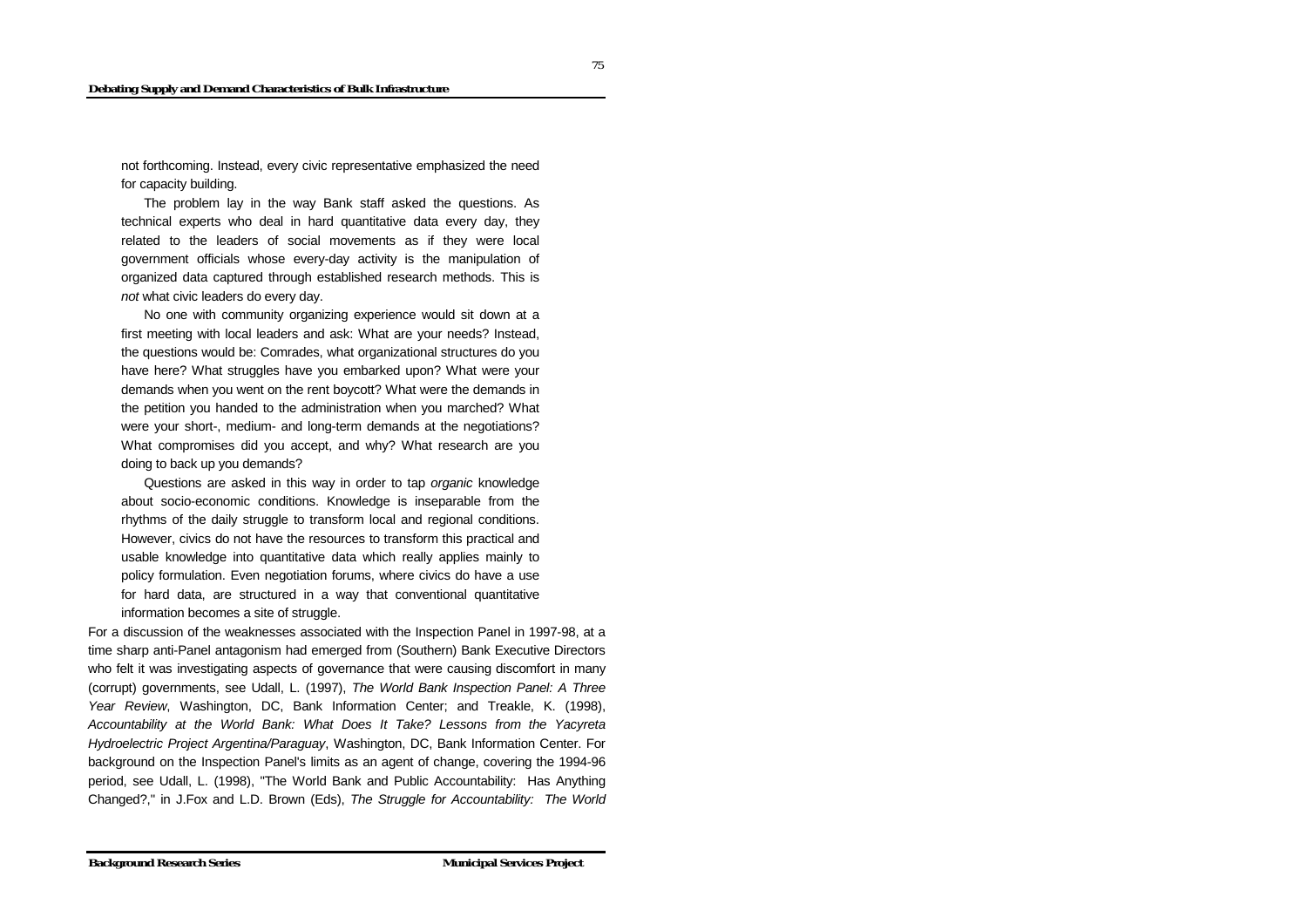not forthcoming. Instead, every civic representative emphasized the need for capacity building.

The problem lay in the way Bank staff asked the questions. As technical experts who deal in hard quantitative data every day, they related to the leaders of social movements as if they were local government officials whose every-day activity is the manipulation of organized data captured through established research methods. This is *not* what civic leaders do every day.

No one with community organizing experience would sit down at a first meeting with local leaders and ask: What are your needs? Instead, the questions would be: Comrades, what organizational structures do you have here? What struggles have you embarked upon? What were your demands when you went on the rent boycott? What were the demands in the petition you handed to the administration when you marched? What were your short-, medium- and long-term demands at the negotiations? What compromises did you accept, and why? What research are you doing to back up you demands?

Questions are asked in this way in order to tap *organic* knowledge about socio-economic conditions. Knowledge is inseparable from the rhythms of the daily struggle to transform local and regional conditions. However, civics do not have the resources to transform this practical and usable knowledge into quantitative data which really applies mainly to policy formulation. Even negotiation forums, where civics do have a use for hard data, are structured in a way that conventional quantitative information becomes a site of struggle.

For a discussion of the weaknesses associated with the Inspection Panel in 1997-98, at a time sharp anti-Panel antagonism had emerged from (Southern) Bank Executive Directors who felt it was investigating aspects of governance that were causing discomfort in many (corrupt) governments, see Udall, L. (1997), *The World Bank Inspection Panel: A Three Year Review*, Washington, DC, Bank Information Center; and Treakle, K. (1998), *Accountability at the World Bank: What Does It Take? Lessons from the Yacyreta Hydroelectric Project Argentina/Paraguay*, Washington, DC, Bank Information Center. For background on the Inspection Panel's limits as an agent of change, covering the 1994-96 period, see Udall, L. (1998), "The World Bank and Public Accountability: Has Anything Changed?," in J.Fox and L.D. Brown (Eds), *The Struggle for Accountability: The World*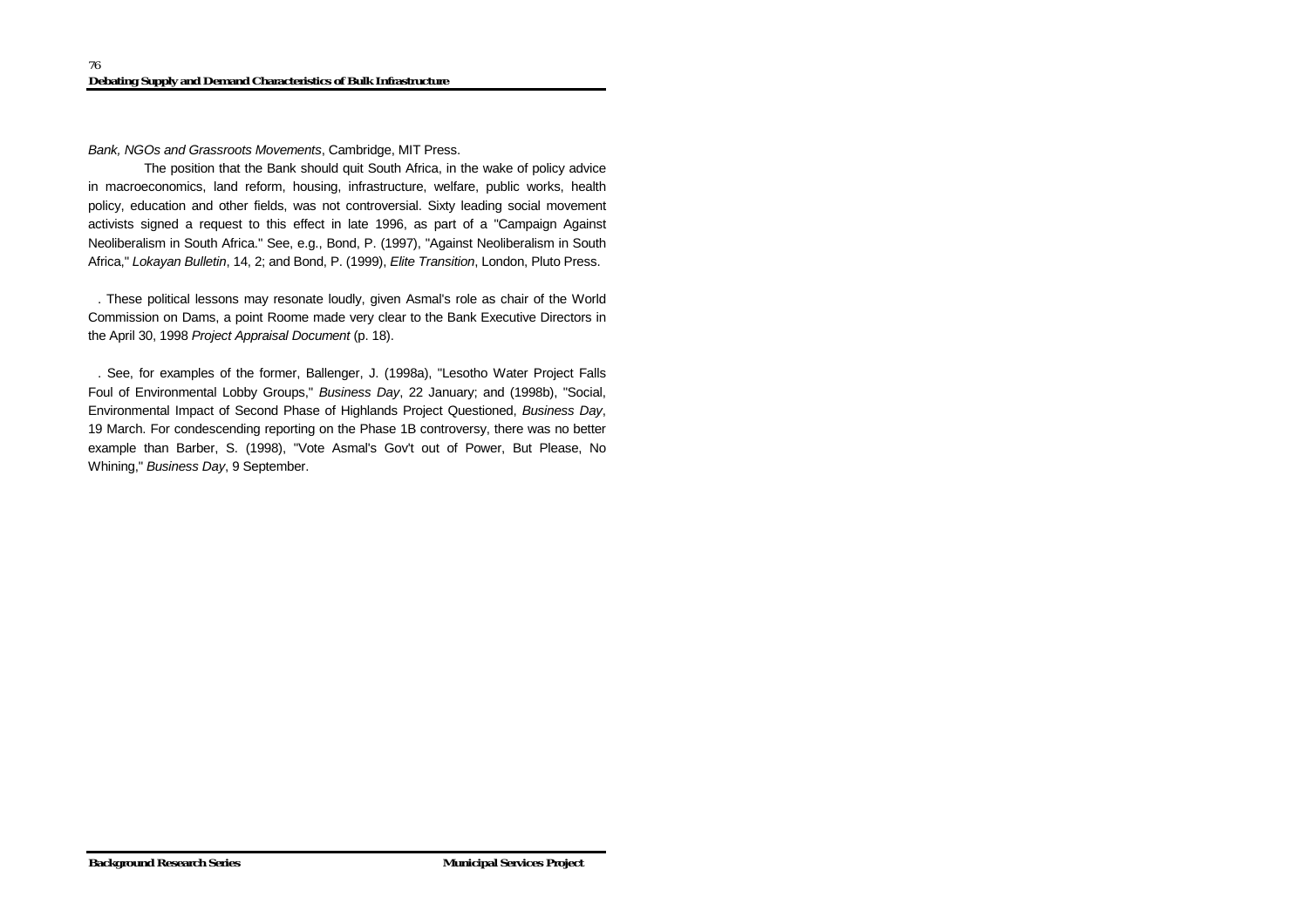*Bank, NGOs and Grassroots Movements*, Cambridge, MIT Press.

The position that the Bank should quit South Africa, in the wake of policy advice in macroeconomics, land reform, housing, infrastructure, welfare, public works, health policy, education and other fields, was not controversial. Sixty leading social movement activists signed a request to this effect in late 1996, as part of a "Campaign Against Neoliberalism in South Africa." See, e.g., Bond, P. (1997), "Against Neoliberalism in South Africa," *Lokayan Bulletin*, 14, 2; and Bond, P. (1999), *Elite Transition*, London, Pluto Press.

. These political lessons may resonate loudly, given Asmal's role as chair of the World Commission on Dams, a point Roome made very clear to the Bank Executive Directors in the April 30, 1998 *Project Appraisal Document* (p. 18).

. See, for examples of the former, Ballenger, J. (1998a), "Lesotho Water Project Falls Foul of Environmental Lobby Groups," *Business Day*, 22 January; and (1998b), "Social, Environmental Impact of Second Phase of Highlands Project Questioned, *Business Day*, 19 March. For condescending reporting on the Phase 1B controversy, there was no better example than Barber, S. (1998), "Vote Asmal's Gov't out of Power, But Please, No Whining," *Business Day*, 9 September.